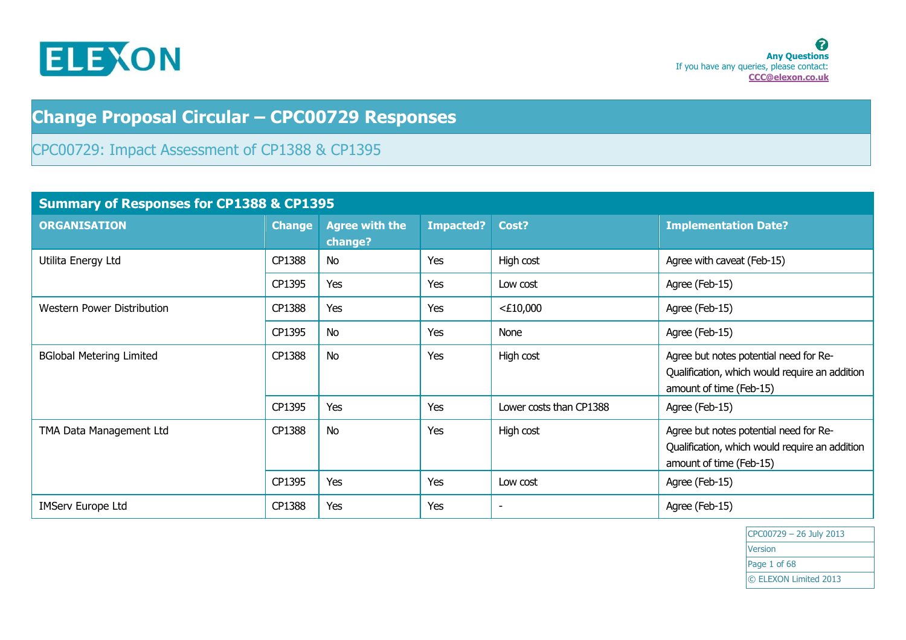ELEXON

**Any Questions**
If you have any queries, please contact:
CCC@elexon.co.uk

# Change Proposal Circular – CPC00729 Responses

## CPC00729: Impact Assessment of CP1388 & CP1395

### Summary of Responses for CP1388 & CP1395

| ORGANISATION | Change | Agree with the change? | Impacted? | Cost? | Implementation Date? |
|---|---|---|---|---|---|
| Utilita Energy Ltd | CP1388 | No | Yes | High cost | Agree with caveat (Feb-15) |
| | CP1395 | Yes | Yes | Low cost | Agree (Feb-15) |
| Western Power Distribution | CP1388 | Yes | Yes | <£10,000 | Agree (Feb-15) |
| | CP1395 | No | Yes | None | Agree (Feb-15) |
| BGlobal Metering Limited | CP1388 | No | Yes | High cost | Agree but notes potential need for Re-Qualification, which would require an addition amount of time (Feb-15) |
| | CP1395 | Yes | Yes | Lower costs than CP1388 | Agree (Feb-15) |
| TMA Data Management Ltd | CP1388 | No | Yes | High cost | Agree but notes potential need for Re-Qualification, which would require an addition amount of time (Feb-15) |
| | CP1395 | Yes | Yes | Low cost | Agree (Feb-15) |
| IMServ Europe Ltd | CP1388 | Yes | Yes | - | Agree (Feb-15) |

CPC00729 – 26 July 2013
Version
© ELEXON Limited 2013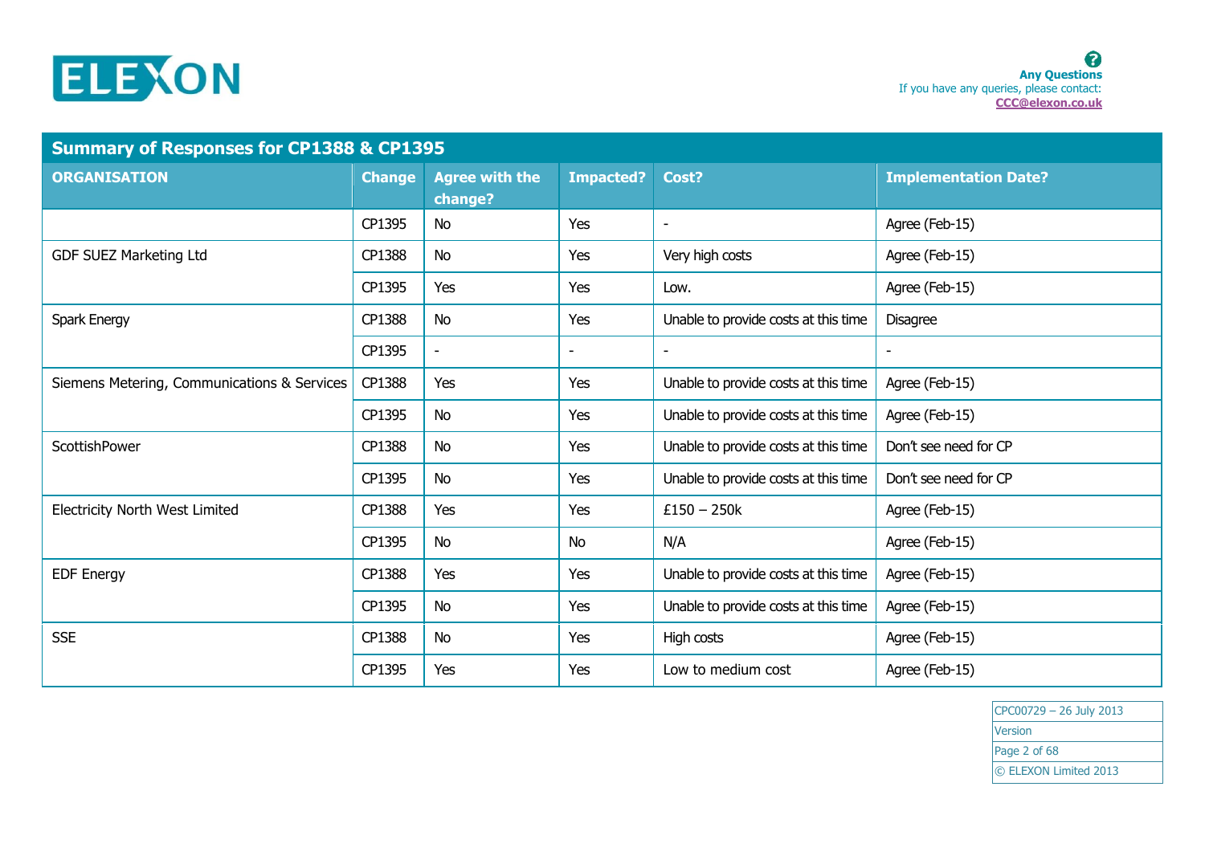## Summary of Responses for CP1388 & CP1395

| ORGANISATION | Change | Agree with the change? | Impacted? | Cost? | Implementation Date? |
|---|---|---|---|---|---|
| | CP1395 | No | Yes | - | Agree (Feb-15) |
| GDF SUEZ Marketing Ltd | CP1388 | No | Yes | Very high costs | Agree (Feb-15) |
| | CP1395 | Yes | Yes | Low. | Agree (Feb-15) |
| Spark Energy | CP1388 | No | Yes | Unable to provide costs at this time | Disagree |
| | CP1395 | - | - | - | - |
| Siemens Metering, Communications & Services | CP1388 | Yes | Yes | Unable to provide costs at this time | Agree (Feb-15) |
| | CP1395 | No | Yes | Unable to provide costs at this time | Agree (Feb-15) |
| ScottishPower | CP1388 | No | Yes | Unable to provide costs at this time | Don't see need for CP |
| | CP1395 | No | Yes | Unable to provide costs at this time | Don't see need for CP |
| Electricity North West Limited | CP1388 | Yes | Yes | £150 – 250k | Agree (Feb-15) |
| | CP1395 | No | No | N/A | Agree (Feb-15) |
| EDF Energy | CP1388 | Yes | Yes | Unable to provide costs at this time | Agree (Feb-15) |
| | CP1395 | No | Yes | Unable to provide costs at this time | Agree (Feb-15) |
| SSE | CP1388 | No | Yes | High costs | Agree (Feb-15) |
| | CP1395 | Yes | Yes | Low to medium cost | Agree (Feb-15) |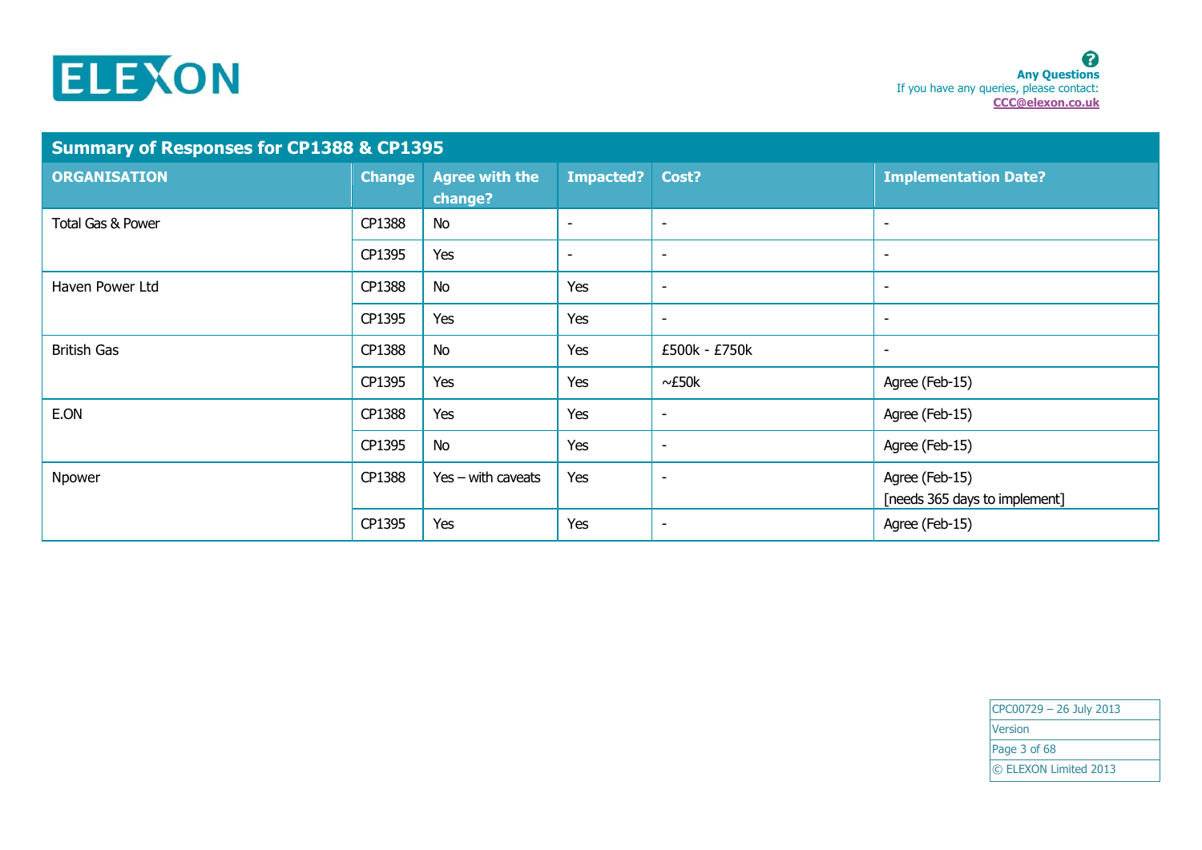**Any Questions**
If you have any queries, please contact:
CCC@elexon.co.uk

## Summary of Responses for CP1388 & CP1395

| ORGANISATION | Change | Agree with the change? | Impacted? | Cost? | Implementation Date? |
|---|---|---|---|---|---|
| Total Gas & Power | CP1388 | No | - | - | - |
| | CP1395 | Yes | - | - | - |
| Haven Power Ltd | CP1388 | No | Yes | - | - |
| | CP1395 | Yes | Yes | - | - |
| British Gas | CP1388 | No | Yes | £500k - £750k | - |
| | CP1395 | Yes | Yes | ~£50k | Agree (Feb-15) |
| E.ON | CP1388 | Yes | Yes | - | Agree (Feb-15) |
| | CP1395 | No | Yes | - | Agree (Feb-15) |
| Npower | CP1388 | Yes – with caveats | Yes | - | Agree (Feb-15) [needs 365 days to implement] |
| | CP1395 | Yes | Yes | - | Agree (Feb-15) |

CPC00729 – 26 July 2013
Version
© ELEXON Limited 2013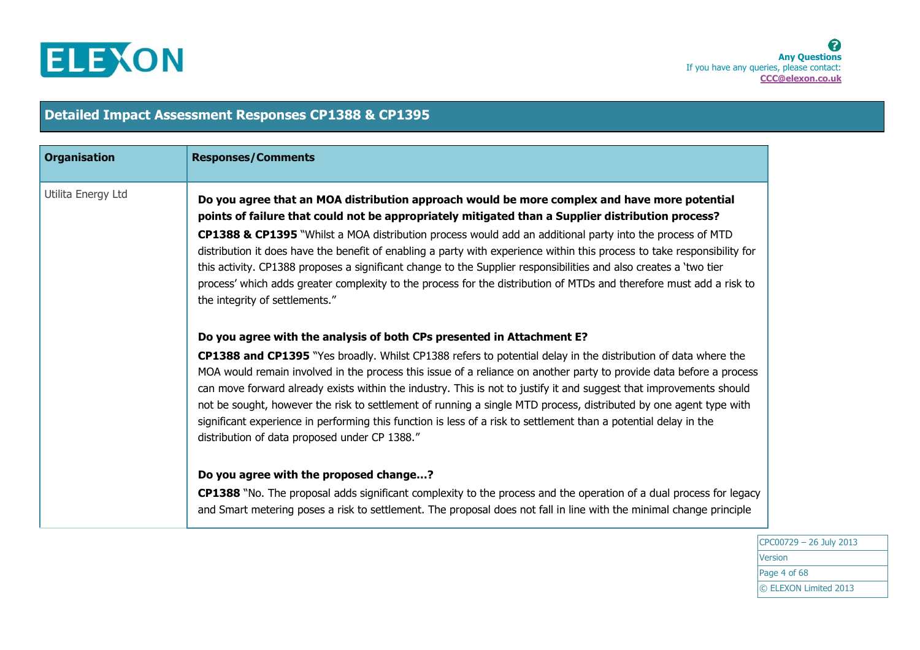## Detailed Impact Assessment Responses CP1388 & CP1395

| Organisation | Responses/Comments |
|---|---|
| Utilita Energy Ltd | **Do you agree that an MOA distribution approach would be more complex and have more potential points of failure that could not be appropriately mitigated than a Supplier distribution process?**<br><br>**CP1388 & CP1395** "Whilst a MOA distribution process would add an additional party into the process of MTD distribution it does have the benefit of enabling a party with experience within this process to take responsibility for this activity. CP1388 proposes a significant change to the Supplier responsibilities and also creates a 'two tier process' which adds greater complexity to the process for the distribution of MTDs and therefore must add a risk to the integrity of settlements."<br><br>**Do you agree with the analysis of both CPs presented in Attachment E?**<br><br>**CP1388 and CP1395** "Yes broadly. Whilst CP1388 refers to potential delay in the distribution of data where the MOA would remain involved in the process this issue of a reliance on another party to provide data before a process can move forward already exists within the industry. This is not to justify it and suggest that improvements should not be sought, however the risk to settlement of running a single MTD process, distributed by one agent type with significant experience in performing this function is less of a risk to settlement than a potential delay in the distribution of data proposed under CP 1388."<br><br>**Do you agree with the proposed change…?**<br><br>**CP1388** "No. The proposal adds significant complexity to the process and the operation of a dual process for legacy and Smart metering poses a risk to settlement. The proposal does not fall in line with the minimal change principle |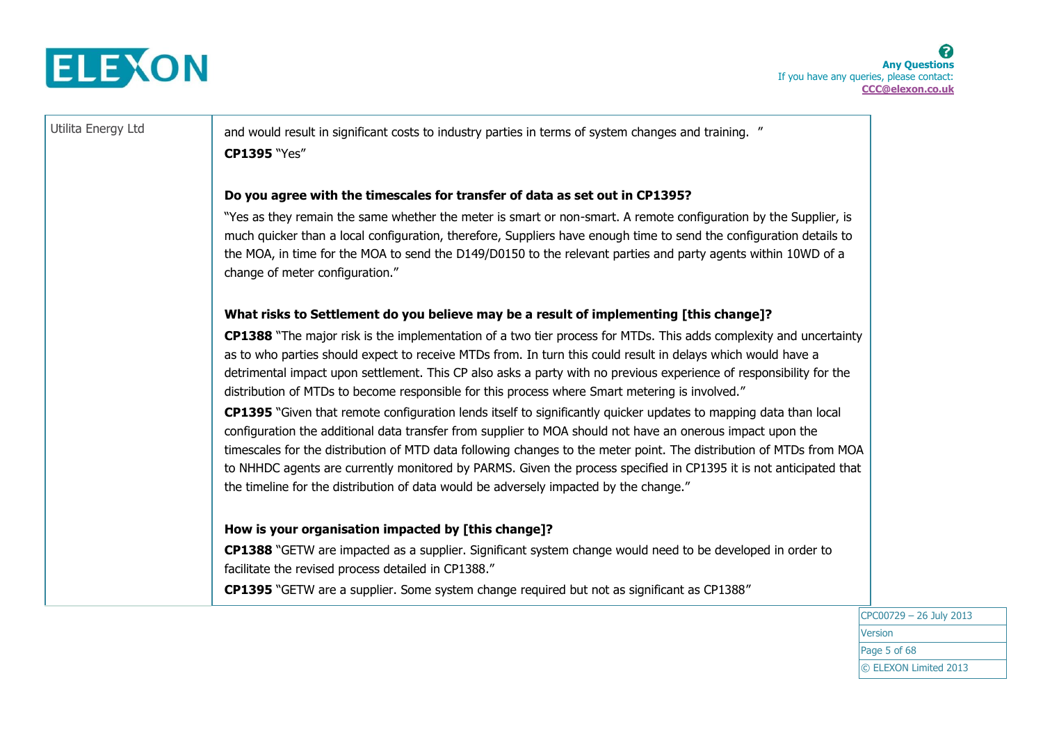| | |
|---|---|
| Utilita Energy Ltd | and would result in significant costs to industry parties in terms of system changes and training. "<br>**CP1395** "Yes"<br><br>**Do you agree with the timescales for transfer of data as set out in CP1395?**<br>"Yes as they remain the same whether the meter is smart or non-smart. A remote configuration by the Supplier, is much quicker than a local configuration, therefore, Suppliers have enough time to send the configuration details to the MOA, in time for the MOA to send the D149/D0150 to the relevant parties and party agents within 10WD of a change of meter configuration."<br><br>**What risks to Settlement do you believe may be a result of implementing [this change]?**<br>**CP1388** "The major risk is the implementation of a two tier process for MTDs. This adds complexity and uncertainty as to who parties should expect to receive MTDs from. In turn this could result in delays which would have a detrimental impact upon settlement. This CP also asks a party with no previous experience of responsibility for the distribution of MTDs to become responsible for this process where Smart metering is involved."<br>**CP1395** "Given that remote configuration lends itself to significantly quicker updates to mapping data than local configuration the additional data transfer from supplier to MOA should not have an onerous impact upon the timescales for the distribution of MTD data following changes to the meter point. The distribution of MTDs from MOA to NHHDC agents are currently monitored by PARMS. Given the process specified in CP1395 it is not anticipated that the timeline for the distribution of data would be adversely impacted by the change."<br><br>**How is your organisation impacted by [this change]?**<br>**CP1388** "GETW are impacted as a supplier. Significant system change would need to be developed in order to facilitate the revised process detailed in CP1388."<br>**CP1395** "GETW are a supplier. Some system change required but not as significant as CP1388" |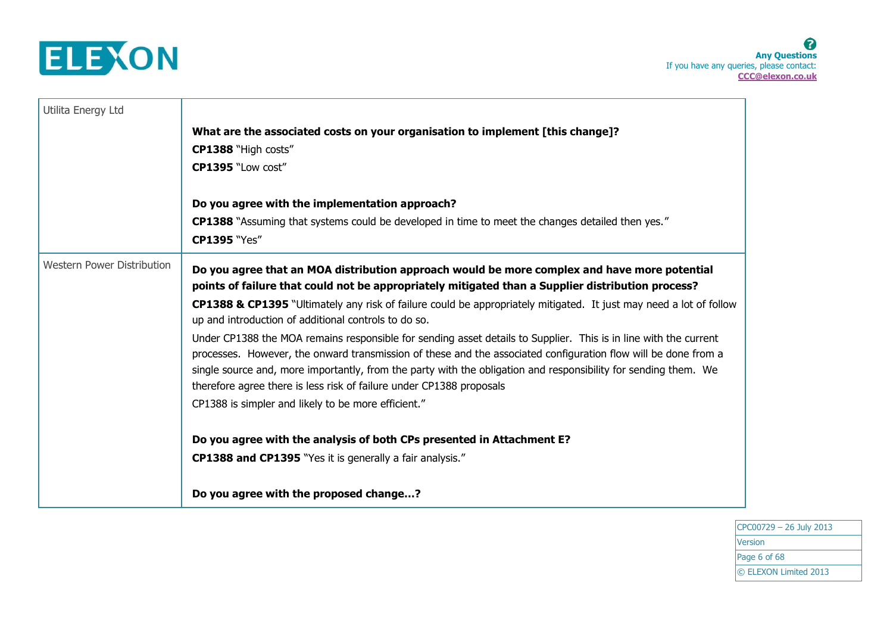| | |
|---|---|
| Utilita Energy Ltd | **What are the associated costs on your organisation to implement [this change]?**<br>**CP1388** "High costs"<br>**CP1395** "Low cost"<br><br>**Do you agree with the implementation approach?**<br>**CP1388** "Assuming that systems could be developed in time to meet the changes detailed then yes."<br>**CP1395** "Yes" |
| Western Power Distribution | **Do you agree that an MOA distribution approach would be more complex and have more potential points of failure that could not be appropriately mitigated than a Supplier distribution process?**<br>**CP1388 & CP1395** "Ultimately any risk of failure could be appropriately mitigated. It just may need a lot of follow up and introduction of additional controls to do so.<br>Under CP1388 the MOA remains responsible for sending asset details to Supplier. This is in line with the current processes. However, the onward transmission of these and the associated configuration flow will be done from a single source and, more importantly, from the party with the obligation and responsibility for sending them. We therefore agree there is less risk of failure under CP1388 proposals<br>CP1388 is simpler and likely to be more efficient."<br><br>**Do you agree with the analysis of both CPs presented in Attachment E?**<br>**CP1388 and CP1395** "Yes it is generally a fair analysis."<br><br>**Do you agree with the proposed change…?** |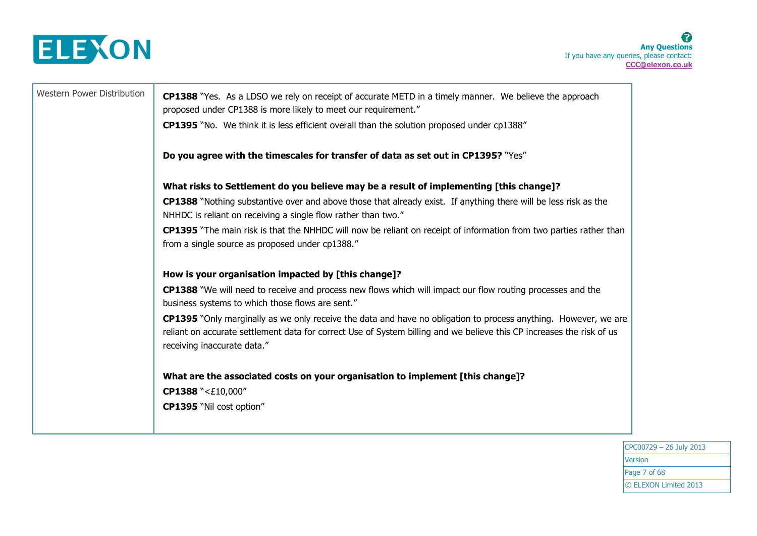| | |
|---|---|
| Western Power Distribution | **CP1388** "Yes. As a LDSO we rely on receipt of accurate METD in a timely manner. We believe the approach proposed under CP1388 is more likely to meet our requirement."<br>**CP1395** "No. We think it is less efficient overall than the solution proposed under cp1388"<br><br>**Do you agree with the timescales for transfer of data as set out in CP1395?** "Yes"<br><br>**What risks to Settlement do you believe may be a result of implementing [this change]?**<br>**CP1388** "Nothing substantive over and above those that already exist. If anything there will be less risk as the NHHDC is reliant on receiving a single flow rather than two."<br>**CP1395** "The main risk is that the NHHDC will now be reliant on receipt of information from two parties rather than from a single source as proposed under cp1388."<br><br>**How is your organisation impacted by [this change]?**<br>**CP1388** "We will need to receive and process new flows which will impact our flow routing processes and the business systems to which those flows are sent."<br>**CP1395** "Only marginally as we only receive the data and have no obligation to process anything. However, we are reliant on accurate settlement data for correct Use of System billing and we believe this CP increases the risk of us receiving inaccurate data."<br><br>**What are the associated costs on your organisation to implement [this change]?**<br>**CP1388** "<£10,000"<br>**CP1395** "Nil cost option" |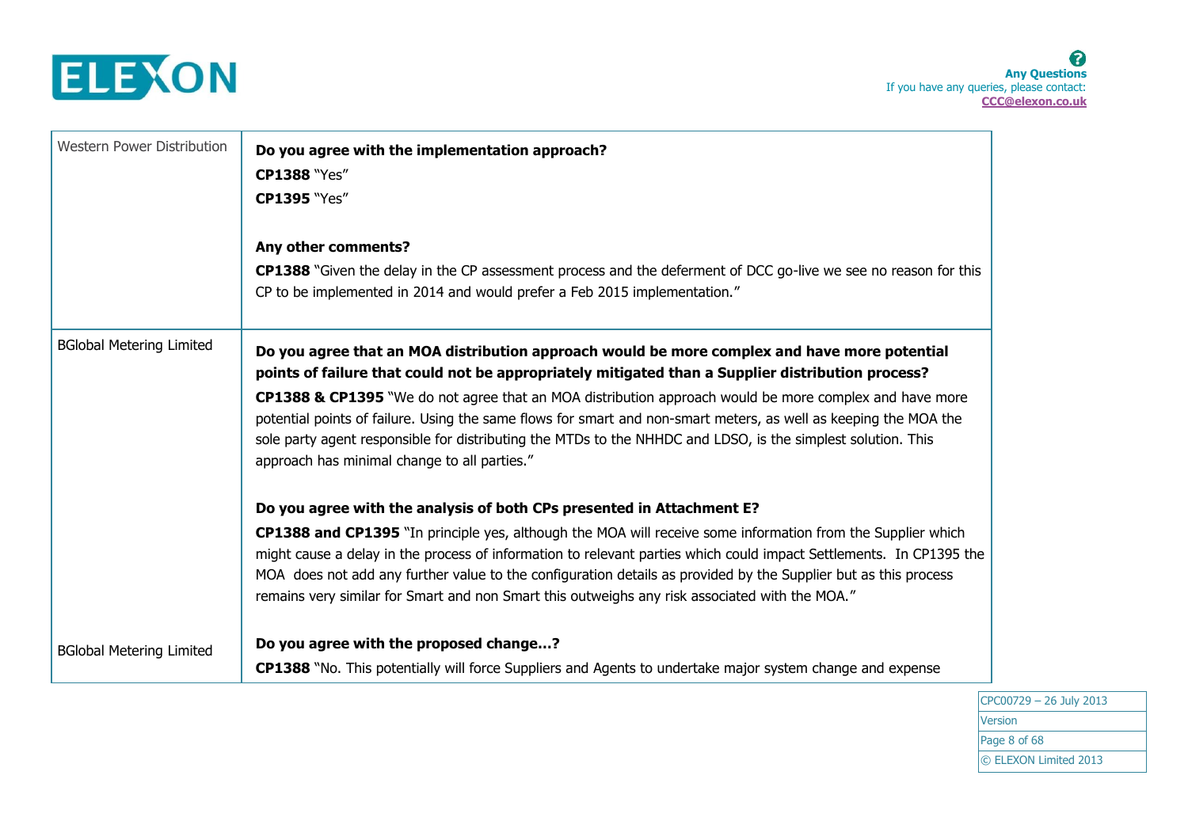| | |
|---|---|
| Western Power Distribution | **Do you agree with the implementation approach?**<br>**CP1388** "Yes"<br>**CP1395** "Yes"<br><br>**Any other comments?**<br>**CP1388** "Given the delay in the CP assessment process and the deferment of DCC go-live we see no reason for this CP to be implemented in 2014 and would prefer a Feb 2015 implementation." |
| BGlobal Metering Limited | **Do you agree that an MOA distribution approach would be more complex and have more potential points of failure that could not be appropriately mitigated than a Supplier distribution process?**<br>**CP1388 & CP1395** "We do not agree that an MOA distribution approach would be more complex and have more potential points of failure. Using the same flows for smart and non-smart meters, as well as keeping the MOA the sole party agent responsible for distributing the MTDs to the NHHDC and LDSO, is the simplest solution. This approach has minimal change to all parties."<br><br>**Do you agree with the analysis of both CPs presented in Attachment E?**<br>**CP1388 and CP1395** "In principle yes, although the MOA will receive some information from the Supplier which might cause a delay in the process of information to relevant parties which could impact Settlements. In CP1395 the MOA does not add any further value to the configuration details as provided by the Supplier but as this process remains very similar for Smart and non Smart this outweighs any risk associated with the MOA." |
| BGlobal Metering Limited | **Do you agree with the proposed change…?**<br>**CP1388** "No. This potentially will force Suppliers and Agents to undertake major system change and expense |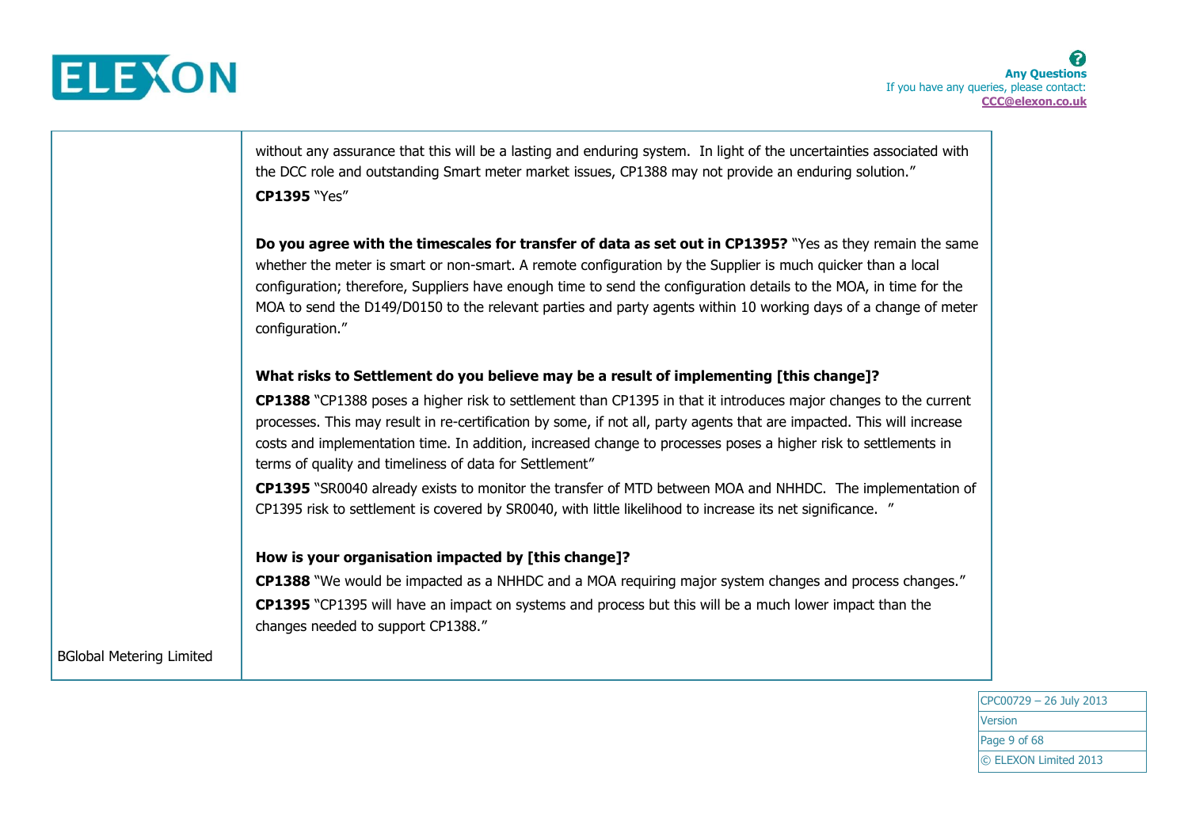| | |
|---|---|
| BGlobal Metering Limited | without any assurance that this will be a lasting and enduring system. In light of the uncertainties associated with the DCC role and outstanding Smart meter market issues, CP1388 may not provide an enduring solution."<br>**CP1395** "Yes"<br><br>**Do you agree with the timescales for transfer of data as set out in CP1395?** "Yes as they remain the same whether the meter is smart or non-smart. A remote configuration by the Supplier is much quicker than a local configuration; therefore, Suppliers have enough time to send the configuration details to the MOA, in time for the MOA to send the D149/D0150 to the relevant parties and party agents within 10 working days of a change of meter configuration."<br><br>**What risks to Settlement do you believe may be a result of implementing [this change]?**<br>**CP1388** "CP1388 poses a higher risk to settlement than CP1395 in that it introduces major changes to the current processes. This may result in re-certification by some, if not all, party agents that are impacted. This will increase costs and implementation time. In addition, increased change to processes poses a higher risk to settlements in terms of quality and timeliness of data for Settlement"<br>**CP1395** "SR0040 already exists to monitor the transfer of MTD between MOA and NHHDC. The implementation of CP1395 risk to settlement is covered by SR0040, with little likelihood to increase its net significance. "<br><br>**How is your organisation impacted by [this change]?**<br>**CP1388** "We would be impacted as a NHHDC and a MOA requiring major system changes and process changes."<br>**CP1395** "CP1395 will have an impact on systems and process but this will be a much lower impact than the changes needed to support CP1388." |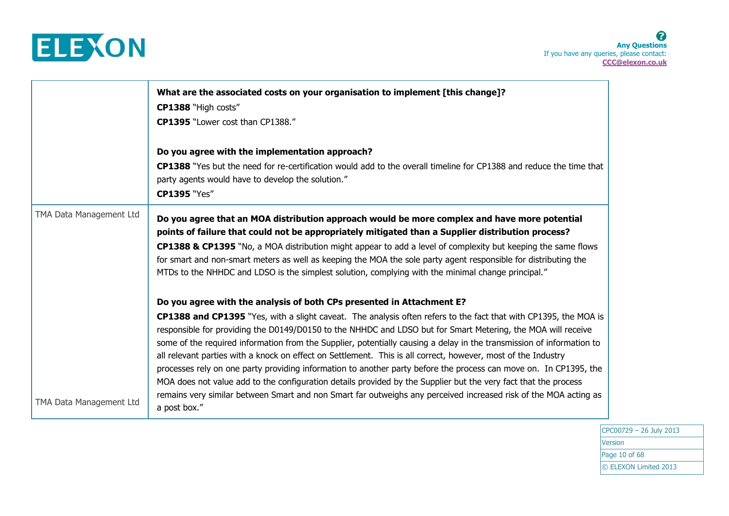| | |
|---|---|
| | **What are the associated costs on your organisation to implement [this change]?**<br>**CP1388** "High costs"<br>**CP1395** "Lower cost than CP1388."<br><br>**Do you agree with the implementation approach?**<br>**CP1388** "Yes but the need for re-certification would add to the overall timeline for CP1388 and reduce the time that party agents would have to develop the solution."<br>**CP1395** "Yes" |
| TMA Data Management Ltd | **Do you agree that an MOA distribution approach would be more complex and have more potential points of failure that could not be appropriately mitigated than a Supplier distribution process?**<br>**CP1388 & CP1395** "No, a MOA distribution might appear to add a level of complexity but keeping the same flows for smart and non-smart meters as well as keeping the MOA the sole party agent responsible for distributing the MTDs to the NHHDC and LDSO is the simplest solution, complying with the minimal change principal." |
| TMA Data Management Ltd | **Do you agree with the analysis of both CPs presented in Attachment E?**<br>**CP1388 and CP1395** "Yes, with a slight caveat. The analysis often refers to the fact that with CP1395, the MOA is responsible for providing the D0149/D0150 to the NHHDC and LDSO but for Smart Metering, the MOA will receive some of the required information from the Supplier, potentially causing a delay in the transmission of information to all relevant parties with a knock on effect on Settlement. This is all correct, however, most of the Industry processes rely on one party providing information to another party before the process can move on. In CP1395, the MOA does not value add to the configuration details provided by the Supplier but the very fact that the process remains very similar between Smart and non Smart far outweighs any perceived increased risk of the MOA acting as a post box." |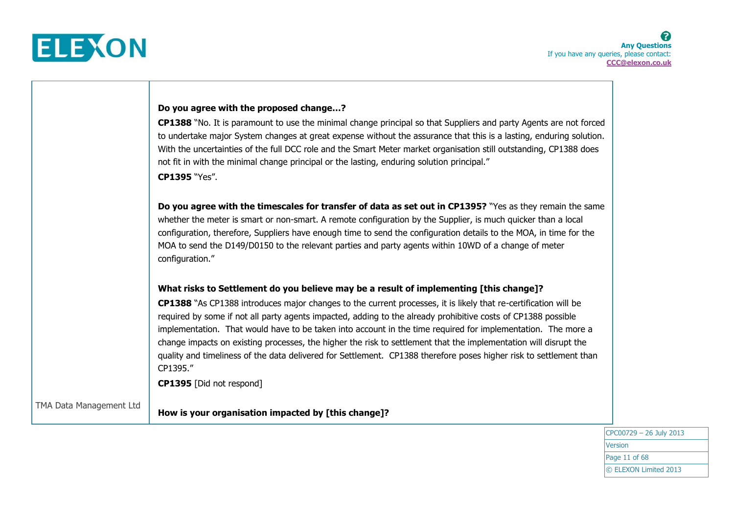| | |
|---|---|
| | **Do you agree with the proposed change…?**<br>**CP1388** "No. It is paramount to use the minimal change principal so that Suppliers and party Agents are not forced to undertake major System changes at great expense without the assurance that this is a lasting, enduring solution. With the uncertainties of the full DCC role and the Smart Meter market organisation still outstanding, CP1388 does not fit in with the minimal change principal or the lasting, enduring solution principal."<br>**CP1395** "Yes".<br><br>**Do you agree with the timescales for transfer of data as set out in CP1395?** "Yes as they remain the same whether the meter is smart or non-smart. A remote configuration by the Supplier, is much quicker than a local configuration, therefore, Suppliers have enough time to send the configuration details to the MOA, in time for the MOA to send the D149/D0150 to the relevant parties and party agents within 10WD of a change of meter configuration."<br><br>**What risks to Settlement do you believe may be a result of implementing [this change]?**<br>**CP1388** "As CP1388 introduces major changes to the current processes, it is likely that re-certification will be required by some if not all party agents impacted, adding to the already prohibitive costs of CP1388 possible implementation. That would have to be taken into account in the time required for implementation. The more a change impacts on existing processes, the higher the risk to settlement that the implementation will disrupt the quality and timeliness of the data delivered for Settlement. CP1388 therefore poses higher risk to settlement than CP1395."<br>**CP1395** [Did not respond] |
| TMA Data Management Ltd | **How is your organisation impacted by [this change]?** |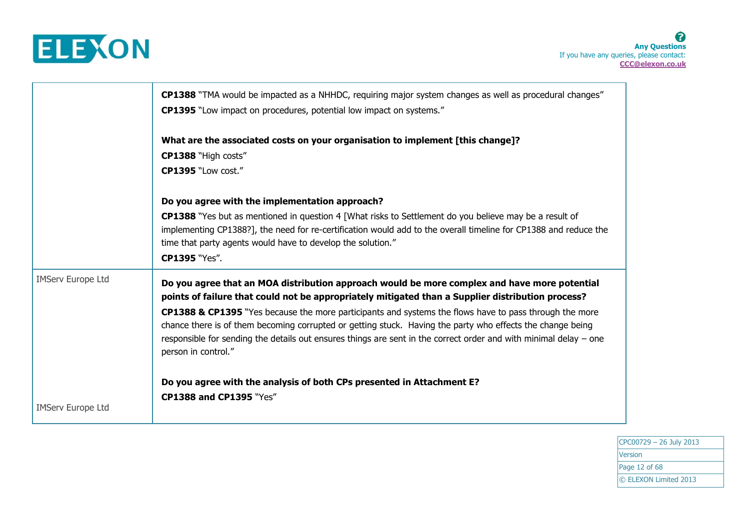| | |
|---|---|
| | **CP1388** "TMA would be impacted as a NHHDC, requiring major system changes as well as procedural changes"<br>**CP1395** "Low impact on procedures, potential low impact on systems."<br><br>**What are the associated costs on your organisation to implement [this change]?**<br>**CP1388** "High costs"<br>**CP1395** "Low cost."<br><br>**Do you agree with the implementation approach?**<br>**CP1388** "Yes but as mentioned in question 4 [What risks to Settlement do you believe may be a result of implementing CP1388?], the need for re-certification would add to the overall timeline for CP1388 and reduce the time that party agents would have to develop the solution."<br>**CP1395** "Yes". |
| IMServ Europe Ltd<br><br><br><br><br><br><br>IMServ Europe Ltd | **Do you agree that an MOA distribution approach would be more complex and have more potential points of failure that could not be appropriately mitigated than a Supplier distribution process?**<br>**CP1388 & CP1395** "Yes because the more participants and systems the flows have to pass through the more chance there is of them becoming corrupted or getting stuck. Having the party who effects the change being responsible for sending the details out ensures things are sent in the correct order and with minimal delay – one person in control."<br><br>**Do you agree with the analysis of both CPs presented in Attachment E?**<br>**CP1388 and CP1395** "Yes" |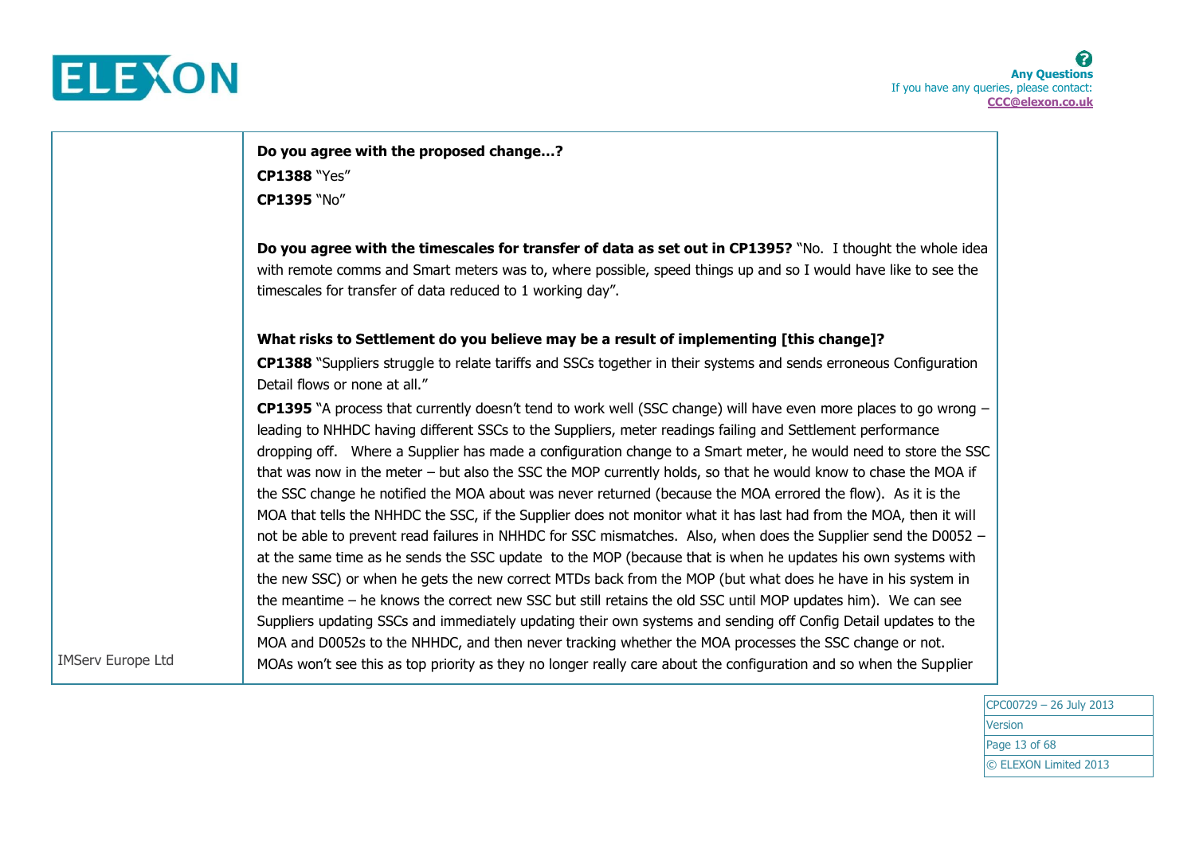| | |
|---|---|
| IMServ Europe Ltd | **Do you agree with the proposed change…?**<br>**CP1388** "Yes"<br>**CP1395** "No"<br><br>**Do you agree with the timescales for transfer of data as set out in CP1395?** "No. I thought the whole idea with remote comms and Smart meters was to, where possible, speed things up and so I would have like to see the timescales for transfer of data reduced to 1 working day".<br><br>**What risks to Settlement do you believe may be a result of implementing [this change]?**<br>**CP1388** "Suppliers struggle to relate tariffs and SSCs together in their systems and sends erroneous Configuration Detail flows or none at all."<br>**CP1395** "A process that currently doesn't tend to work well (SSC change) will have even more places to go wrong – leading to NHHDC having different SSCs to the Suppliers, meter readings failing and Settlement performance dropping off. Where a Supplier has made a configuration change to a Smart meter, he would need to store the SSC that was now in the meter – but also the SSC the MOP currently holds, so that he would know to chase the MOA if the SSC change he notified the MOA about was never returned (because the MOA errored the flow). As it is the MOA that tells the NHHDC the SSC, if the Supplier does not monitor what it has last had from the MOA, then it will not be able to prevent read failures in NHHDC for SSC mismatches. Also, when does the Supplier send the D0052 – at the same time as he sends the SSC update to the MOP (because that is when he updates his own systems with the new SSC) or when he gets the new correct MTDs back from the MOP (but what does he have in his system in the meantime – he knows the correct new SSC but still retains the old SSC until MOP updates him). We can see Suppliers updating SSCs and immediately updating their own systems and sending off Config Detail updates to the MOA and D0052s to the NHHDC, and then never tracking whether the MOA processes the SSC change or not. MOAs won't see this as top priority as they no longer really care about the configuration and so when the Supplier |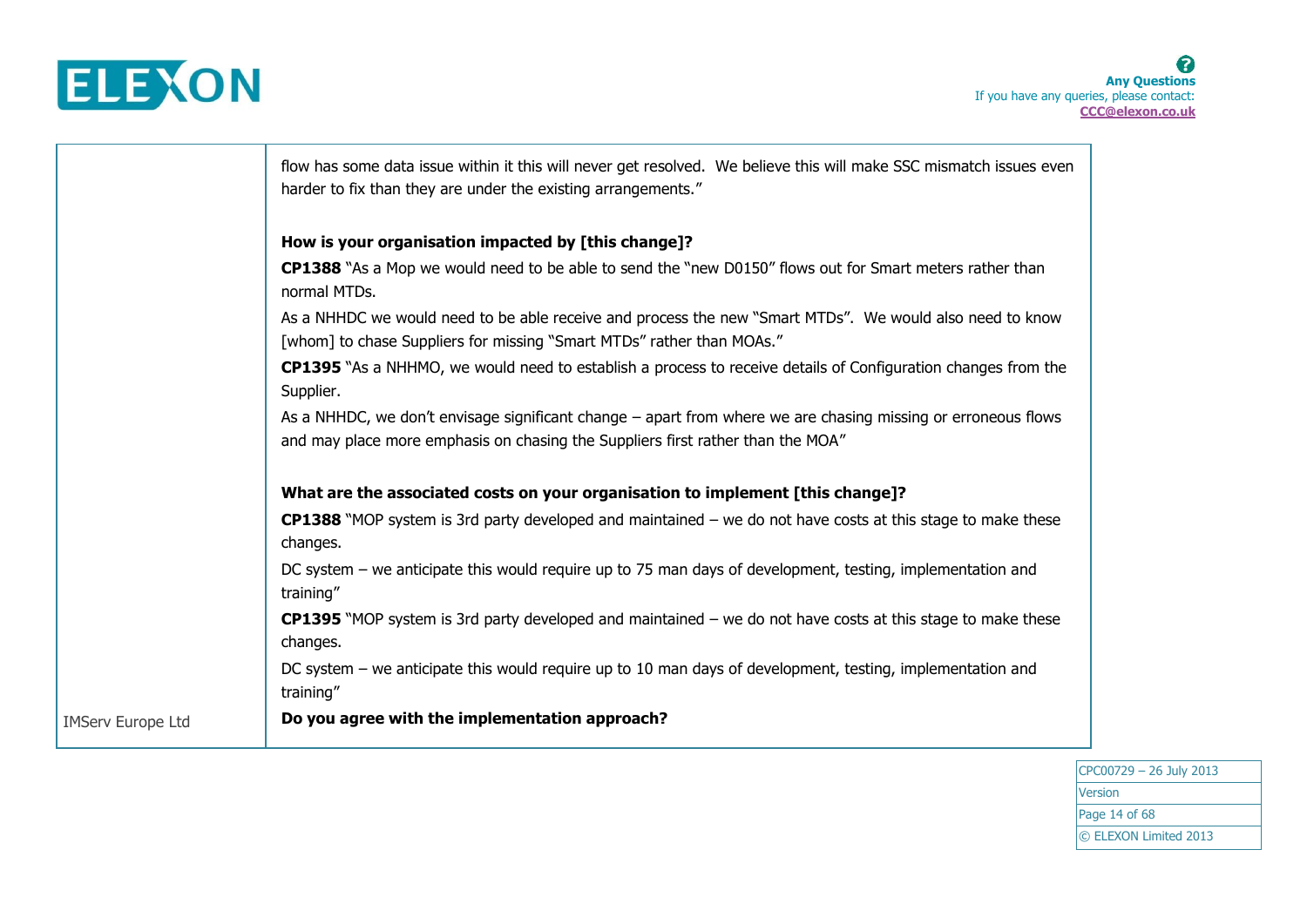| | |
|---|---|
| | flow has some data issue within it this will never get resolved. We believe this will make SSC mismatch issues even harder to fix than they are under the existing arrangements."<br><br>**How is your organisation impacted by [this change]?**<br>**CP1388** "As a Mop we would need to be able to send the "new D0150" flows out for Smart meters rather than normal MTDs.<br>As a NHHDC we would need to be able receive and process the new "Smart MTDs". We would also need to know [whom] to chase Suppliers for missing "Smart MTDs" rather than MOAs."<br>**CP1395** "As a NHHMO, we would need to establish a process to receive details of Configuration changes from the Supplier.<br>As a NHHDC, we don't envisage significant change – apart from where we are chasing missing or erroneous flows and may place more emphasis on chasing the Suppliers first rather than the MOA"<br><br>**What are the associated costs on your organisation to implement [this change]?**<br>**CP1388** "MOP system is 3rd party developed and maintained – we do not have costs at this stage to make these changes.<br>DC system – we anticipate this would require up to 75 man days of development, testing, implementation and training"<br>**CP1395** "MOP system is 3rd party developed and maintained – we do not have costs at this stage to make these changes.<br>DC system – we anticipate this would require up to 10 man days of development, testing, implementation and training" |
| IMServ Europe Ltd | **Do you agree with the implementation approach?** |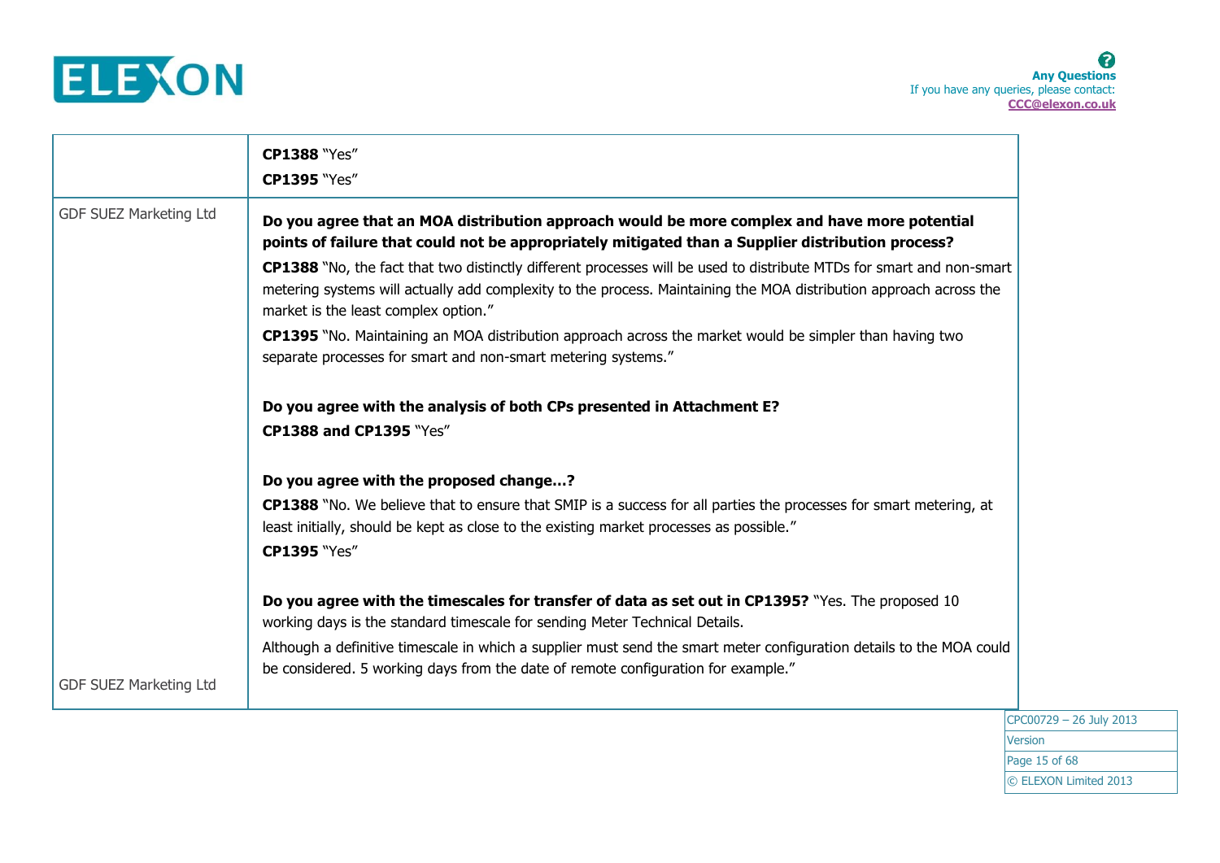| | |
|---|---|
| | **CP1388** "Yes"<br>**CP1395** "Yes" |
| GDF SUEZ Marketing Ltd | **Do you agree that an MOA distribution approach would be more complex and have more potential points of failure that could not be appropriately mitigated than a Supplier distribution process?**<br>**CP1388** "No, the fact that two distinctly different processes will be used to distribute MTDs for smart and non-smart metering systems will actually add complexity to the process. Maintaining the MOA distribution approach across the market is the least complex option."<br>**CP1395** "No. Maintaining an MOA distribution approach across the market would be simpler than having two separate processes for smart and non-smart metering systems."<br><br>**Do you agree with the analysis of both CPs presented in Attachment E?**<br>**CP1388 and CP1395** "Yes"<br><br>**Do you agree with the proposed change…?**<br>**CP1388** "No. We believe that to ensure that SMIP is a success for all parties the processes for smart metering, at least initially, should be kept as close to the existing market processes as possible."<br>**CP1395** "Yes"<br><br>**Do you agree with the timescales for transfer of data as set out in CP1395?** "Yes. The proposed 10 working days is the standard timescale for sending Meter Technical Details.<br>Although a definitive timescale in which a supplier must send the smart meter configuration details to the MOA could be considered. 5 working days from the date of remote configuration for example."<br><br>GDF SUEZ Marketing Ltd |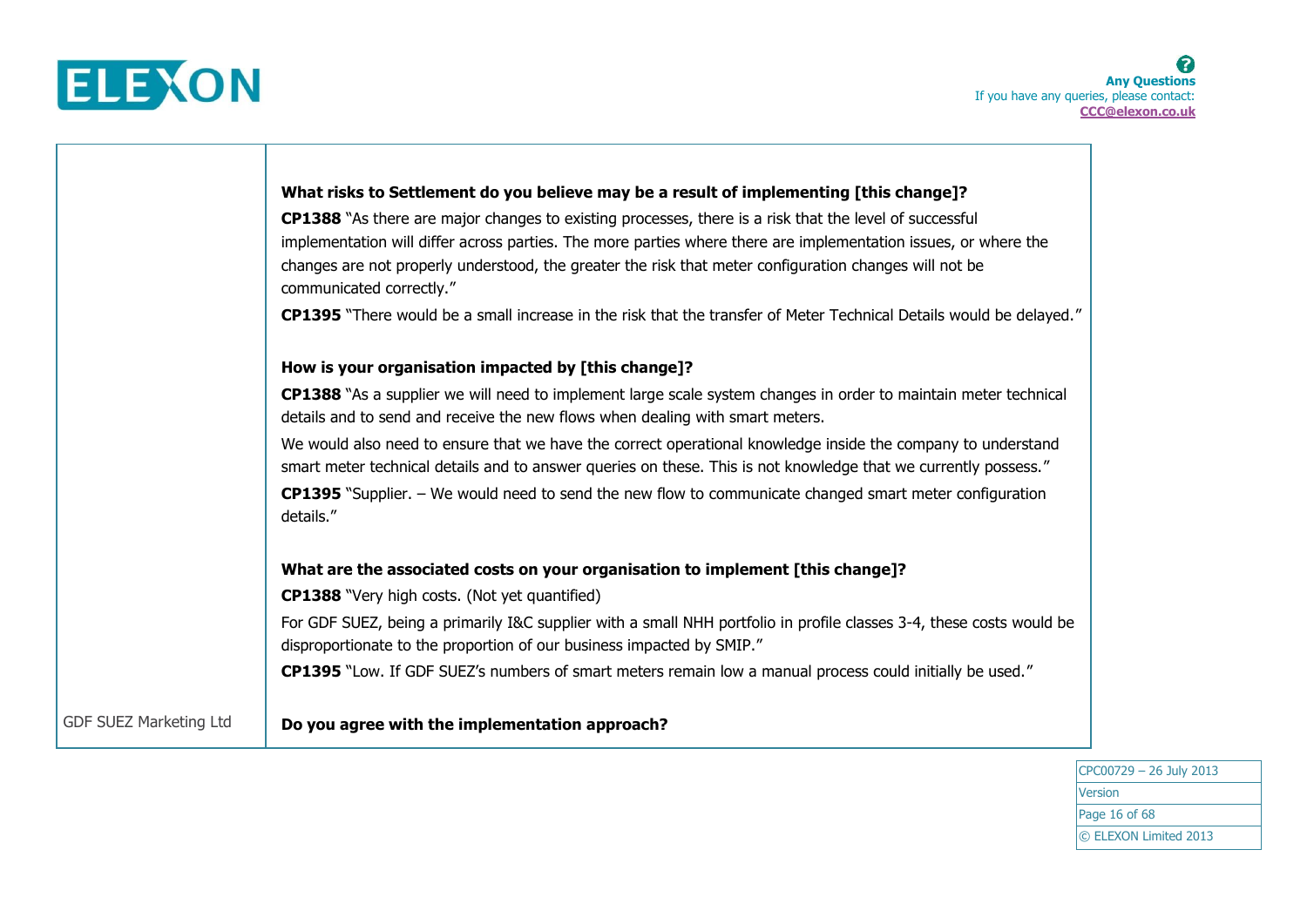| | |
|---|---|
| | **What risks to Settlement do you believe may be a result of implementing [this change]?**<br>**CP1388** "As there are major changes to existing processes, there is a risk that the level of successful implementation will differ across parties. The more parties where there are implementation issues, or where the changes are not properly understood, the greater the risk that meter configuration changes will not be communicated correctly."<br>**CP1395** "There would be a small increase in the risk that the transfer of Meter Technical Details would be delayed."<br><br>**How is your organisation impacted by [this change]?**<br>**CP1388** "As a supplier we will need to implement large scale system changes in order to maintain meter technical details and to send and receive the new flows when dealing with smart meters.<br>We would also need to ensure that we have the correct operational knowledge inside the company to understand smart meter technical details and to answer queries on these. This is not knowledge that we currently possess."<br>**CP1395** "Supplier. – We would need to send the new flow to communicate changed smart meter configuration details."<br><br>**What are the associated costs on your organisation to implement [this change]?**<br>**CP1388** "Very high costs. (Not yet quantified)<br>For GDF SUEZ, being a primarily I&C supplier with a small NHH portfolio in profile classes 3-4, these costs would be disproportionate to the proportion of our business impacted by SMIP."<br>**CP1395** "Low. If GDF SUEZ's numbers of smart meters remain low a manual process could initially be used." |
| GDF SUEZ Marketing Ltd | **Do you agree with the implementation approach?** |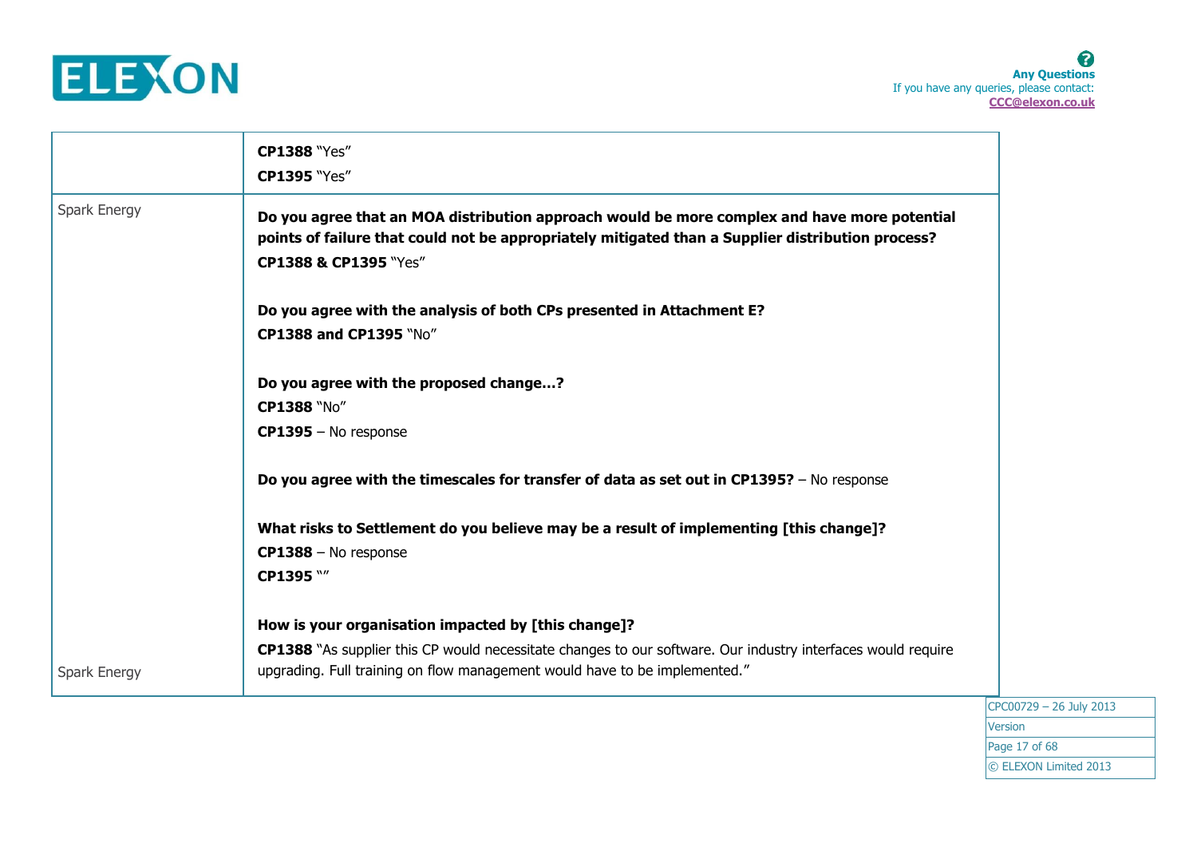| | |
|---|---|
| | **CP1388** "Yes"<br>**CP1395** "Yes" |
| Spark Energy | **Do you agree that an MOA distribution approach would be more complex and have more potential points of failure that could not be appropriately mitigated than a Supplier distribution process?**<br>**CP1388 & CP1395** "Yes"<br><br>**Do you agree with the analysis of both CPs presented in Attachment E?**<br>**CP1388 and CP1395** "No"<br><br>**Do you agree with the proposed change…?**<br>**CP1388** "No"<br>**CP1395** – No response<br><br>**Do you agree with the timescales for transfer of data as set out in CP1395?** – No response<br><br>**What risks to Settlement do you believe may be a result of implementing [this change]?**<br>**CP1388** – No response<br>**CP1395** ""<br><br>**How is your organisation impacted by [this change]?**<br>**CP1388** "As supplier this CP would necessitate changes to our software. Our industry interfaces would require upgrading. Full training on flow management would have to be implemented." |
| Spark Energy | |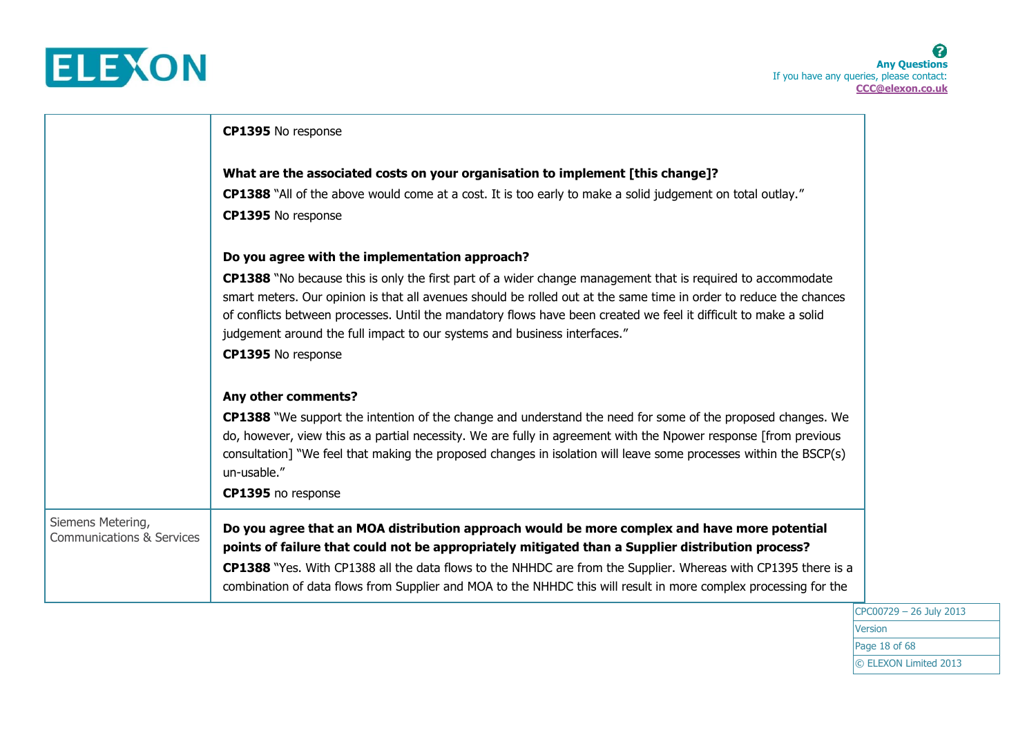| | |
|---|---|
| | **CP1395** No response<br><br>**What are the associated costs on your organisation to implement [this change]?**<br>**CP1388** "All of the above would come at a cost. It is too early to make a solid judgement on total outlay."<br>**CP1395** No response<br><br>**Do you agree with the implementation approach?**<br>**CP1388** "No because this is only the first part of a wider change management that is required to accommodate smart meters. Our opinion is that all avenues should be rolled out at the same time in order to reduce the chances of conflicts between processes. Until the mandatory flows have been created we feel it difficult to make a solid judgement around the full impact to our systems and business interfaces."<br>**CP1395** No response<br><br>**Any other comments?**<br>**CP1388** "We support the intention of the change and understand the need for some of the proposed changes. We do, however, view this as a partial necessity. We are fully in agreement with the Npower response [from previous consultation] "We feel that making the proposed changes in isolation will leave some processes within the BSCP(s) un-usable."<br>**CP1395** no response |
| Siemens Metering, Communications & Services | **Do you agree that an MOA distribution approach would be more complex and have more potential points of failure that could not be appropriately mitigated than a Supplier distribution process?**<br>**CP1388** "Yes. With CP1388 all the data flows to the NHHDC are from the Supplier. Whereas with CP1395 there is a combination of data flows from Supplier and MOA to the NHHDC this will result in more complex processing for the |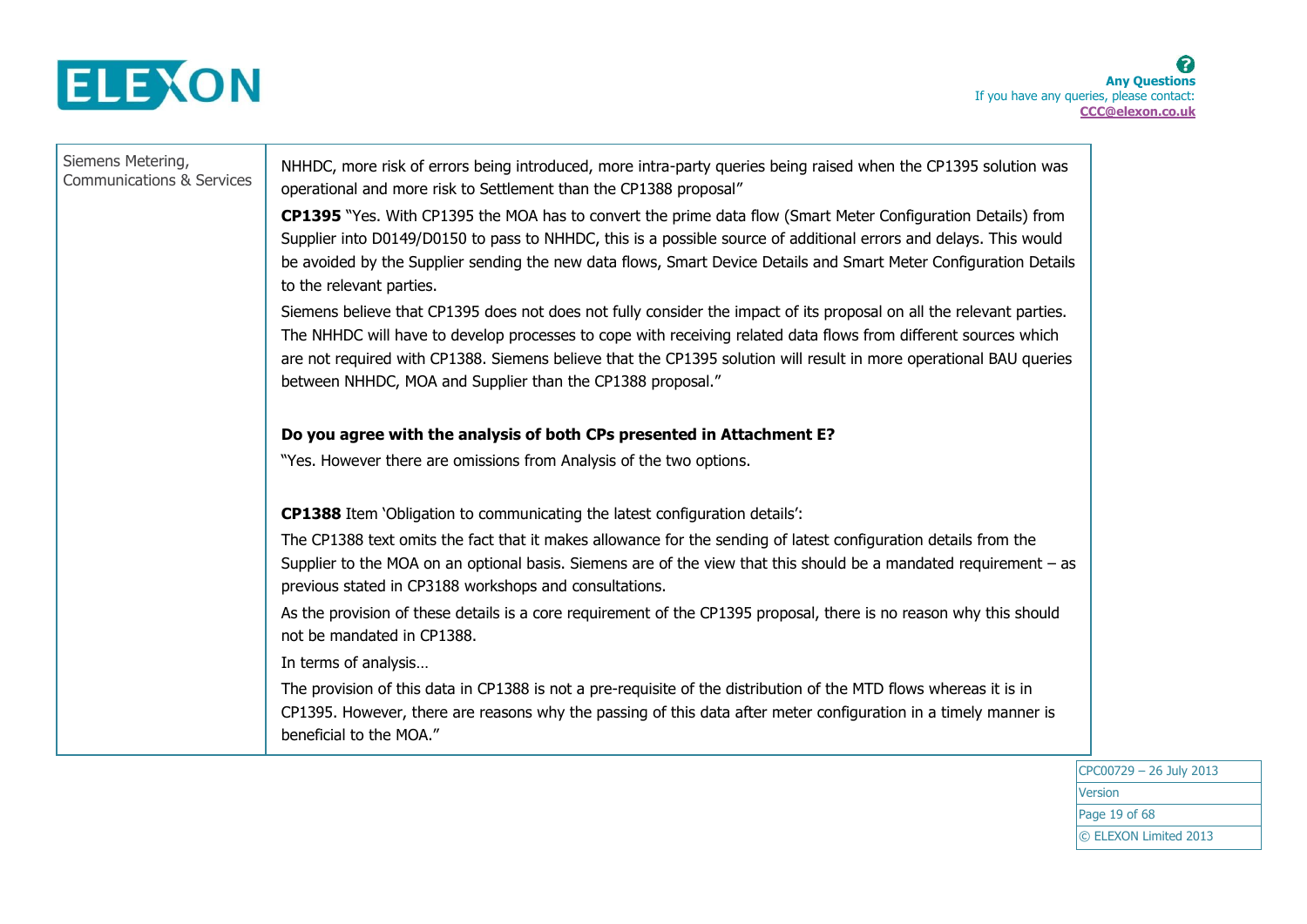| | |
|---|---|
| Siemens Metering, Communications & Services | NHHDC, more risk of errors being introduced, more intra-party queries being raised when the CP1395 solution was operational and more risk to Settlement than the CP1388 proposal"<br><br>**CP1395** "Yes. With CP1395 the MOA has to convert the prime data flow (Smart Meter Configuration Details) from Supplier into D0149/D0150 to pass to NHHDC, this is a possible source of additional errors and delays. This would be avoided by the Supplier sending the new data flows, Smart Device Details and Smart Meter Configuration Details to the relevant parties.<br><br>Siemens believe that CP1395 does not does not fully consider the impact of its proposal on all the relevant parties. The NHHDC will have to develop processes to cope with receiving related data flows from different sources which are not required with CP1388. Siemens believe that the CP1395 solution will result in more operational BAU queries between NHHDC, MOA and Supplier than the CP1388 proposal."<br><br>**Do you agree with the analysis of both CPs presented in Attachment E?**<br><br>"Yes. However there are omissions from Analysis of the two options.<br><br>**CP1388** Item 'Obligation to communicating the latest configuration details':<br><br>The CP1388 text omits the fact that it makes allowance for the sending of latest configuration details from the Supplier to the MOA on an optional basis. Siemens are of the view that this should be a mandated requirement – as previous stated in CP3188 workshops and consultations.<br><br>As the provision of these details is a core requirement of the CP1395 proposal, there is no reason why this should not be mandated in CP1388.<br><br>In terms of analysis…<br><br>The provision of this data in CP1388 is not a pre-requisite of the distribution of the MTD flows whereas it is in CP1395. However, there are reasons why the passing of this data after meter configuration in a timely manner is beneficial to the MOA." |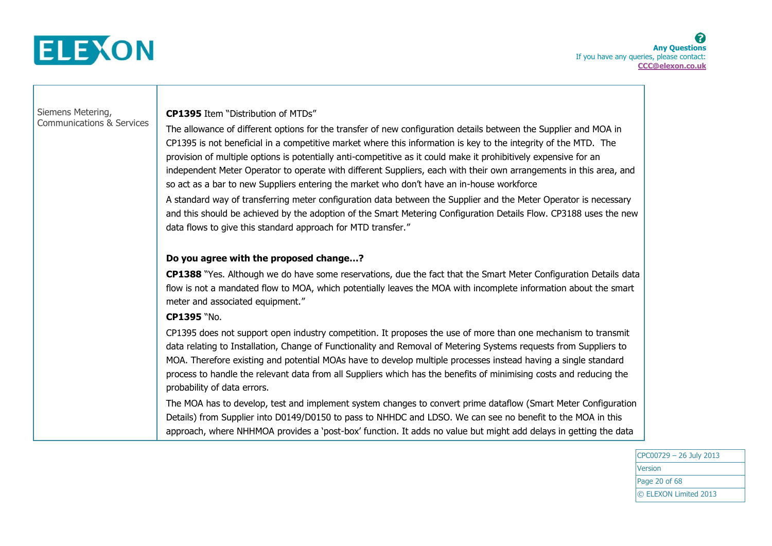| | |
|---|---|
| Siemens Metering, Communications & Services | **CP1395** Item "Distribution of MTDs"<br>The allowance of different options for the transfer of new configuration details between the Supplier and MOA in CP1395 is not beneficial in a competitive market where this information is key to the integrity of the MTD. The provision of multiple options is potentially anti-competitive as it could make it prohibitively expensive for an independent Meter Operator to operate with different Suppliers, each with their own arrangements in this area, and so act as a bar to new Suppliers entering the market who don't have an in-house workforce<br>A standard way of transferring meter configuration data between the Supplier and the Meter Operator is necessary and this should be achieved by the adoption of the Smart Metering Configuration Details Flow. CP3188 uses the new data flows to give this standard approach for MTD transfer."<br><br>**Do you agree with the proposed change…?**<br>**CP1388** "Yes. Although we do have some reservations, due the fact that the Smart Meter Configuration Details data flow is not a mandated flow to MOA, which potentially leaves the MOA with incomplete information about the smart meter and associated equipment."<br>**CP1395** "No.<br>CP1395 does not support open industry competition. It proposes the use of more than one mechanism to transmit data relating to Installation, Change of Functionality and Removal of Metering Systems requests from Suppliers to MOA. Therefore existing and potential MOAs have to develop multiple processes instead having a single standard process to handle the relevant data from all Suppliers which has the benefits of minimising costs and reducing the probability of data errors.<br>The MOA has to develop, test and implement system changes to convert prime dataflow (Smart Meter Configuration Details) from Supplier into D0149/D0150 to pass to NHHDC and LDSO. We can see no benefit to the MOA in this approach, where NHHMOA provides a 'post-box' function. It adds no value but might add delays in getting the data |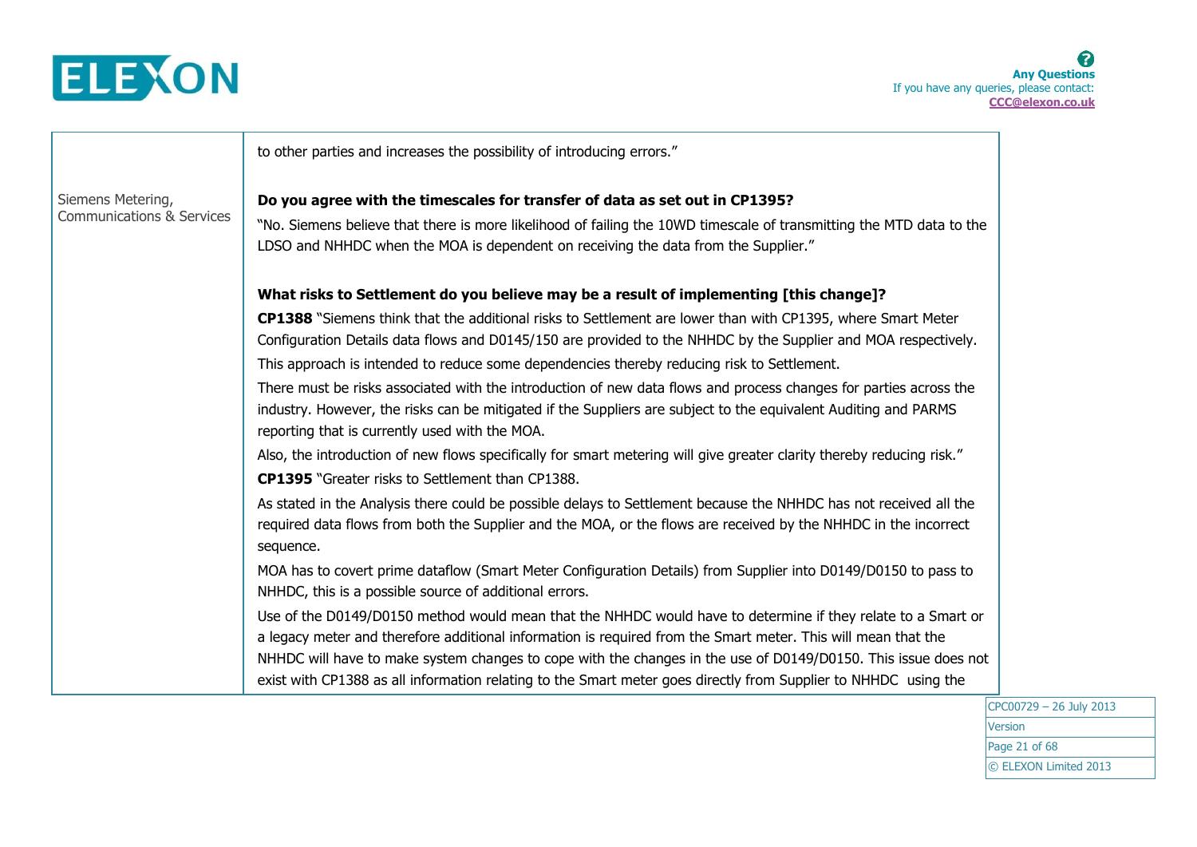| | |
|---|---|
| | to other parties and increases the possibility of introducing errors." |
| Siemens Metering, Communications & Services | **Do you agree with the timescales for transfer of data as set out in CP1395?**<br>"No. Siemens believe that there is more likelihood of failing the 10WD timescale of transmitting the MTD data to the LDSO and NHHDC when the MOA is dependent on receiving the data from the Supplier."<br><br>**What risks to Settlement do you believe may be a result of implementing [this change]?**<br>**CP1388** "Siemens think that the additional risks to Settlement are lower than with CP1395, where Smart Meter Configuration Details data flows and D0145/150 are provided to the NHHDC by the Supplier and MOA respectively.<br>This approach is intended to reduce some dependencies thereby reducing risk to Settlement.<br>There must be risks associated with the introduction of new data flows and process changes for parties across the industry. However, the risks can be mitigated if the Suppliers are subject to the equivalent Auditing and PARMS reporting that is currently used with the MOA.<br>Also, the introduction of new flows specifically for smart metering will give greater clarity thereby reducing risk."<br>**CP1395** "Greater risks to Settlement than CP1388.<br>As stated in the Analysis there could be possible delays to Settlement because the NHHDC has not received all the required data flows from both the Supplier and the MOA, or the flows are received by the NHHDC in the incorrect sequence.<br>MOA has to covert prime dataflow (Smart Meter Configuration Details) from Supplier into D0149/D0150 to pass to NHHDC, this is a possible source of additional errors.<br>Use of the D0149/D0150 method would mean that the NHHDC would have to determine if they relate to a Smart or a legacy meter and therefore additional information is required from the Smart meter. This will mean that the NHHDC will have to make system changes to cope with the changes in the use of D0149/D0150. This issue does not exist with CP1388 as all information relating to the Smart meter goes directly from Supplier to NHHDC using the |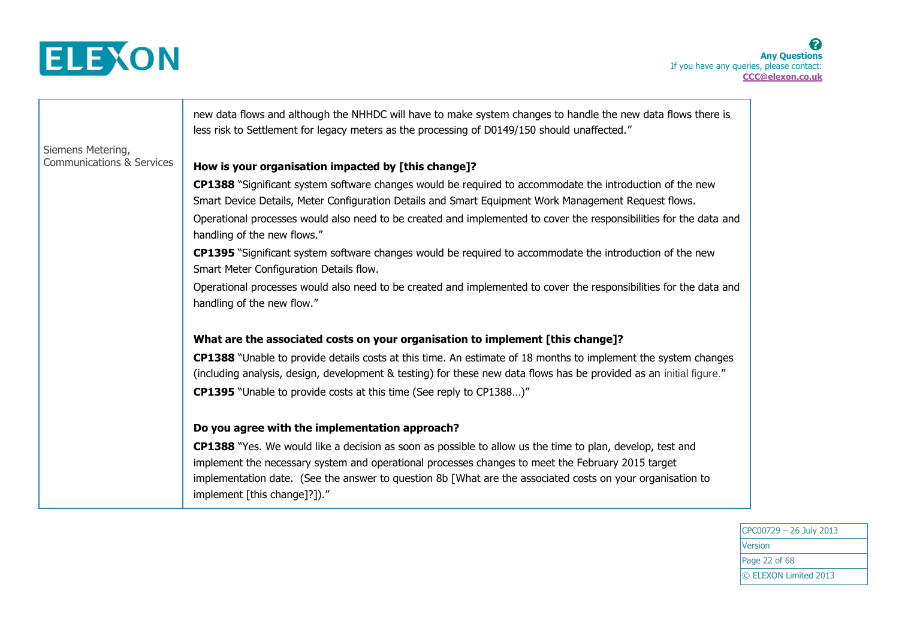| | |
|---|---|
| Siemens Metering, Communications & Services | new data flows and although the NHHDC will have to make system changes to handle the new data flows there is less risk to Settlement for legacy meters as the processing of D0149/150 should unaffected."<br><br>**How is your organisation impacted by [this change]?**<br>**CP1388** "Significant system software changes would be required to accommodate the introduction of the new Smart Device Details, Meter Configuration Details and Smart Equipment Work Management Request flows.<br>Operational processes would also need to be created and implemented to cover the responsibilities for the data and handling of the new flows."<br>**CP1395** "Significant system software changes would be required to accommodate the introduction of the new Smart Meter Configuration Details flow.<br>Operational processes would also need to be created and implemented to cover the responsibilities for the data and handling of the new flow."<br><br>**What are the associated costs on your organisation to implement [this change]?**<br>**CP1388** "Unable to provide details costs at this time. An estimate of 18 months to implement the system changes (including analysis, design, development & testing) for these new data flows has be provided as an initial figure."<br>**CP1395** "Unable to provide costs at this time (See reply to CP1388…)"<br><br>**Do you agree with the implementation approach?**<br>**CP1388** "Yes. We would like a decision as soon as possible to allow us the time to plan, develop, test and implement the necessary system and operational processes changes to meet the February 2015 target implementation date. (See the answer to question 8b [What are the associated costs on your organisation to implement [this change]?])." |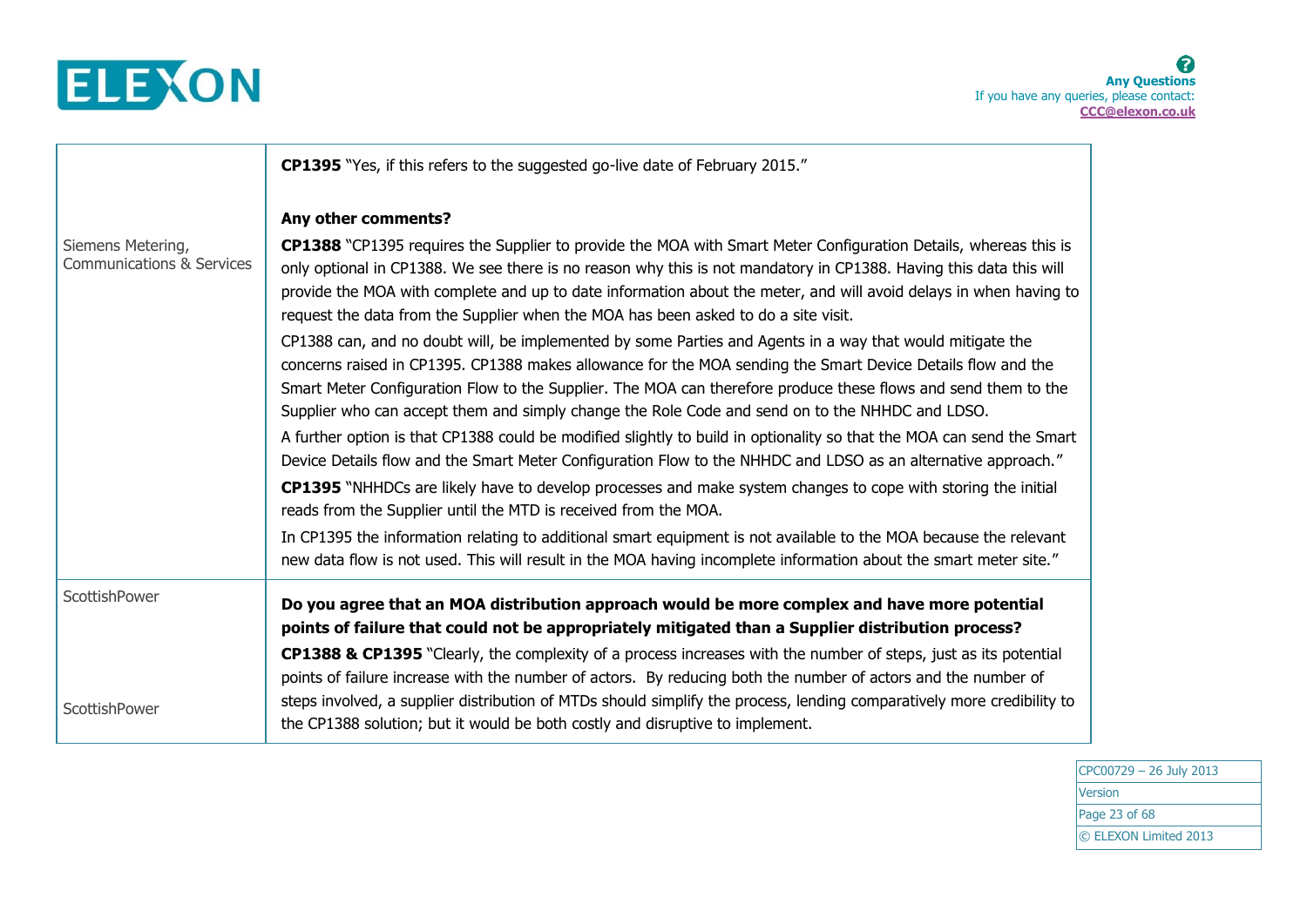| | |
|---|---|
| | **CP1395** "Yes, if this refers to the suggested go-live date of February 2015." |
| Siemens Metering, Communications & Services | **Any other comments?**<br>**CP1388** "CP1395 requires the Supplier to provide the MOA with Smart Meter Configuration Details, whereas this is only optional in CP1388. We see there is no reason why this is not mandatory in CP1388. Having this data this will provide the MOA with complete and up to date information about the meter, and will avoid delays in when having to request the data from the Supplier when the MOA has been asked to do a site visit.<br>CP1388 can, and no doubt will, be implemented by some Parties and Agents in a way that would mitigate the concerns raised in CP1395. CP1388 makes allowance for the MOA sending the Smart Device Details flow and the Smart Meter Configuration Flow to the Supplier. The MOA can therefore produce these flows and send them to the Supplier who can accept them and simply change the Role Code and send on to the NHHDC and LDSO.<br>A further option is that CP1388 could be modified slightly to build in optionality so that the MOA can send the Smart Device Details flow and the Smart Meter Configuration Flow to the NHHDC and LDSO as an alternative approach."<br>**CP1395** "NHHDCs are likely have to develop processes and make system changes to cope with storing the initial reads from the Supplier until the MTD is received from the MOA.<br>In CP1395 the information relating to additional smart equipment is not available to the MOA because the relevant new data flow is not used. This will result in the MOA having incomplete information about the smart meter site." |
| ScottishPower<br><br>ScottishPower | **Do you agree that an MOA distribution approach would be more complex and have more potential points of failure that could not be appropriately mitigated than a Supplier distribution process?**<br>**CP1388 & CP1395** "Clearly, the complexity of a process increases with the number of steps, just as its potential points of failure increase with the number of actors. By reducing both the number of actors and the number of steps involved, a supplier distribution of MTDs should simplify the process, lending comparatively more credibility to the CP1388 solution; but it would be both costly and disruptive to implement. |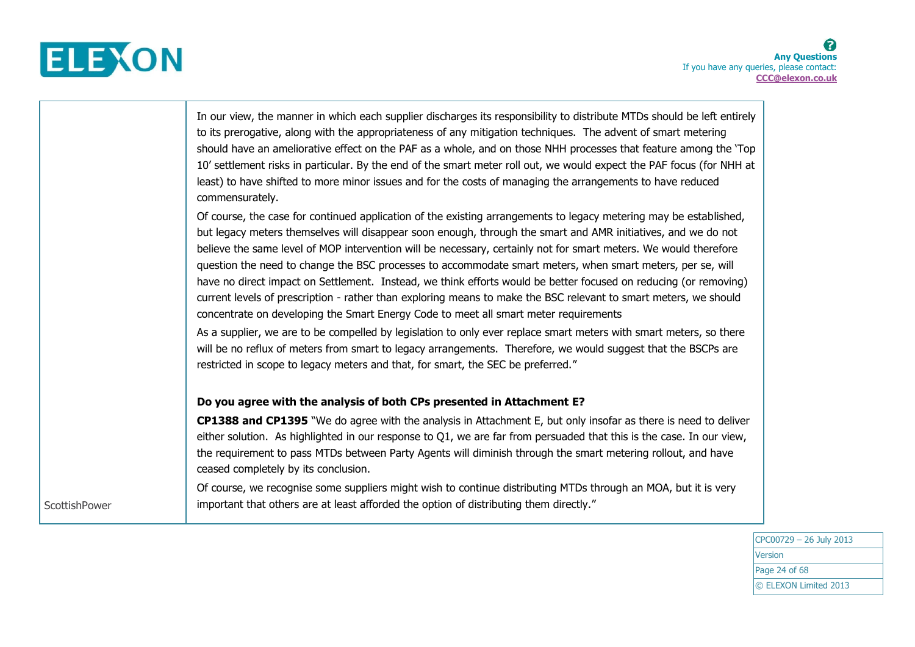| | |
|---|---|
| ScottishPower | In our view, the manner in which each supplier discharges its responsibility to distribute MTDs should be left entirely to its prerogative, along with the appropriateness of any mitigation techniques. The advent of smart metering should have an ameliorative effect on the PAF as a whole, and on those NHH processes that feature among the 'Top 10' settlement risks in particular. By the end of the smart meter roll out, we would expect the PAF focus (for NHH at least) to have shifted to more minor issues and for the costs of managing the arrangements to have reduced commensurately.<br><br>Of course, the case for continued application of the existing arrangements to legacy metering may be established, but legacy meters themselves will disappear soon enough, through the smart and AMR initiatives, and we do not believe the same level of MOP intervention will be necessary, certainly not for smart meters. We would therefore question the need to change the BSC processes to accommodate smart meters, when smart meters, per se, will have no direct impact on Settlement. Instead, we think efforts would be better focused on reducing (or removing) current levels of prescription - rather than exploring means to make the BSC relevant to smart meters, we should concentrate on developing the Smart Energy Code to meet all smart meter requirements<br><br>As a supplier, we are to be compelled by legislation to only ever replace smart meters with smart meters, so there will be no reflux of meters from smart to legacy arrangements. Therefore, we would suggest that the BSCPs are restricted in scope to legacy meters and that, for smart, the SEC be preferred."<br><br>**Do you agree with the analysis of both CPs presented in Attachment E?**<br><br>**CP1388 and CP1395** "We do agree with the analysis in Attachment E, but only insofar as there is need to deliver either solution. As highlighted in our response to Q1, we are far from persuaded that this is the case. In our view, the requirement to pass MTDs between Party Agents will diminish through the smart metering rollout, and have ceased completely by its conclusion.<br><br>Of course, we recognise some suppliers might wish to continue distributing MTDs through an MOA, but it is very important that others are at least afforded the option of distributing them directly." |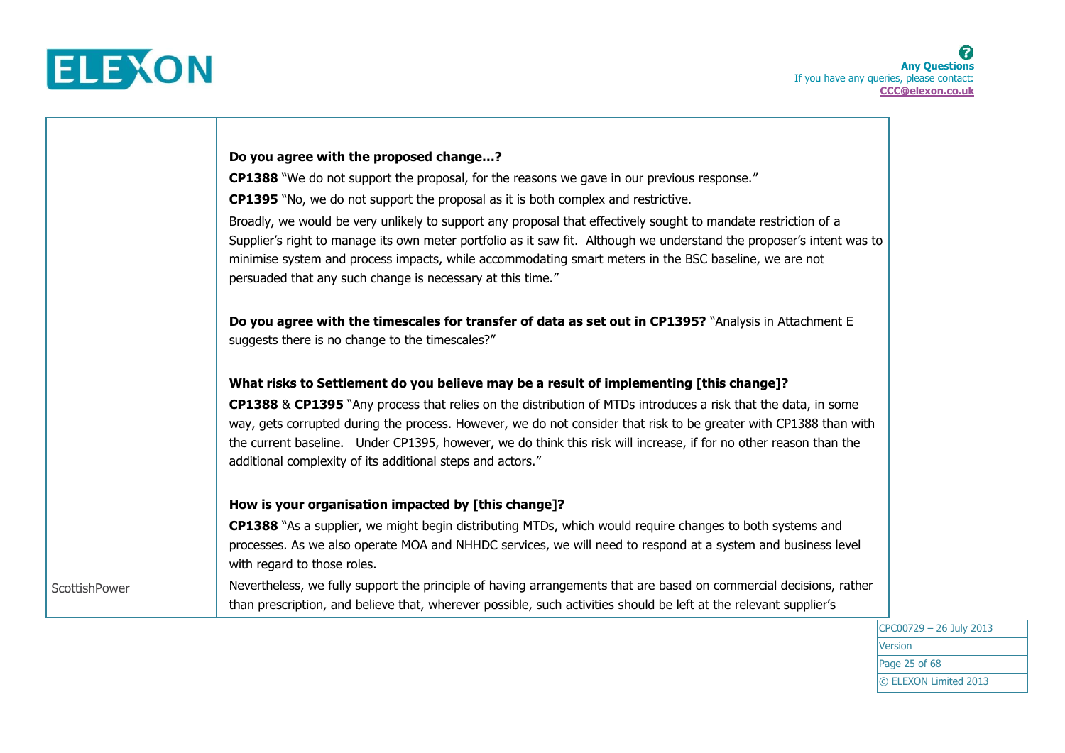| | |
|---|---|
| ScottishPower | **Do you agree with the proposed change…?**<br>**CP1388** "We do not support the proposal, for the reasons we gave in our previous response."<br>**CP1395** "No, we do not support the proposal as it is both complex and restrictive.<br>Broadly, we would be very unlikely to support any proposal that effectively sought to mandate restriction of a Supplier's right to manage its own meter portfolio as it saw fit. Although we understand the proposer's intent was to minimise system and process impacts, while accommodating smart meters in the BSC baseline, we are not persuaded that any such change is necessary at this time."<br><br>**Do you agree with the timescales for transfer of data as set out in CP1395?** "Analysis in Attachment E suggests there is no change to the timescales?"<br><br>**What risks to Settlement do you believe may be a result of implementing [this change]?**<br>**CP1388** & **CP1395** "Any process that relies on the distribution of MTDs introduces a risk that the data, in some way, gets corrupted during the process. However, we do not consider that risk to be greater with CP1388 than with the current baseline. Under CP1395, however, we do think this risk will increase, if for no other reason than the additional complexity of its additional steps and actors."<br><br>**How is your organisation impacted by [this change]?**<br>**CP1388** "As a supplier, we might begin distributing MTDs, which would require changes to both systems and processes. As we also operate MOA and NHHDC services, we will need to respond at a system and business level with regard to those roles.<br>Nevertheless, we fully support the principle of having arrangements that are based on commercial decisions, rather than prescription, and believe that, wherever possible, such activities should be left at the relevant supplier's |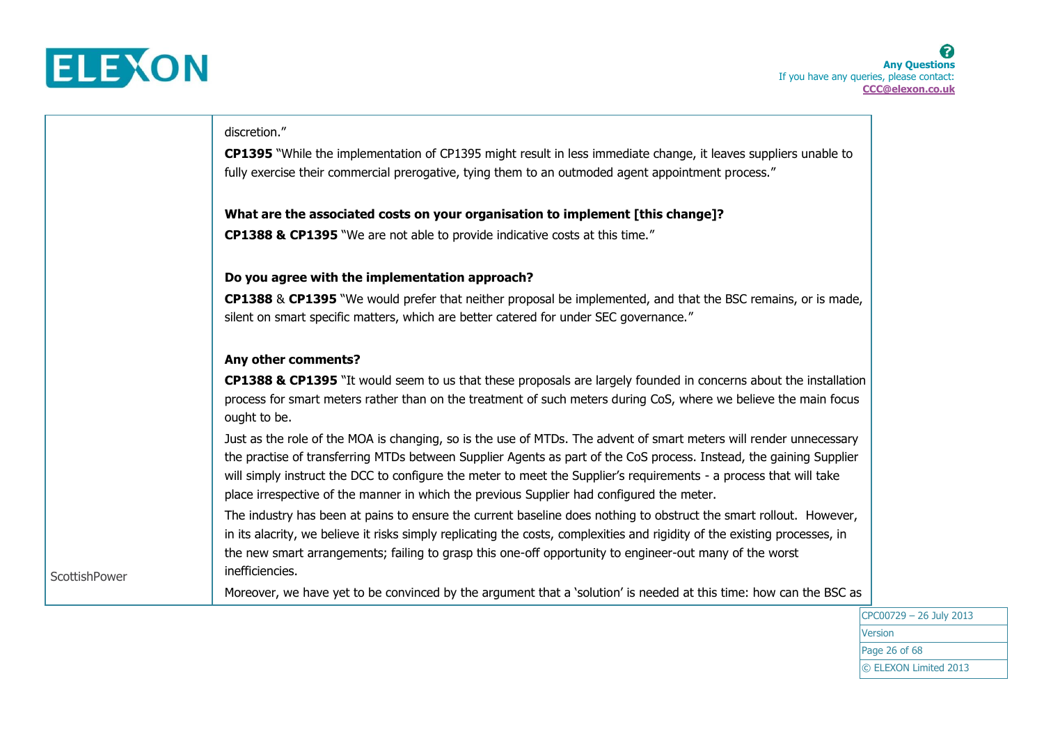| | |
|---|---|
| ScottishPower | discression.”<br>**CP1395** “While the implementation of CP1395 might result in less immediate change, it leaves suppliers unable to fully exercise their commercial prerogative, tying them to an outmoded agent appointment process.”<br><br>**What are the associated costs on your organisation to implement [this change]?**<br>**CP1388 & CP1395** “We are not able to provide indicative costs at this time.”<br><br>**Do you agree with the implementation approach?**<br>**CP1388** & **CP1395** “We would prefer that neither proposal be implemented, and that the BSC remains, or is made, silent on smart specific matters, which are better catered for under SEC governance.”<br><br>**Any other comments?**<br>**CP1388 & CP1395** “It would seem to us that these proposals are largely founded in concerns about the installation process for smart meters rather than on the treatment of such meters during CoS, where we believe the main focus ought to be.<br>Just as the role of the MOA is changing, so is the use of MTDs. The advent of smart meters will render unnecessary the practise of transferring MTDs between Supplier Agents as part of the CoS process. Instead, the gaining Supplier will simply instruct the DCC to configure the meter to meet the Supplier’s requirements - a process that will take place irrespective of the manner in which the previous Supplier had configured the meter.<br>The industry has been at pains to ensure the current baseline does nothing to obstruct the smart rollout. However, in its alacrity, we believe it risks simply replicating the costs, complexities and rigidity of the existing processes, in the new smart arrangements; failing to grasp this one-off opportunity to engineer-out many of the worst inefficiencies.<br>Moreover, we have yet to be convinced by the argument that a ‘solution’ is needed at this time: how can the BSC as |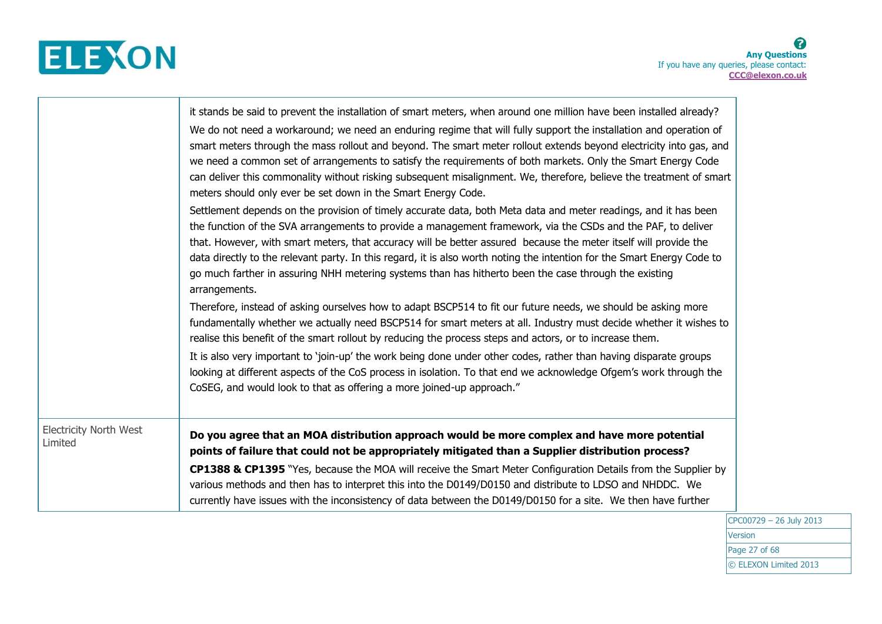| | |
|---|---|
| | it stands be said to prevent the installation of smart meters, when around one million have been installed already?<br>We do not need a workaround; we need an enduring regime that will fully support the installation and operation of smart meters through the mass rollout and beyond. The smart meter rollout extends beyond electricity into gas, and we need a common set of arrangements to satisfy the requirements of both markets. Only the Smart Energy Code can deliver this commonality without risking subsequent misalignment. We, therefore, believe the treatment of smart meters should only ever be set down in the Smart Energy Code.<br>Settlement depends on the provision of timely accurate data, both Meta data and meter readings, and it has been the function of the SVA arrangements to provide a management framework, via the CSDs and the PAF, to deliver that. However, with smart meters, that accuracy will be better assured because the meter itself will provide the data directly to the relevant party. In this regard, it is also worth noting the intention for the Smart Energy Code to go much farther in assuring NHH metering systems than has hitherto been the case through the existing arrangements.<br>Therefore, instead of asking ourselves how to adapt BSCP514 to fit our future needs, we should be asking more fundamentally whether we actually need BSCP514 for smart meters at all. Industry must decide whether it wishes to realise this benefit of the smart rollout by reducing the process steps and actors, or to increase them.<br>It is also very important to 'join-up' the work being done under other codes, rather than having disparate groups looking at different aspects of the CoS process in isolation. To that end we acknowledge Ofgem's work through the CoSEG, and would look to that as offering a more joined-up approach." |
| Electricity North West Limited | **Do you agree that an MOA distribution approach would be more complex and have more potential points of failure that could not be appropriately mitigated than a Supplier distribution process?**<br>**CP1388 & CP1395** "Yes, because the MOA will receive the Smart Meter Configuration Details from the Supplier by various methods and then has to interpret this into the D0149/D0150 and distribute to LDSO and NHDDC. We currently have issues with the inconsistency of data between the D0149/D0150 for a site. We then have further |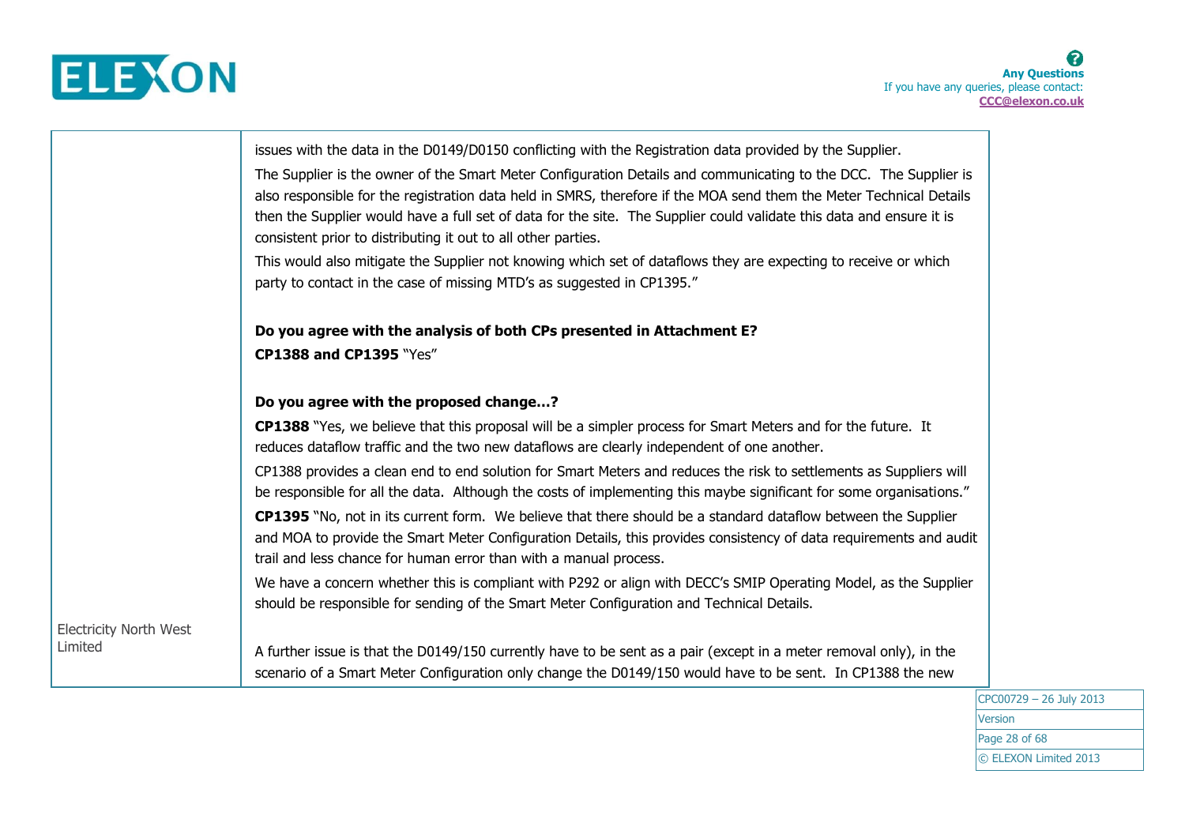| | |
|---|---|
| Electricity North West Limited | issues with the data in the D0149/D0150 conflicting with the Registration data provided by the Supplier.<br>The Supplier is the owner of the Smart Meter Configuration Details and communicating to the DCC. The Supplier is also responsible for the registration data held in SMRS, therefore if the MOA send them the Meter Technical Details then the Supplier would have a full set of data for the site. The Supplier could validate this data and ensure it is consistent prior to distributing it out to all other parties.<br>This would also mitigate the Supplier not knowing which set of dataflows they are expecting to receive or which party to contact in the case of missing MTD's as suggested in CP1395."<br><br>**Do you agree with the analysis of both CPs presented in Attachment E?**<br>**CP1388 and CP1395** "Yes"<br><br>**Do you agree with the proposed change…?**<br>**CP1388** "Yes, we believe that this proposal will be a simpler process for Smart Meters and for the future. It reduces dataflow traffic and the two new dataflows are clearly independent of one another.<br>CP1388 provides a clean end to end solution for Smart Meters and reduces the risk to settlements as Suppliers will be responsible for all the data. Although the costs of implementing this maybe significant for some organisations."<br>**CP1395** "No, not in its current form. We believe that there should be a standard dataflow between the Supplier and MOA to provide the Smart Meter Configuration Details, this provides consistency of data requirements and audit trail and less chance for human error than with a manual process.<br>We have a concern whether this is compliant with P292 or align with DECC's SMIP Operating Model, as the Supplier should be responsible for sending of the Smart Meter Configuration and Technical Details.<br><br>A further issue is that the D0149/150 currently have to be sent as a pair (except in a meter removal only), in the scenario of a Smart Meter Configuration only change the D0149/150 would have to be sent. In CP1388 the new |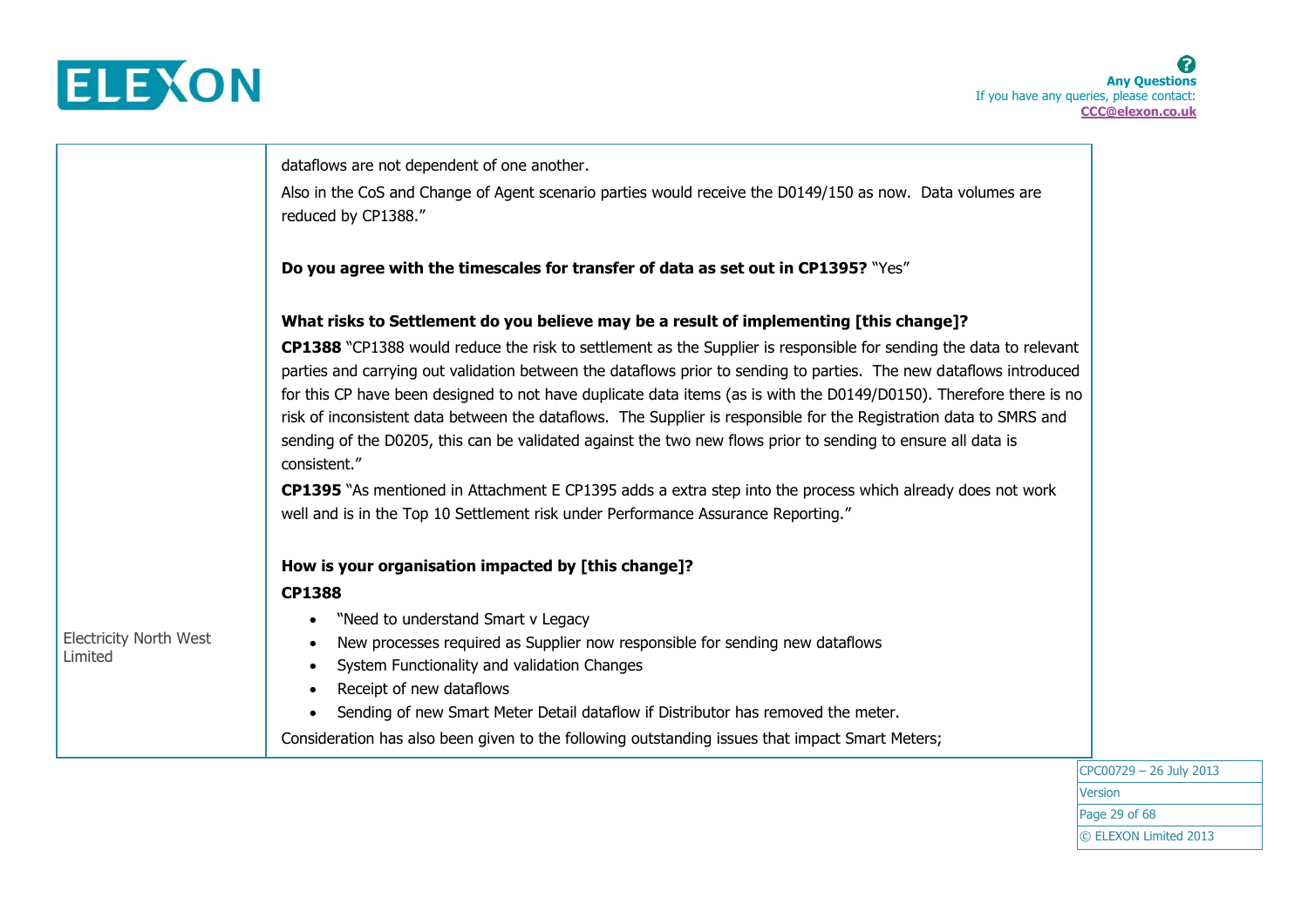| | |
|---|---|
| Electricity North West Limited | dataflows are not dependent of one another.<br>Also in the CoS and Change of Agent scenario parties would receive the D0149/150 as now. Data volumes are reduced by CP1388."<br><br>**Do you agree with the timescales for transfer of data as set out in CP1395?** "Yes"<br><br>**What risks to Settlement do you believe may be a result of implementing [this change]?**<br>**CP1388** "CP1388 would reduce the risk to settlement as the Supplier is responsible for sending the data to relevant parties and carrying out validation between the dataflows prior to sending to parties. The new dataflows introduced for this CP have been designed to not have duplicate data items (as is with the D0149/D0150). Therefore there is no risk of inconsistent data between the dataflows. The Supplier is responsible for the Registration data to SMRS and sending of the D0205, this can be validated against the two new flows prior to sending to ensure all data is consistent."<br>**CP1395** "As mentioned in Attachment E CP1395 adds a extra step into the process which already does not work well and is in the Top 10 Settlement risk under Performance Assurance Reporting."<br><br>**How is your organisation impacted by [this change]?**<br>**CP1388**<br>• "Need to understand Smart v Legacy<br>• New processes required as Supplier now responsible for sending new dataflows<br>• System Functionality and validation Changes<br>• Receipt of new dataflows<br>• Sending of new Smart Meter Detail dataflow if Distributor has removed the meter.<br>Consideration has also been given to the following outstanding issues that impact Smart Meters; |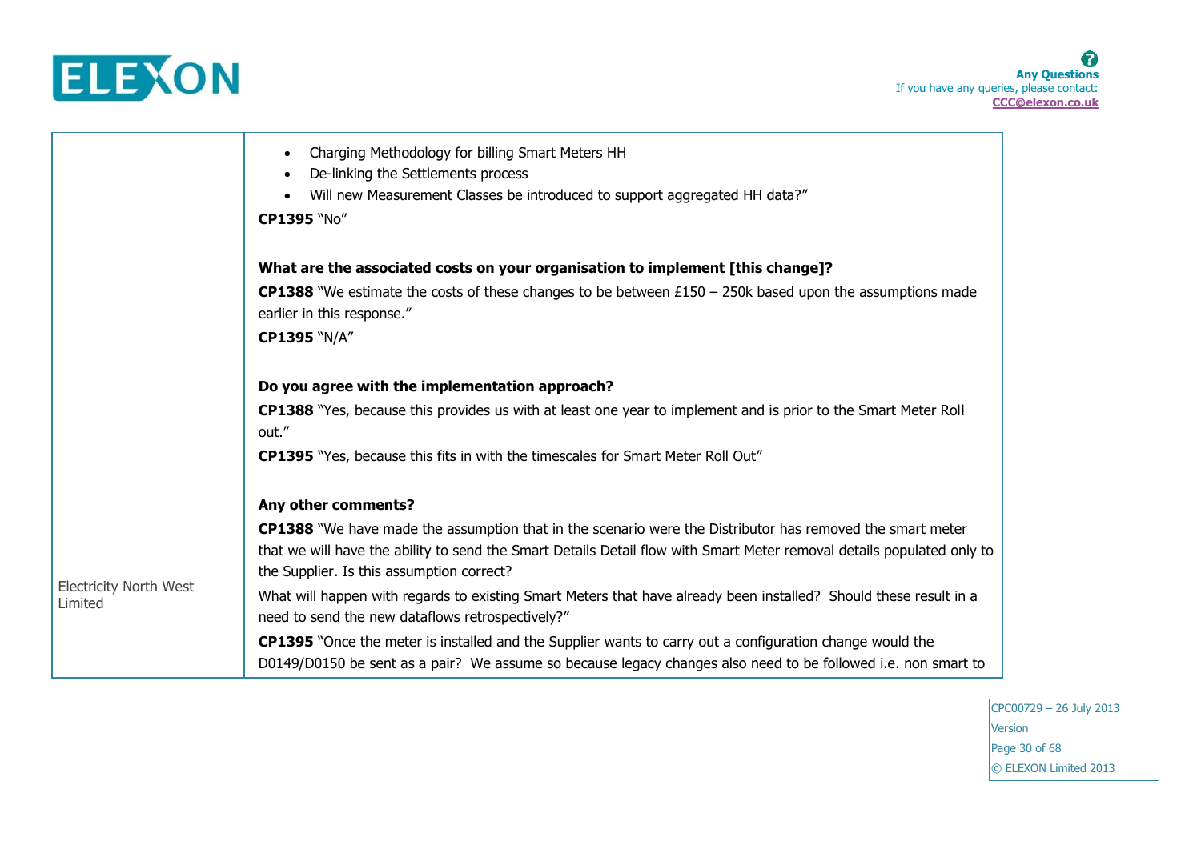| | |
|---|---|
| Electricity North West Limited | • Charging Methodology for billing Smart Meters HH<br>• De-linking the Settlements process<br>• Will new Measurement Classes be introduced to support aggregated HH data?"<br>**CP1395** "No"<br><br>**What are the associated costs on your organisation to implement [this change]?**<br>**CP1388** "We estimate the costs of these changes to be between £150 – 250k based upon the assumptions made earlier in this response."<br>**CP1395** "N/A"<br><br>**Do you agree with the implementation approach?**<br>**CP1388** "Yes, because this provides us with at least one year to implement and is prior to the Smart Meter Roll out."<br>**CP1395** "Yes, because this fits in with the timescales for Smart Meter Roll Out"<br><br>**Any other comments?**<br>**CP1388** "We have made the assumption that in the scenario were the Distributor has removed the smart meter that we will have the ability to send the Smart Details Detail flow with Smart Meter removal details populated only to the Supplier. Is this assumption correct?<br>What will happen with regards to existing Smart Meters that have already been installed? Should these result in a need to send the new dataflows retrospectively?"<br>**CP1395** "Once the meter is installed and the Supplier wants to carry out a configuration change would the D0149/D0150 be sent as a pair? We assume so because legacy changes also need to be followed i.e. non smart to |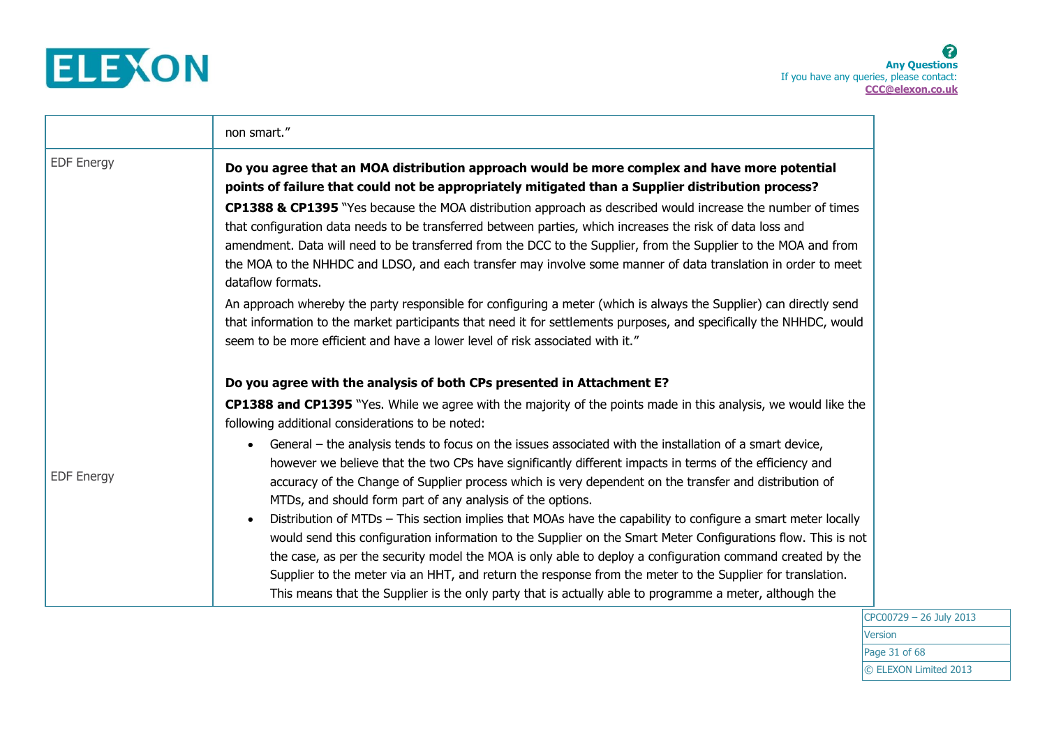| | |
|---|---|
| | non smart.” |
| EDF Energy | **Do you agree that an MOA distribution approach would be more complex and have more potential points of failure that could not be appropriately mitigated than a Supplier distribution process?**<br><br>**CP1388 & CP1395** “Yes because the MOA distribution approach as described would increase the number of times that configuration data needs to be transferred between parties, which increases the risk of data loss and amendment. Data will need to be transferred from the DCC to the Supplier, from the Supplier to the MOA and from the MOA to the NHHDC and LDSO, and each transfer may involve some manner of data translation in order to meet dataflow formats.<br><br>An approach whereby the party responsible for configuring a meter (which is always the Supplier) can directly send that information to the market participants that need it for settlements purposes, and specifically the NHHDC, would seem to be more efficient and have a lower level of risk associated with it.” |
| EDF Energy | **Do you agree with the analysis of both CPs presented in Attachment E?**<br><br>**CP1388 and CP1395** “Yes. While we agree with the majority of the points made in this analysis, we would like the following additional considerations to be noted:<br><br>• General – the analysis tends to focus on the issues associated with the installation of a smart device, however we believe that the two CPs have significantly different impacts in terms of the efficiency and accuracy of the Change of Supplier process which is very dependent on the transfer and distribution of MTDs, and should form part of any analysis of the options.<br>• Distribution of MTDs – This section implies that MOAs have the capability to configure a smart meter locally would send this configuration information to the Supplier on the Smart Meter Configurations flow. This is not the case, as per the security model the MOA is only able to deploy a configuration command created by the Supplier to the meter via an HHT, and return the response from the meter to the Supplier for translation. This means that the Supplier is the only party that is actually able to programme a meter, although the |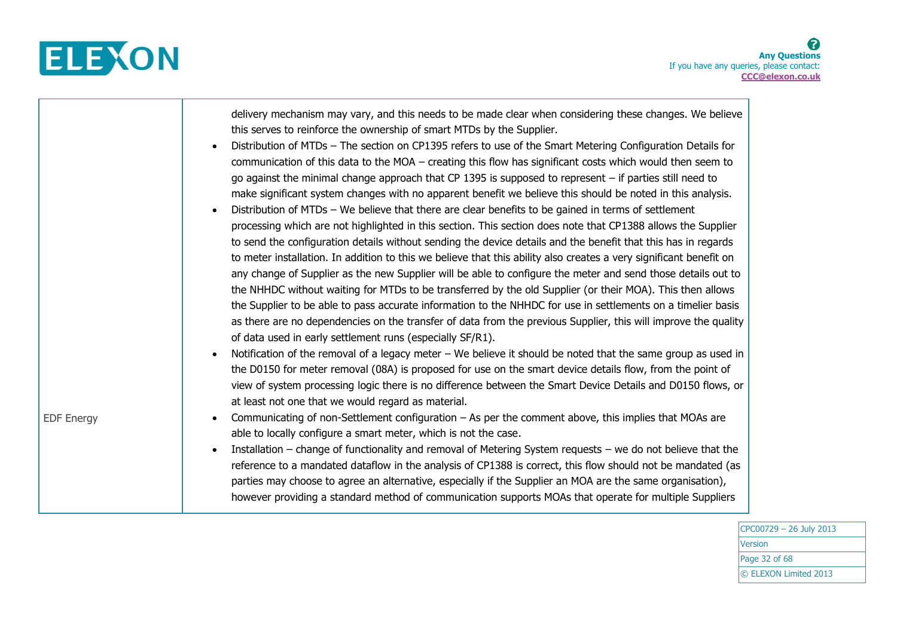| | |
|---|---|
| EDF Energy | delivery mechanism may vary, and this needs to be made clear when considering these changes. We believe this serves to reinforce the ownership of smart MTDs by the Supplier.<br>• Distribution of MTDs – The section on CP1395 refers to use of the Smart Metering Configuration Details for communication of this data to the MOA – creating this flow has significant costs which would then seem to go against the minimal change approach that CP 1395 is supposed to represent – if parties still need to make significant system changes with no apparent benefit we believe this should be noted in this analysis.<br>• Distribution of MTDs – We believe that there are clear benefits to be gained in terms of settlement processing which are not highlighted in this section. This section does note that CP1388 allows the Supplier to send the configuration details without sending the device details and the benefit that this has in regards to meter installation. In addition to this we believe that this ability also creates a very significant benefit on any change of Supplier as the new Supplier will be able to configure the meter and send those details out to the NHHDC without waiting for MTDs to be transferred by the old Supplier (or their MOA). This then allows the Supplier to be able to pass accurate information to the NHHDC for use in settlements on a timelier basis as there are no dependencies on the transfer of data from the previous Supplier, this will improve the quality of data used in early settlement runs (especially SF/R1).<br>• Notification of the removal of a legacy meter – We believe it should be noted that the same group as used in the D0150 for meter removal (08A) is proposed for use on the smart device details flow, from the point of view of system processing logic there is no difference between the Smart Device Details and D0150 flows, or at least not one that we would regard as material.<br>• Communicating of non-Settlement configuration – As per the comment above, this implies that MOAs are able to locally configure a smart meter, which is not the case.<br>• Installation – change of functionality and removal of Metering System requests – we do not believe that the reference to a mandated dataflow in the analysis of CP1388 is correct, this flow should not be mandated (as parties may choose to agree an alternative, especially if the Supplier an MOA are the same organisation), however providing a standard method of communication supports MOAs that operate for multiple Suppliers |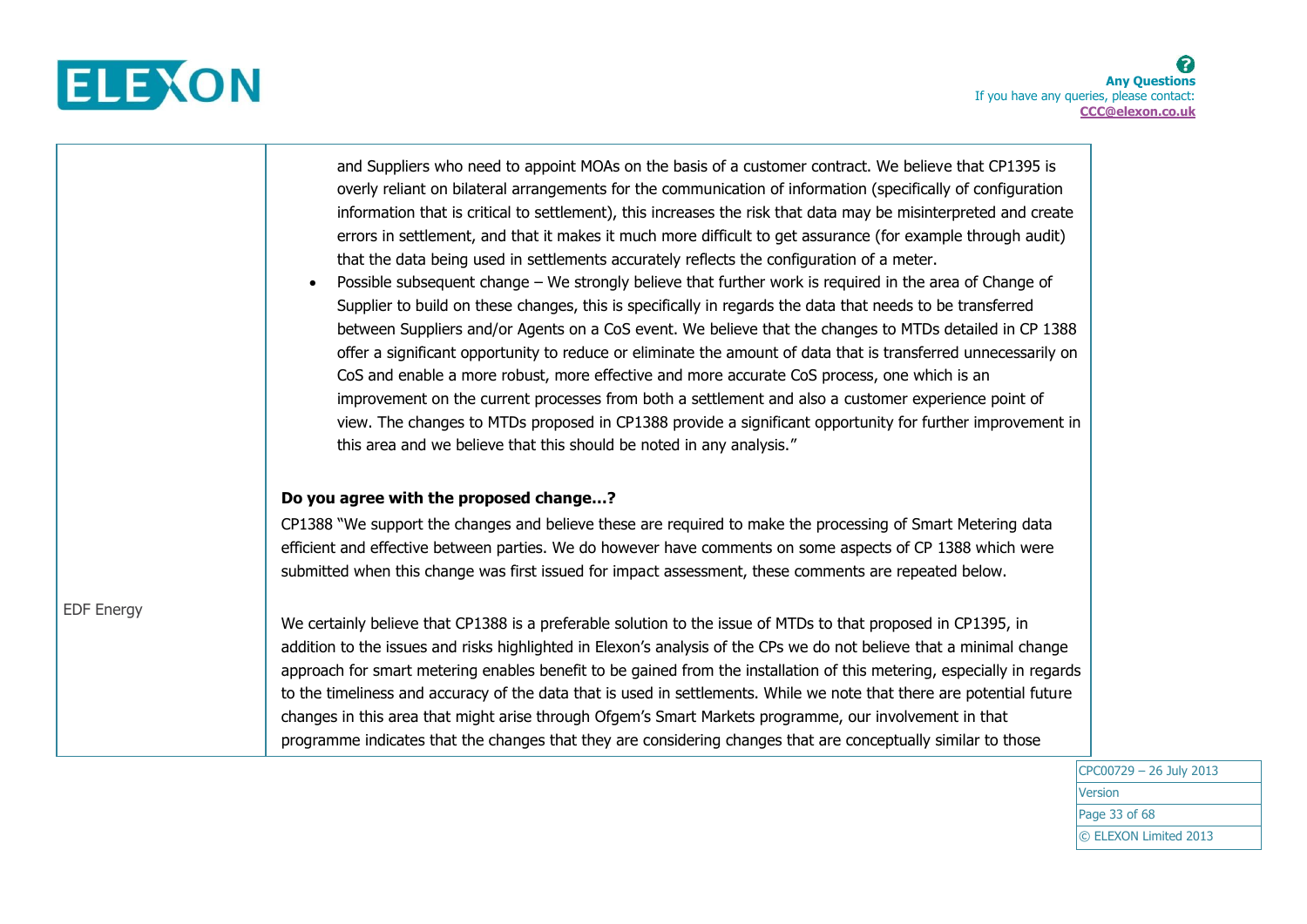| | |
|---|---|
| EDF Energy | and Suppliers who need to appoint MOAs on the basis of a customer contract. We believe that CP1395 is overly reliant on bilateral arrangements for the communication of information (specifically of configuration information that is critical to settlement), this increases the risk that data may be misinterpreted and create errors in settlement, and that it makes it much more difficult to get assurance (for example through audit) that the data being used in settlements accurately reflects the configuration of a meter.<br>• Possible subsequent change – We strongly believe that further work is required in the area of Change of Supplier to build on these changes, this is specifically in regards the data that needs to be transferred between Suppliers and/or Agents on a CoS event. We believe that the changes to MTDs detailed in CP 1388 offer a significant opportunity to reduce or eliminate the amount of data that is transferred unnecessarily on CoS and enable a more robust, more effective and more accurate CoS process, one which is an improvement on the current processes from both a settlement and also a customer experience point of view. The changes to MTDs proposed in CP1388 provide a significant opportunity for further improvement in this area and we believe that this should be noted in any analysis."<br><br>**Do you agree with the proposed change…?**<br>CP1388 "We support the changes and believe these are required to make the processing of Smart Metering data efficient and effective between parties. We do however have comments on some aspects of CP 1388 which were submitted when this change was first issued for impact assessment, these comments are repeated below.<br><br>We certainly believe that CP1388 is a preferable solution to the issue of MTDs to that proposed in CP1395, in addition to the issues and risks highlighted in Elexon's analysis of the CPs we do not believe that a minimal change approach for smart metering enables benefit to be gained from the installation of this metering, especially in regards to the timeliness and accuracy of the data that is used in settlements. While we note that there are potential future changes in this area that might arise through Ofgem's Smart Markets programme, our involvement in that programme indicates that the changes that they are considering changes that are conceptually similar to those |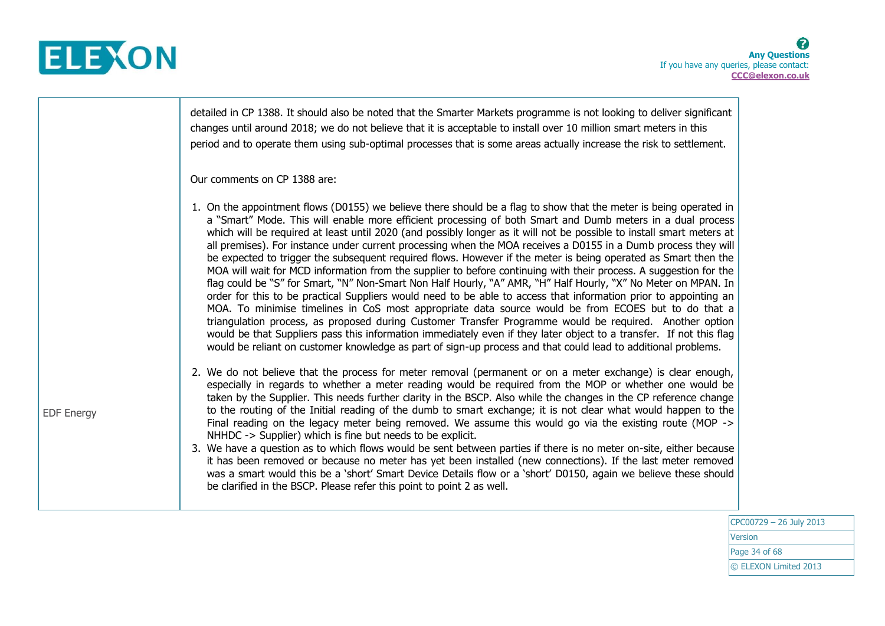| | |
|---|---|
| EDF Energy | detailed in CP 1388. It should also be noted that the Smarter Markets programme is not looking to deliver significant changes until around 2018; we do not believe that it is acceptable to install over 10 million smart meters in this period and to operate them using sub-optimal processes that is some areas actually increase the risk to settlement.<br><br>Our comments on CP 1388 are:<br><br>1. On the appointment flows (D0155) we believe there should be a flag to show that the meter is being operated in a "Smart" Mode. This will enable more efficient processing of both Smart and Dumb meters in a dual process which will be required at least until 2020 (and possibly longer as it will not be possible to install smart meters at all premises). For instance under current processing when the MOA receives a D0155 in a Dumb process they will be expected to trigger the subsequent required flows. However if the meter is being operated as Smart then the MOA will wait for MCD information from the supplier to before continuing with their process. A suggestion for the flag could be "S" for Smart, "N" Non-Smart Non Half Hourly, "A" AMR, "H" Half Hourly, "X" No Meter on MPAN. In order for this to be practical Suppliers would need to be able to access that information prior to appointing an MOA. To minimise timelines in CoS most appropriate data source would be from ECOES but to do that a triangulation process, as proposed during Customer Transfer Programme would be required. Another option would be that Suppliers pass this information immediately even if they later object to a transfer. If not this flag would be reliant on customer knowledge as part of sign-up process and that could lead to additional problems.<br><br>2. We do not believe that the process for meter removal (permanent or on a meter exchange) is clear enough, especially in regards to whether a meter reading would be required from the MOP or whether one would be taken by the Supplier. This needs further clarity in the BSCP. Also while the changes in the CP reference change to the routing of the Initial reading of the dumb to smart exchange; it is not clear what would happen to the Final reading on the legacy meter being removed. We assume this would go via the existing route (MOP -> NHHDC -> Supplier) which is fine but needs to be explicit.<br>3. We have a question as to which flows would be sent between parties if there is no meter on-site, either because it has been removed or because no meter has yet been installed (new connections). If the last meter removed was a smart would this be a 'short' Smart Device Details flow or a 'short' D0150, again we believe these should be clarified in the BSCP. Please refer this point to point 2 as well. |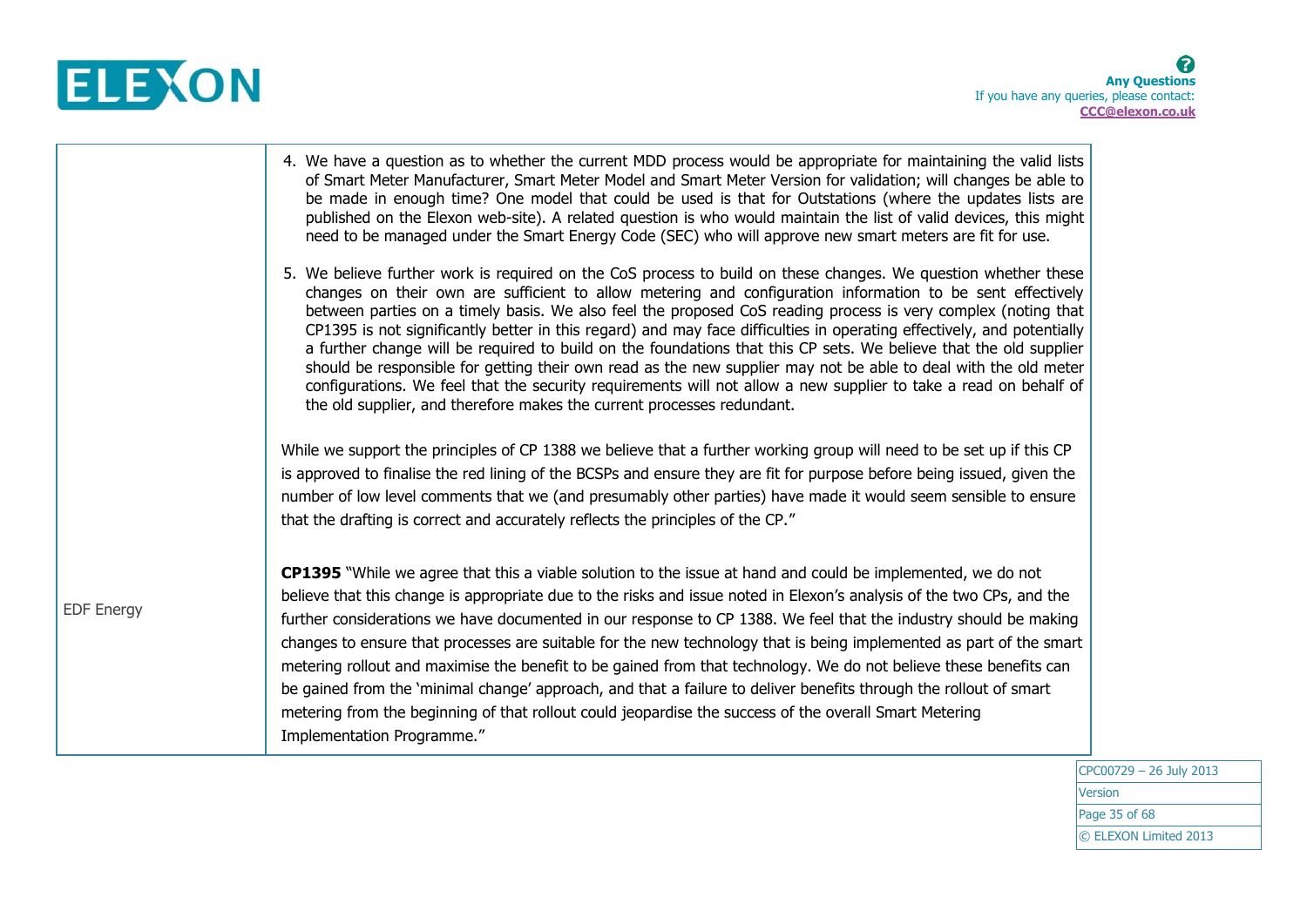| | |
|---|---|
| EDF Energy | 4. We have a question as to whether the current MDD process would be appropriate for maintaining the valid lists of Smart Meter Manufacturer, Smart Meter Model and Smart Meter Version for validation; will changes be able to be made in enough time? One model that could be used is that for Outstations (where the updates lists are published on the Elexon web-site). A related question is who would maintain the list of valid devices, this might need to be managed under the Smart Energy Code (SEC) who will approve new smart meters are fit for use.<br><br>5. We believe further work is required on the CoS process to build on these changes. We question whether these changes on their own are sufficient to allow metering and configuration information to be sent effectively between parties on a timely basis. We also feel the proposed CoS reading process is very complex (noting that CP1395 is not significantly better in this regard) and may face difficulties in operating effectively, and potentially a further change will be required to build on the foundations that this CP sets. We believe that the old supplier should be responsible for getting their own read as the new supplier may not be able to deal with the old meter configurations. We feel that the security requirements will not allow a new supplier to take a read on behalf of the old supplier, and therefore makes the current processes redundant.<br><br>While we support the principles of CP 1388 we believe that a further working group will need to be set up if this CP is approved to finalise the red lining of the BCSPs and ensure they are fit for purpose before being issued, given the number of low level comments that we (and presumably other parties) have made it would seem sensible to ensure that the drafting is correct and accurately reflects the principles of the CP."<br><br>**CP1395** "While we agree that this a viable solution to the issue at hand and could be implemented, we do not believe that this change is appropriate due to the risks and issue noted in Elexon's analysis of the two CPs, and the further considerations we have documented in our response to CP 1388. We feel that the industry should be making changes to ensure that processes are suitable for the new technology that is being implemented as part of the smart metering rollout and maximise the benefit to be gained from that technology. We do not believe these benefits can be gained from the 'minimal change' approach, and that a failure to deliver benefits through the rollout of smart metering from the beginning of that rollout could jeopardise the success of the overall Smart Metering Implementation Programme." |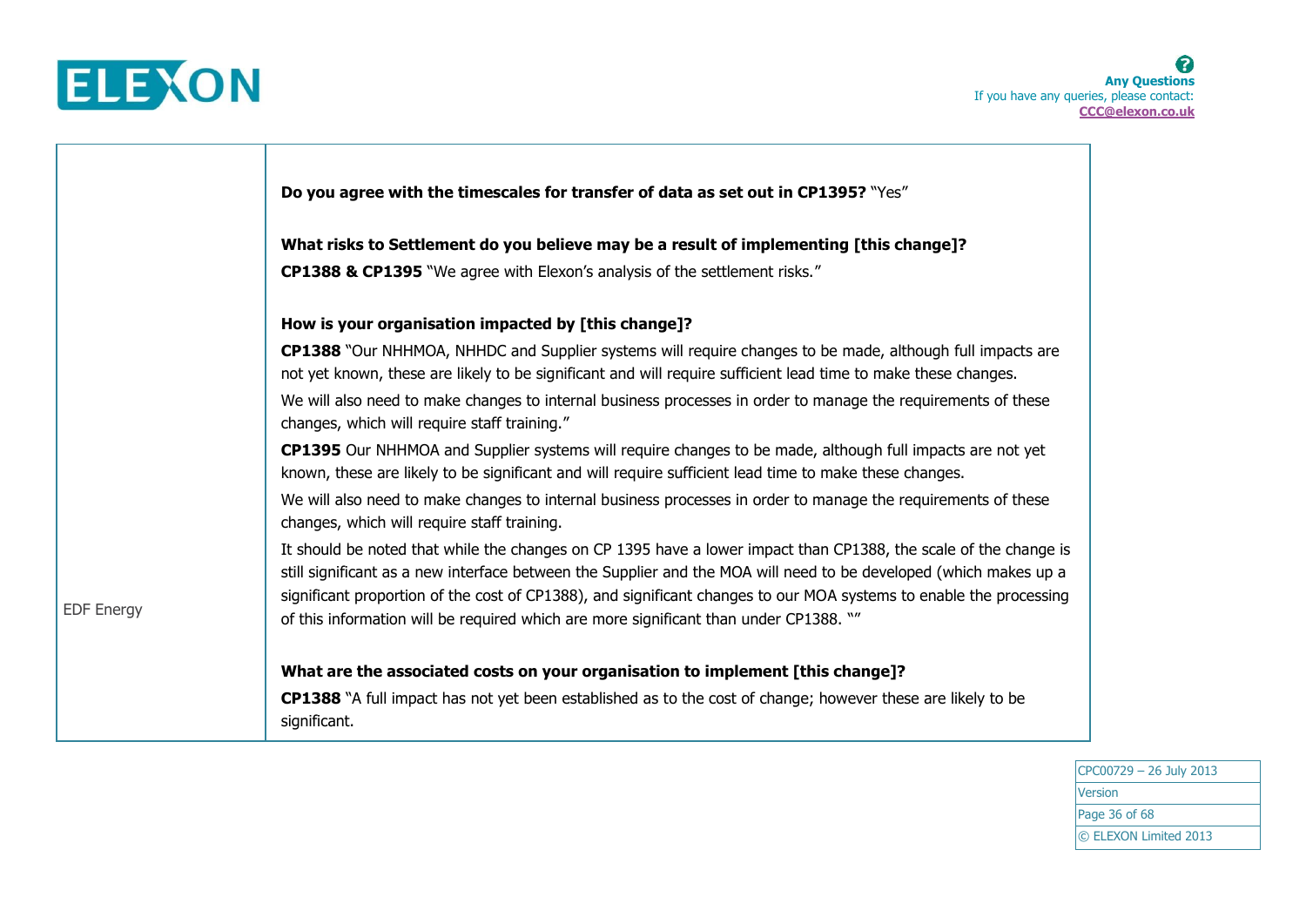| | |
|---|---|
| EDF Energy | **Do you agree with the timescales for transfer of data as set out in CP1395?** "Yes"<br><br>**What risks to Settlement do you believe may be a result of implementing [this change]?**<br>**CP1388 & CP1395** "We agree with Elexon's analysis of the settlement risks."<br><br>**How is your organisation impacted by [this change]?**<br>**CP1388** "Our NHHMOA, NHHDC and Supplier systems will require changes to be made, although full impacts are not yet known, these are likely to be significant and will require sufficient lead time to make these changes.<br>We will also need to make changes to internal business processes in order to manage the requirements of these changes, which will require staff training."<br>**CP1395** Our NHHMOA and Supplier systems will require changes to be made, although full impacts are not yet known, these are likely to be significant and will require sufficient lead time to make these changes.<br>We will also need to make changes to internal business processes in order to manage the requirements of these changes, which will require staff training.<br>It should be noted that while the changes on CP 1395 have a lower impact than CP1388, the scale of the change is still significant as a new interface between the Supplier and the MOA will need to be developed (which makes up a significant proportion of the cost of CP1388), and significant changes to our MOA systems to enable the processing of this information will be required which are more significant than under CP1388. ""<br><br>**What are the associated costs on your organisation to implement [this change]?**<br>**CP1388** "A full impact has not yet been established as to the cost of change; however these are likely to be significant. |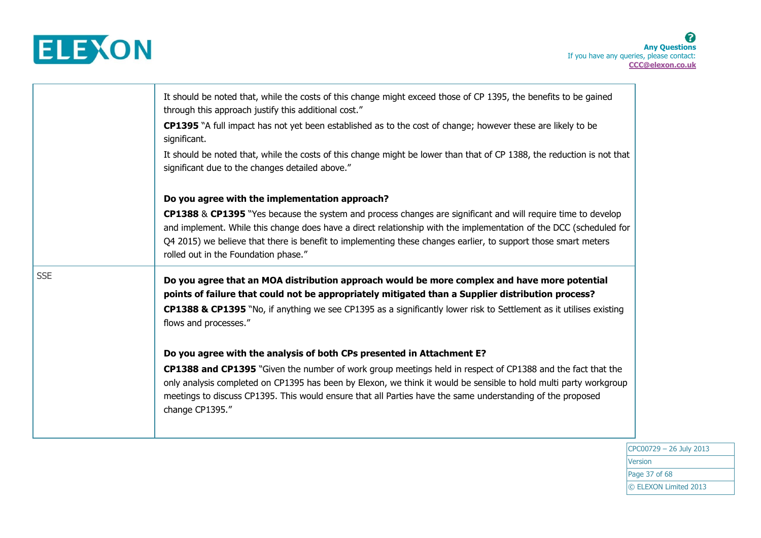| | |
|---|---|
| | It should be noted that, while the costs of this change might exceed those of CP 1395, the benefits to be gained through this approach justify this additional cost."<br><br>**CP1395** "A full impact has not yet been established as to the cost of change; however these are likely to be significant.<br><br>It should be noted that, while the costs of this change might be lower than that of CP 1388, the reduction is not that significant due to the changes detailed above."<br><br>**Do you agree with the implementation approach?**<br><br>**CP1388** & **CP1395** "Yes because the system and process changes are significant and will require time to develop and implement. While this change does have a direct relationship with the implementation of the DCC (scheduled for Q4 2015) we believe that there is benefit to implementing these changes earlier, to support those smart meters rolled out in the Foundation phase." |
| SSE | **Do you agree that an MOA distribution approach would be more complex and have more potential points of failure that could not be appropriately mitigated than a Supplier distribution process?**<br><br>**CP1388 & CP1395** "No, if anything we see CP1395 as a significantly lower risk to Settlement as it utilises existing flows and processes."<br><br>**Do you agree with the analysis of both CPs presented in Attachment E?**<br><br>**CP1388 and CP1395** "Given the number of work group meetings held in respect of CP1388 and the fact that the only analysis completed on CP1395 has been by Elexon, we think it would be sensible to hold multi party workgroup meetings to discuss CP1395. This would ensure that all Parties have the same understanding of the proposed change CP1395." |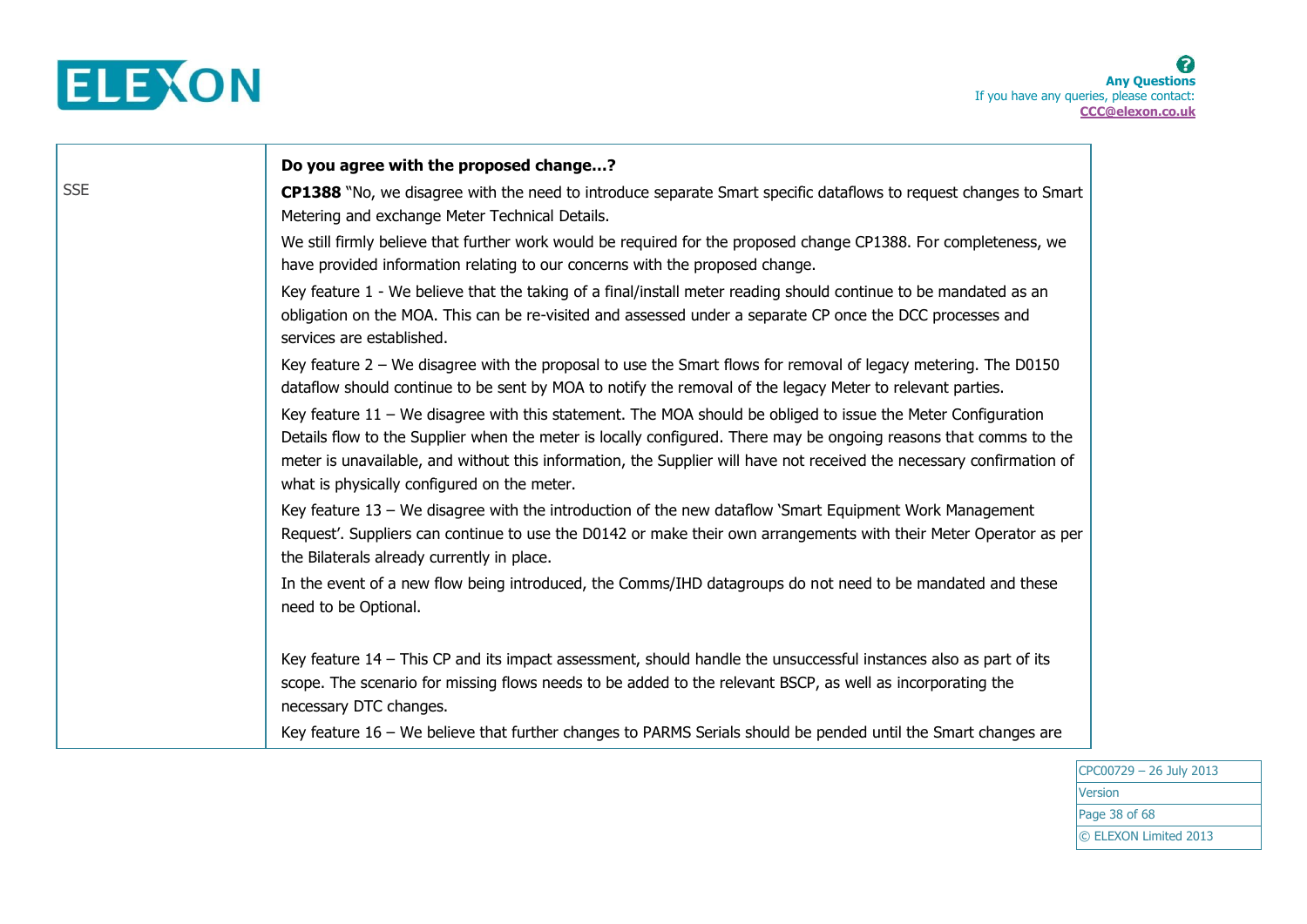| | Do you agree with the proposed change…? |
|---|---|
| SSE | **CP1388** "No, we disagree with the need to introduce separate Smart specific dataflows to request changes to Smart Metering and exchange Meter Technical Details.<br><br>We still firmly believe that further work would be required for the proposed change CP1388. For completeness, we have provided information relating to our concerns with the proposed change.<br><br>Key feature 1 - We believe that the taking of a final/install meter reading should continue to be mandated as an obligation on the MOA. This can be re-visited and assessed under a separate CP once the DCC processes and services are established.<br><br>Key feature 2 – We disagree with the proposal to use the Smart flows for removal of legacy metering. The D0150 dataflow should continue to be sent by MOA to notify the removal of the legacy Meter to relevant parties.<br><br>Key feature 11 – We disagree with this statement. The MOA should be obliged to issue the Meter Configuration Details flow to the Supplier when the meter is locally configured. There may be ongoing reasons that comms to the meter is unavailable, and without this information, the Supplier will have not received the necessary confirmation of what is physically configured on the meter.<br><br>Key feature 13 – We disagree with the introduction of the new dataflow 'Smart Equipment Work Management Request'. Suppliers can continue to use the D0142 or make their own arrangements with their Meter Operator as per the Bilaterals already currently in place.<br><br>In the event of a new flow being introduced, the Comms/IHD datagroups do not need to be mandated and these need to be Optional.<br><br>Key feature 14 – This CP and its impact assessment, should handle the unsuccessful instances also as part of its scope. The scenario for missing flows needs to be added to the relevant BSCP, as well as incorporating the necessary DTC changes.<br><br>Key feature 16 – We believe that further changes to PARMS Serials should be pended until the Smart changes are |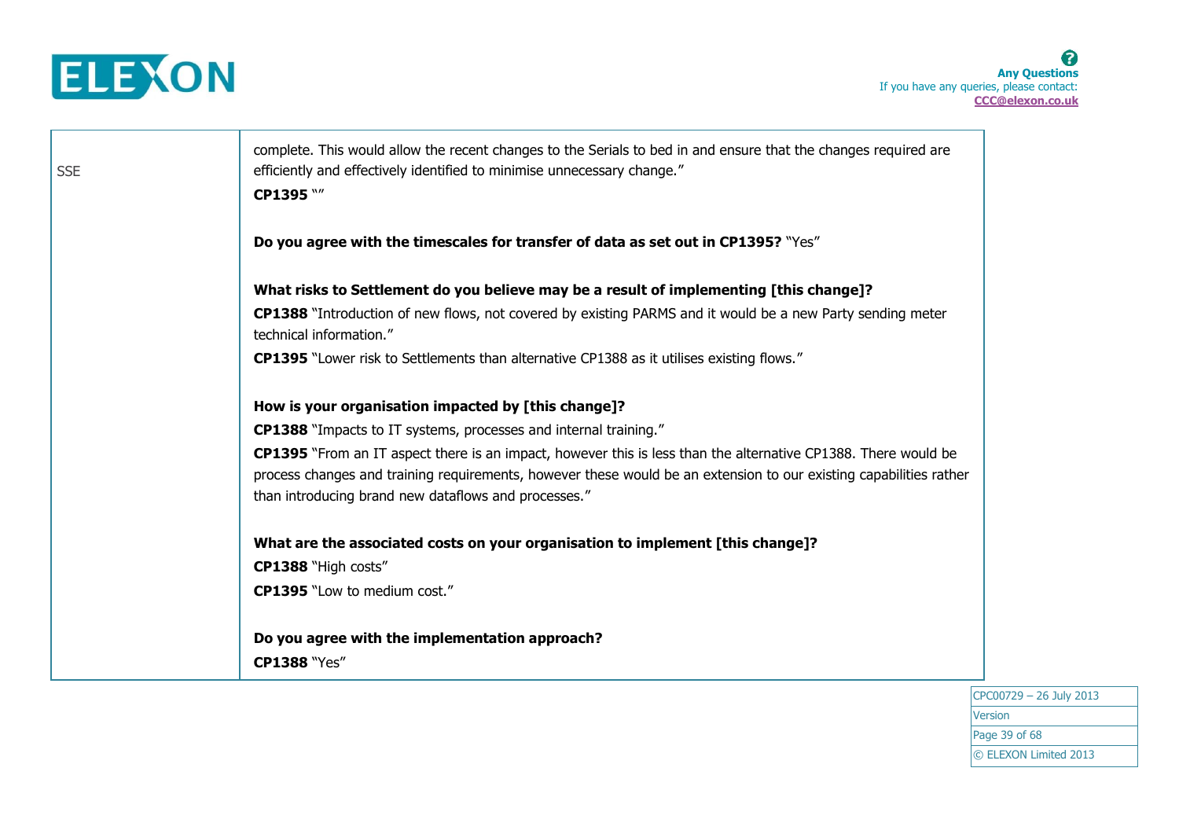| | |
|---|---|
| SSE | complete. This would allow the recent changes to the Serials to bed in and ensure that the changes required are efficiently and effectively identified to minimise unnecessary change."<br>**CP1395** ""<br><br>**Do you agree with the timescales for transfer of data as set out in CP1395?** "Yes"<br><br>**What risks to Settlement do you believe may be a result of implementing [this change]?**<br>**CP1388** "Introduction of new flows, not covered by existing PARMS and it would be a new Party sending meter technical information."<br>**CP1395** "Lower risk to Settlements than alternative CP1388 as it utilises existing flows."<br><br>**How is your organisation impacted by [this change]?**<br>**CP1388** "Impacts to IT systems, processes and internal training."<br>**CP1395** "From an IT aspect there is an impact, however this is less than the alternative CP1388. There would be process changes and training requirements, however these would be an extension to our existing capabilities rather than introducing brand new dataflows and processes."<br><br>**What are the associated costs on your organisation to implement [this change]?**<br>**CP1388** "High costs"<br>**CP1395** "Low to medium cost."<br><br>**Do you agree with the implementation approach?**<br>**CP1388** "Yes" |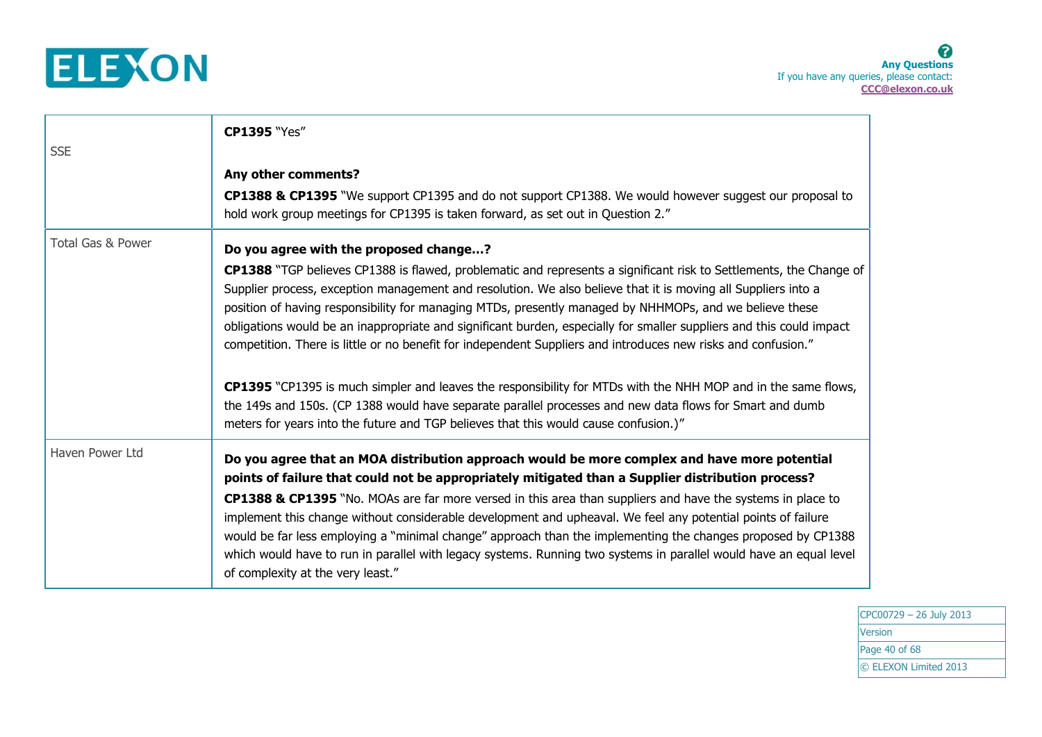| | |
|---|---|
| SSE | **CP1395** "Yes"<br><br>**Any other comments?**<br>**CP1388 & CP1395** "We support CP1395 and do not support CP1388. We would however suggest our proposal to hold work group meetings for CP1395 is taken forward, as set out in Question 2." |
| Total Gas & Power | **Do you agree with the proposed change…?**<br>**CP1388** "TGP believes CP1388 is flawed, problematic and represents a significant risk to Settlements, the Change of Supplier process, exception management and resolution. We also believe that it is moving all Suppliers into a position of having responsibility for managing MTDs, presently managed by NHHMOPs, and we believe these obligations would be an inappropriate and significant burden, especially for smaller suppliers and this could impact competition. There is little or no benefit for independent Suppliers and introduces new risks and confusion."<br><br>**CP1395** "CP1395 is much simpler and leaves the responsibility for MTDs with the NHH MOP and in the same flows, the 149s and 150s. (CP 1388 would have separate parallel processes and new data flows for Smart and dumb meters for years into the future and TGP believes that this would cause confusion.)" |
| Haven Power Ltd | **Do you agree that an MOA distribution approach would be more complex and have more potential points of failure that could not be appropriately mitigated than a Supplier distribution process?**<br>**CP1388 & CP1395** "No. MOAs are far more versed in this area than suppliers and have the systems in place to implement this change without considerable development and upheaval. We feel any potential points of failure would be far less employing a "minimal change" approach than the implementing the changes proposed by CP1388 which would have to run in parallel with legacy systems. Running two systems in parallel would have an equal level of complexity at the very least." |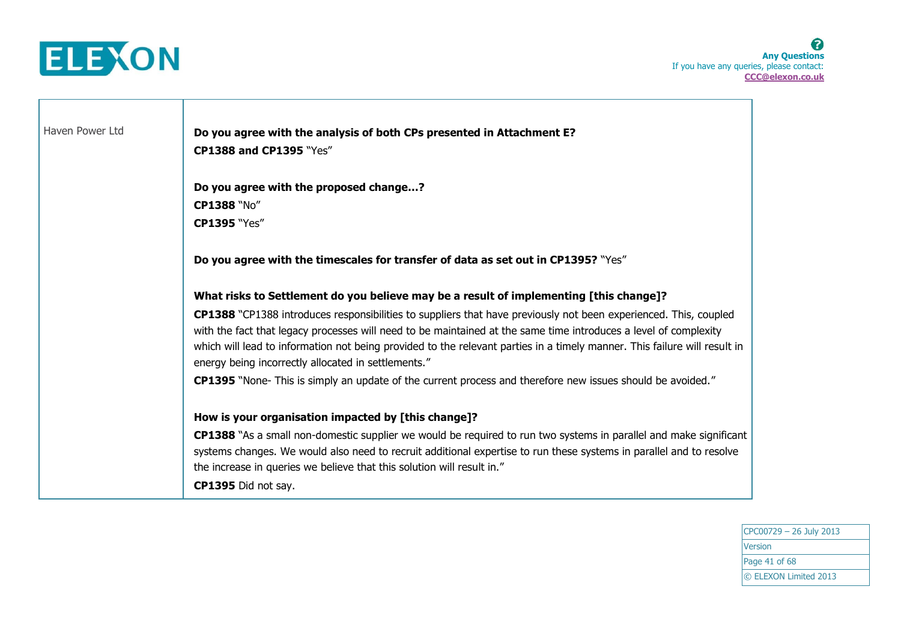| | |
|---|---|
| Haven Power Ltd | **Do you agree with the analysis of both CPs presented in Attachment E?**<br>**CP1388 and CP1395** "Yes"<br><br>**Do you agree with the proposed change…?**<br>**CP1388** "No"<br>**CP1395** "Yes"<br><br>**Do you agree with the timescales for transfer of data as set out in CP1395?** "Yes"<br><br>**What risks to Settlement do you believe may be a result of implementing [this change]?**<br>**CP1388** "CP1388 introduces responsibilities to suppliers that have previously not been experienced. This, coupled with the fact that legacy processes will need to be maintained at the same time introduces a level of complexity which will lead to information not being provided to the relevant parties in a timely manner. This failure will result in energy being incorrectly allocated in settlements."<br>**CP1395** "None- This is simply an update of the current process and therefore new issues should be avoided."<br><br>**How is your organisation impacted by [this change]?**<br>**CP1388** "As a small non-domestic supplier we would be required to run two systems in parallel and make significant systems changes. We would also need to recruit additional expertise to run these systems in parallel and to resolve the increase in queries we believe that this solution will result in."<br>**CP1395** Did not say. |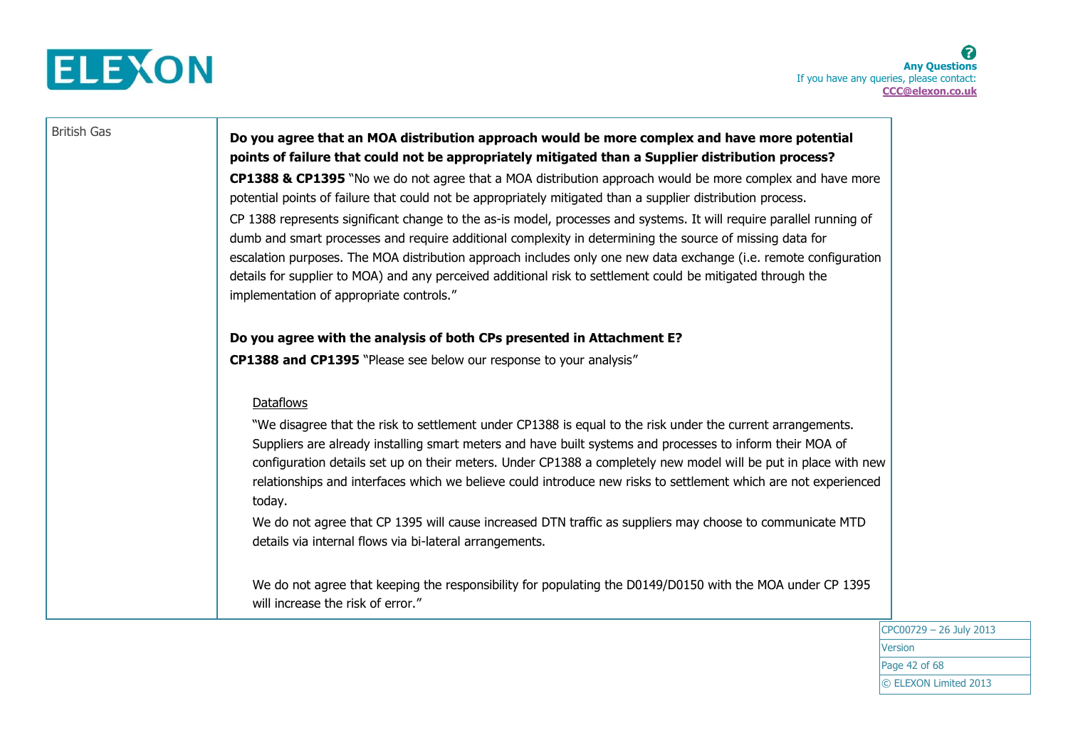| | |
|---|---|
| British Gas | **Do you agree that an MOA distribution approach would be more complex and have more potential points of failure that could not be appropriately mitigated than a Supplier distribution process?**<br>**CP1388 & CP1395** "No we do not agree that a MOA distribution approach would be more complex and have more potential points of failure that could not be appropriately mitigated than a supplier distribution process.<br>CP 1388 represents significant change to the as-is model, processes and systems. It will require parallel running of dumb and smart processes and require additional complexity in determining the source of missing data for escalation purposes. The MOA distribution approach includes only one new data exchange (i.e. remote configuration details for supplier to MOA) and any perceived additional risk to settlement could be mitigated through the implementation of appropriate controls."<br><br>**Do you agree with the analysis of both CPs presented in Attachment E?**<br>**CP1388 and CP1395** "Please see below our response to your analysis"<br><br>Dataflows<br>"We disagree that the risk to settlement under CP1388 is equal to the risk under the current arrangements. Suppliers are already installing smart meters and have built systems and processes to inform their MOA of configuration details set up on their meters. Under CP1388 a completely new model will be put in place with new relationships and interfaces which we believe could introduce new risks to settlement which are not experienced today.<br>We do not agree that CP 1395 will cause increased DTN traffic as suppliers may choose to communicate MTD details via internal flows via bi-lateral arrangements.<br><br>We do not agree that keeping the responsibility for populating the D0149/D0150 with the MOA under CP 1395 will increase the risk of error." |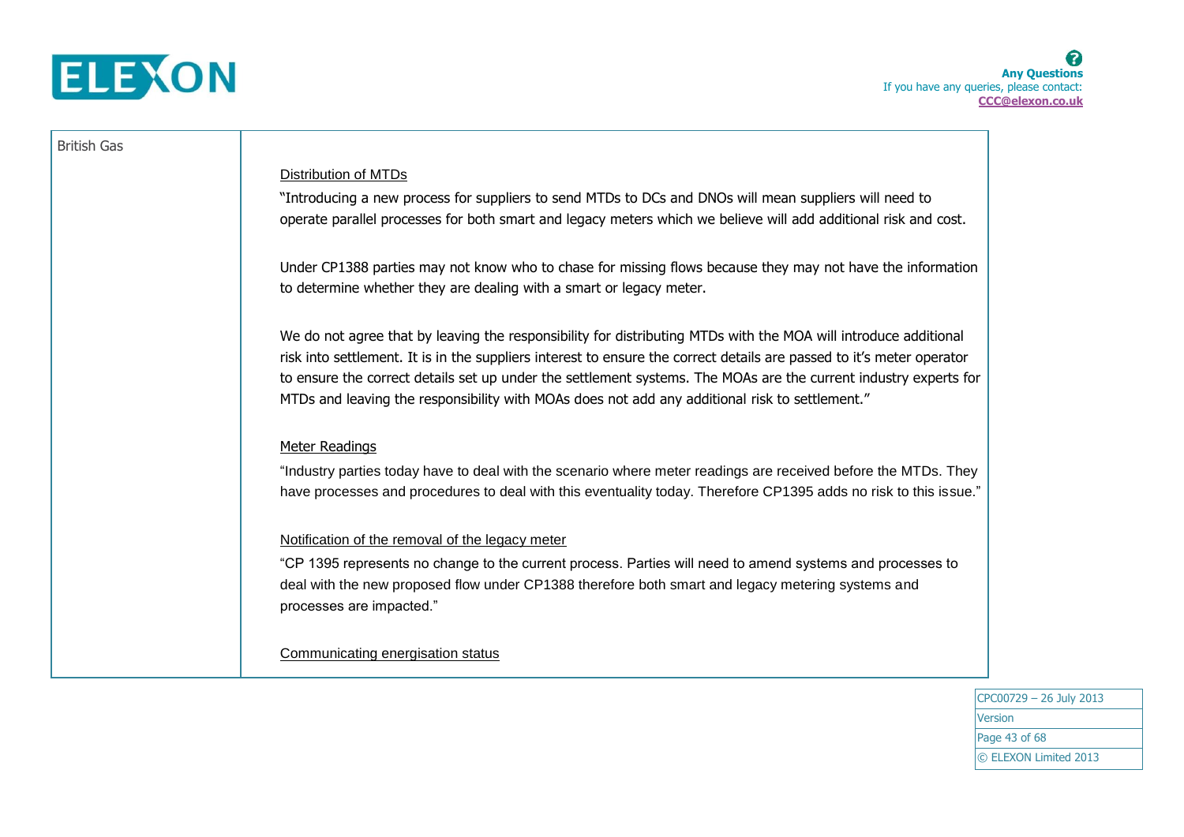| British Gas | <u>Distribution of MTDs</u><br>"Introducing a new process for suppliers to send MTDs to DCs and DNOs will mean suppliers will need to operate parallel processes for both smart and legacy meters which we believe will add additional risk and cost.<br><br>Under CP1388 parties may not know who to chase for missing flows because they may not have the information to determine whether they are dealing with a smart or legacy meter.<br><br>We do not agree that by leaving the responsibility for distributing MTDs with the MOA will introduce additional risk into settlement. It is in the suppliers interest to ensure the correct details are passed to it's meter operator to ensure the correct details set up under the settlement systems. The MOAs are the current industry experts for MTDs and leaving the responsibility with MOAs does not add any additional risk to settlement."<br><br><u>Meter Readings</u><br>"Industry parties today have to deal with the scenario where meter readings are received before the MTDs. They have processes and procedures to deal with this eventuality today. Therefore CP1395 adds no risk to this issue."<br><br><u>Notification of the removal of the legacy meter</u><br>"CP 1395 represents no change to the current process. Parties will need to amend systems and processes to deal with the new proposed flow under CP1388 therefore both smart and legacy metering systems and processes are impacted."<br><br><u>Communicating energisation status</u> |
|---|---|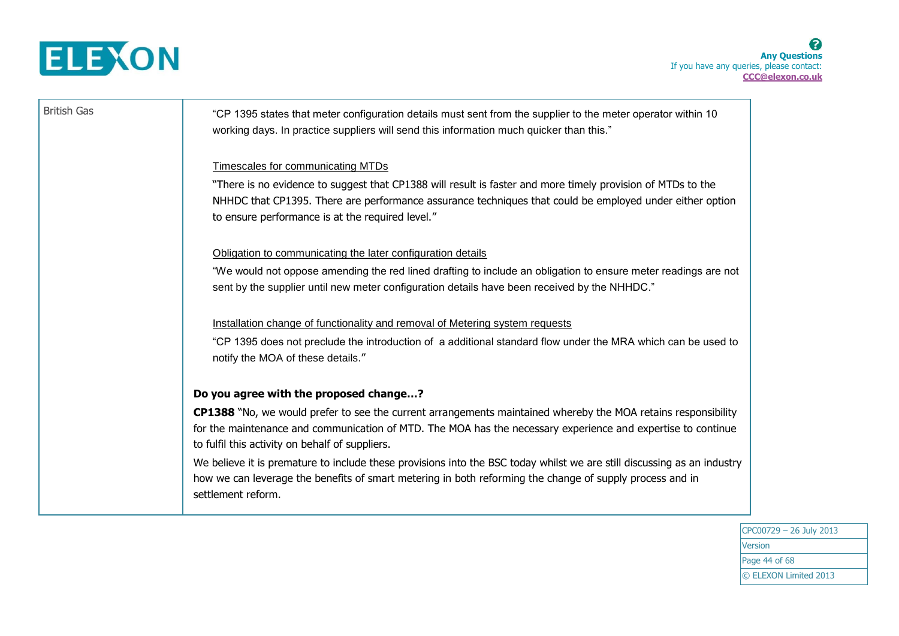| | |
|---|---|
| British Gas | "CP 1395 states that meter configuration details must sent from the supplier to the meter operator within 10 working days. In practice suppliers will send this information much quicker than this."<br><br>Timescales for communicating MTDs<br>"There is no evidence to suggest that CP1388 will result is faster and more timely provision of MTDs to the NHHDC that CP1395. There are performance assurance techniques that could be employed under either option to ensure performance is at the required level."<br><br>Obligation to communicating the later configuration details<br>"We would not oppose amending the red lined drafting to include an obligation to ensure meter readings are not sent by the supplier until new meter configuration details have been received by the NHHDC."<br><br>Installation change of functionality and removal of Metering system requests<br>"CP 1395 does not preclude the introduction of a additional standard flow under the MRA which can be used to notify the MOA of these details."<br><br>**Do you agree with the proposed change…?**<br>**CP1388** "No, we would prefer to see the current arrangements maintained whereby the MOA retains responsibility for the maintenance and communication of MTD. The MOA has the necessary experience and expertise to continue to fulfil this activity on behalf of suppliers.<br>We believe it is premature to include these provisions into the BSC today whilst we are still discussing as an industry how we can leverage the benefits of smart metering in both reforming the change of supply process and in settlement reform. |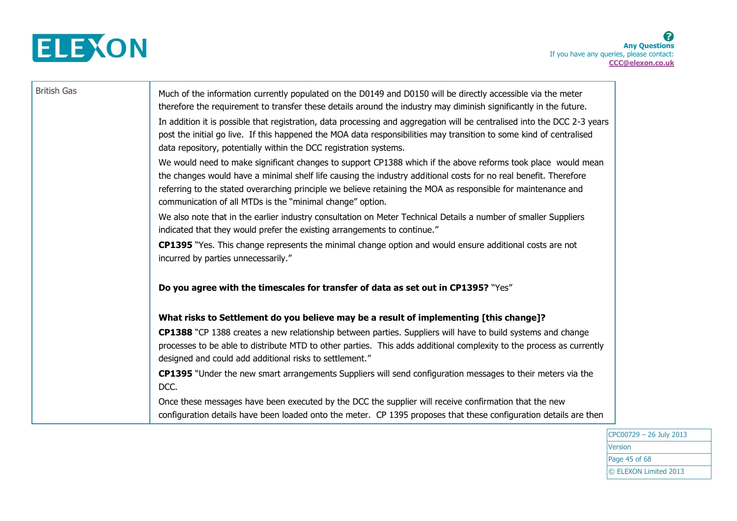| | |
|---|---|
| British Gas | Much of the information currently populated on the D0149 and D0150 will be directly accessible via the meter therefore the requirement to transfer these details around the industry may diminish significantly in the future.<br><br>In addition it is possible that registration, data processing and aggregation will be centralised into the DCC 2-3 years post the initial go live. If this happened the MOA data responsibilities may transition to some kind of centralised data repository, potentially within the DCC registration systems.<br><br>We would need to make significant changes to support CP1388 which if the above reforms took place would mean the changes would have a minimal shelf life causing the industry additional costs for no real benefit. Therefore referring to the stated overarching principle we believe retaining the MOA as responsible for maintenance and communication of all MTDs is the "minimal change" option.<br><br>We also note that in the earlier industry consultation on Meter Technical Details a number of smaller Suppliers indicated that they would prefer the existing arrangements to continue."<br><br>**CP1395** "Yes. This change represents the minimal change option and would ensure additional costs are not incurred by parties unnecessarily."<br><br>**Do you agree with the timescales for transfer of data as set out in CP1395?** "Yes"<br><br>**What risks to Settlement do you believe may be a result of implementing [this change]?**<br><br>**CP1388** "CP 1388 creates a new relationship between parties. Suppliers will have to build systems and change processes to be able to distribute MTD to other parties. This adds additional complexity to the process as currently designed and could add additional risks to settlement."<br><br>**CP1395** "Under the new smart arrangements Suppliers will send configuration messages to their meters via the DCC.<br><br>Once these messages have been executed by the DCC the supplier will receive confirmation that the new configuration details have been loaded onto the meter. CP 1395 proposes that these configuration details are then |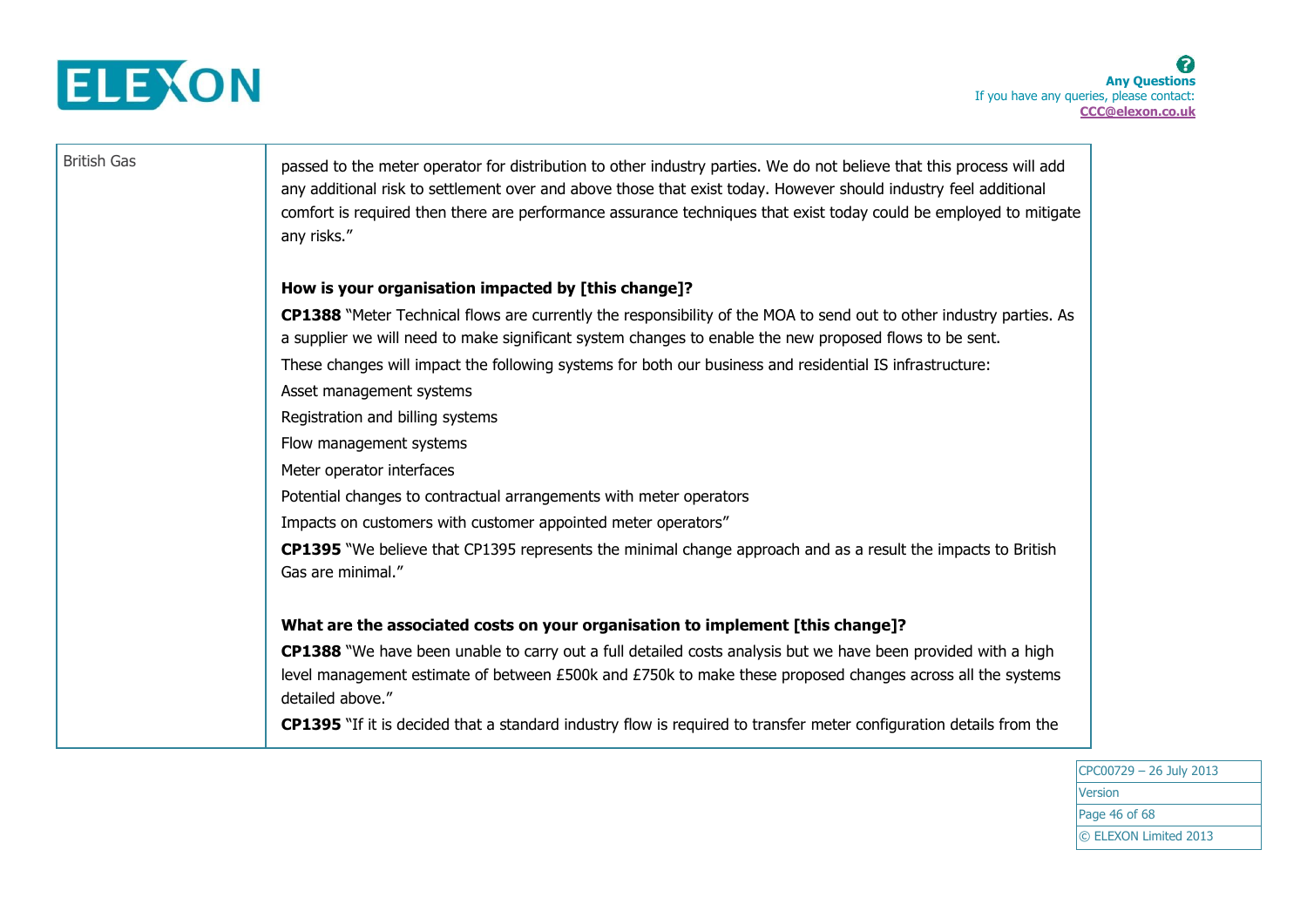| | |
|---|---|
| British Gas | passed to the meter operator for distribution to other industry parties. We do not believe that this process will add any additional risk to settlement over and above those that exist today. However should industry feel additional comfort is required then there are performance assurance techniques that exist today could be employed to mitigate any risks."<br><br>**How is your organisation impacted by [this change]?**<br>**CP1388** "Meter Technical flows are currently the responsibility of the MOA to send out to other industry parties. As a supplier we will need to make significant system changes to enable the new proposed flows to be sent.<br>These changes will impact the following systems for both our business and residential IS infrastructure:<br>Asset management systems<br>Registration and billing systems<br>Flow management systems<br>Meter operator interfaces<br>Potential changes to contractual arrangements with meter operators<br>Impacts on customers with customer appointed meter operators"<br>**CP1395** "We believe that CP1395 represents the minimal change approach and as a result the impacts to British Gas are minimal."<br><br>**What are the associated costs on your organisation to implement [this change]?**<br>**CP1388** "We have been unable to carry out a full detailed costs analysis but we have been provided with a high level management estimate of between £500k and £750k to make these proposed changes across all the systems detailed above."<br>**CP1395** "If it is decided that a standard industry flow is required to transfer meter configuration details from the |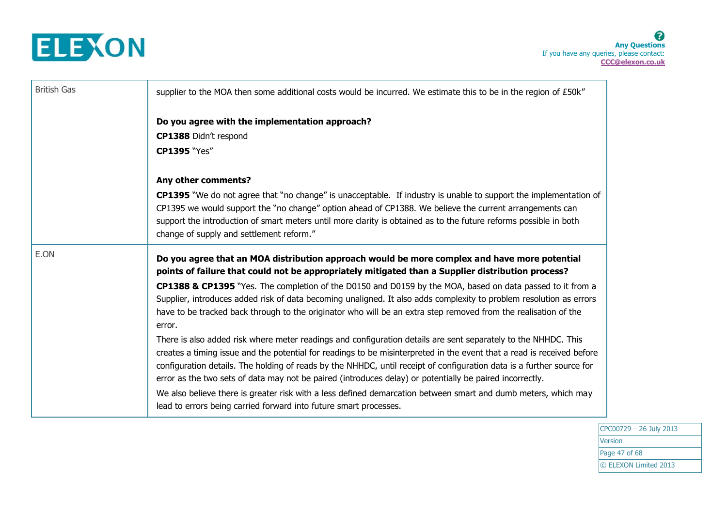| | |
|---|---|
| British Gas | supplier to the MOA then some additional costs would be incurred. We estimate this to be in the region of £50k"<br><br>**Do you agree with the implementation approach?**<br>**CP1388** Didn't respond<br>**CP1395** "Yes"<br><br>**Any other comments?**<br>**CP1395** "We do not agree that "no change" is unacceptable. If industry is unable to support the implementation of CP1395 we would support the "no change" option ahead of CP1388. We believe the current arrangements can support the introduction of smart meters until more clarity is obtained as to the future reforms possible in both change of supply and settlement reform." |
| E.ON | **Do you agree that an MOA distribution approach would be more complex and have more potential points of failure that could not be appropriately mitigated than a Supplier distribution process?**<br>**CP1388 & CP1395** "Yes. The completion of the D0150 and D0159 by the MOA, based on data passed to it from a Supplier, introduces added risk of data becoming unaligned. It also adds complexity to problem resolution as errors have to be tracked back through to the originator who will be an extra step removed from the realisation of the error.<br>There is also added risk where meter readings and configuration details are sent separately to the NHHDC. This creates a timing issue and the potential for readings to be misinterpreted in the event that a read is received before configuration details. The holding of reads by the NHHDC, until receipt of configuration data is a further source for error as the two sets of data may not be paired (introduces delay) or potentially be paired incorrectly.<br>We also believe there is greater risk with a less defined demarcation between smart and dumb meters, which may lead to errors being carried forward into future smart processes. |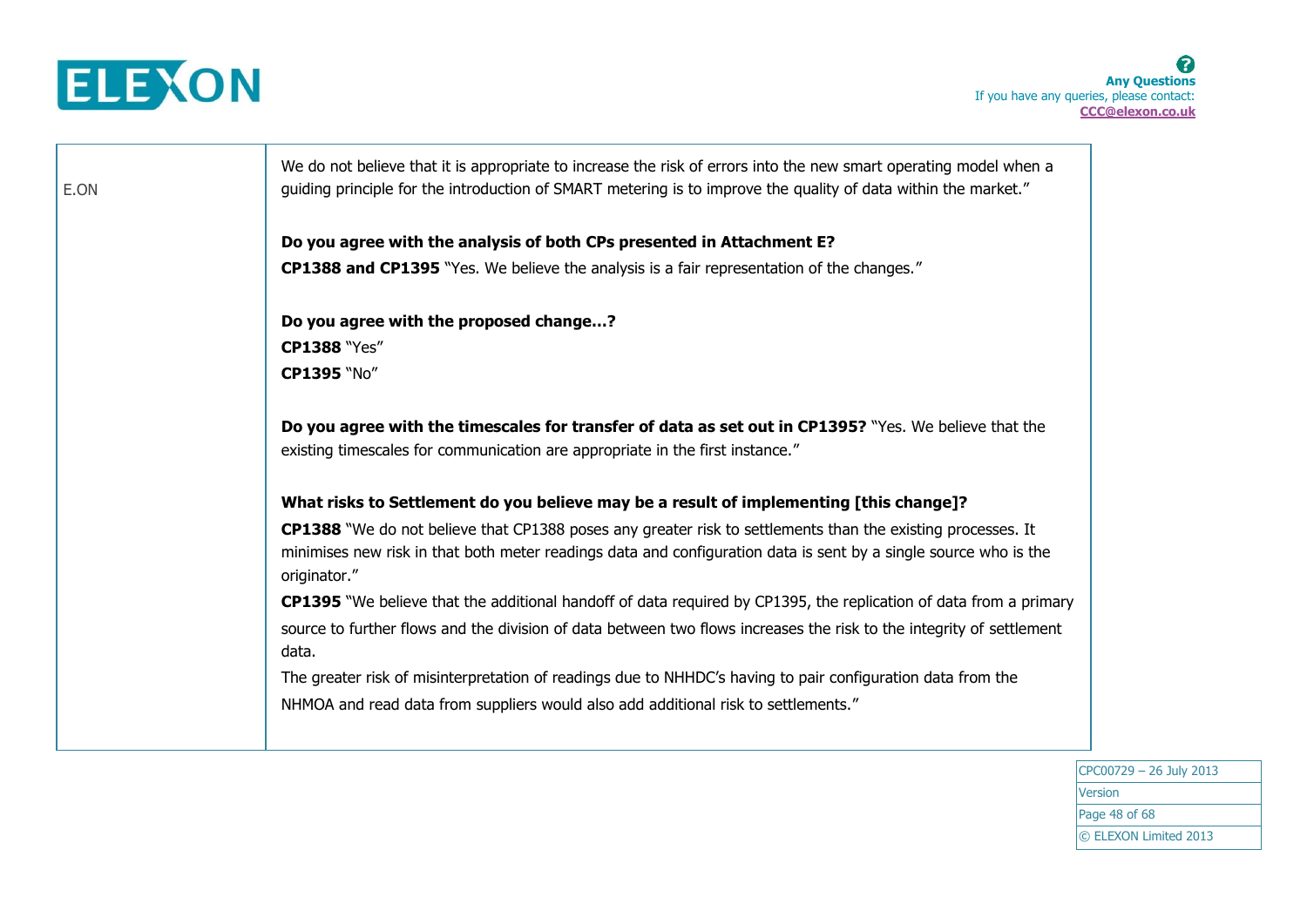| | |
|---|---|
| E.ON | We do not believe that it is appropriate to increase the risk of errors into the new smart operating model when a guiding principle for the introduction of SMART metering is to improve the quality of data within the market."<br><br>**Do you agree with the analysis of both CPs presented in Attachment E?**<br>**CP1388 and CP1395** "Yes. We believe the analysis is a fair representation of the changes."<br><br>**Do you agree with the proposed change…?**<br>**CP1388** "Yes"<br>**CP1395** "No"<br><br>**Do you agree with the timescales for transfer of data as set out in CP1395?** "Yes. We believe that the existing timescales for communication are appropriate in the first instance."<br><br>**What risks to Settlement do you believe may be a result of implementing [this change]?**<br>**CP1388** "We do not believe that CP1388 poses any greater risk to settlements than the existing processes. It minimises new risk in that both meter readings data and configuration data is sent by a single source who is the originator."<br>**CP1395** "We believe that the additional handoff of data required by CP1395, the replication of data from a primary source to further flows and the division of data between two flows increases the risk to the integrity of settlement data.<br>The greater risk of misinterpretation of readings due to NHHDC's having to pair configuration data from the NHMOA and read data from suppliers would also add additional risk to settlements." |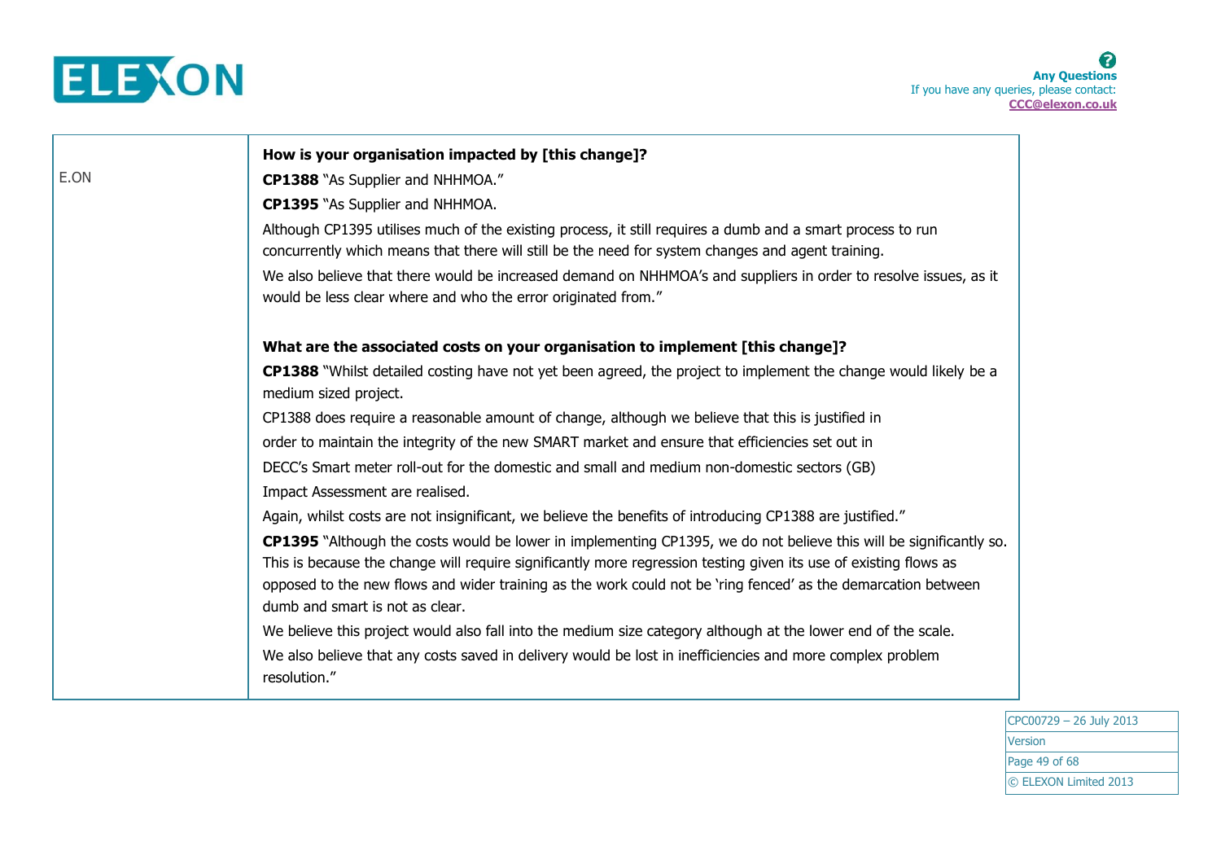| | |
|---|---|
| E.ON | **How is your organisation impacted by [this change]?**<br>**CP1388** "As Supplier and NHHMOA."<br>**CP1395** "As Supplier and NHHMOA.<br>Although CP1395 utilises much of the existing process, it still requires a dumb and a smart process to run concurrently which means that there will still be the need for system changes and agent training.<br>We also believe that there would be increased demand on NHHMOA's and suppliers in order to resolve issues, as it would be less clear where and who the error originated from."<br><br>**What are the associated costs on your organisation to implement [this change]?**<br>**CP1388** "Whilst detailed costing have not yet been agreed, the project to implement the change would likely be a medium sized project.<br>CP1388 does require a reasonable amount of change, although we believe that this is justified in order to maintain the integrity of the new SMART market and ensure that efficiencies set out in DECC's Smart meter roll-out for the domestic and small and medium non-domestic sectors (GB) Impact Assessment are realised.<br>Again, whilst costs are not insignificant, we believe the benefits of introducing CP1388 are justified."<br>**CP1395** "Although the costs would be lower in implementing CP1395, we do not believe this will be significantly so. This is because the change will require significantly more regression testing given its use of existing flows as opposed to the new flows and wider training as the work could not be 'ring fenced' as the demarcation between dumb and smart is not as clear.<br>We believe this project would also fall into the medium size category although at the lower end of the scale.<br>We also believe that any costs saved in delivery would be lost in inefficiencies and more complex problem resolution." |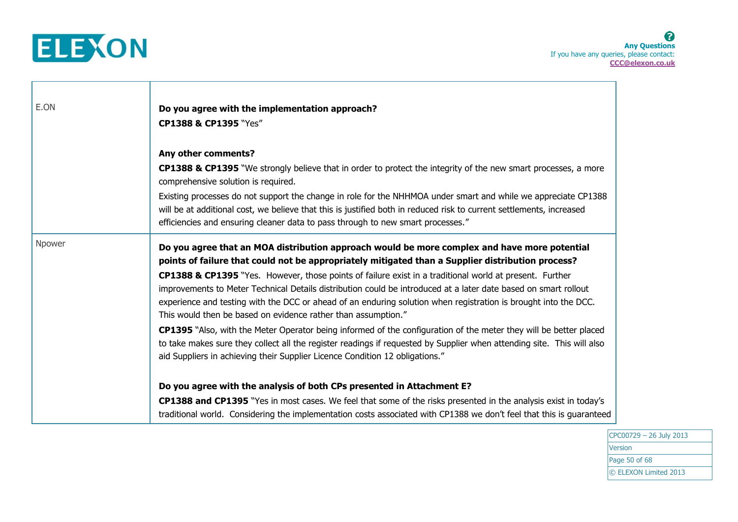| | |
|---|---|
| E.ON | **Do you agree with the implementation approach?**<br>**CP1388 & CP1395** "Yes"<br><br>**Any other comments?**<br>**CP1388 & CP1395** "We strongly believe that in order to protect the integrity of the new smart processes, a more comprehensive solution is required.<br>Existing processes do not support the change in role for the NHHMOA under smart and while we appreciate CP1388 will be at additional cost, we believe that this is justified both in reduced risk to current settlements, increased efficiencies and ensuring cleaner data to pass through to new smart processes." |
| Npower | **Do you agree that an MOA distribution approach would be more complex and have more potential points of failure that could not be appropriately mitigated than a Supplier distribution process?**<br>**CP1388 & CP1395** "Yes. However, those points of failure exist in a traditional world at present. Further improvements to Meter Technical Details distribution could be introduced at a later date based on smart rollout experience and testing with the DCC or ahead of an enduring solution when registration is brought into the DCC. This would then be based on evidence rather than assumption."<br>**CP1395** "Also, with the Meter Operator being informed of the configuration of the meter they will be better placed to take makes sure they collect all the register readings if requested by Supplier when attending site. This will also aid Suppliers in achieving their Supplier Licence Condition 12 obligations."<br><br>**Do you agree with the analysis of both CPs presented in Attachment E?**<br>**CP1388 and CP1395** "Yes in most cases. We feel that some of the risks presented in the analysis exist in today's traditional world. Considering the implementation costs associated with CP1388 we don't feel that this is guaranteed |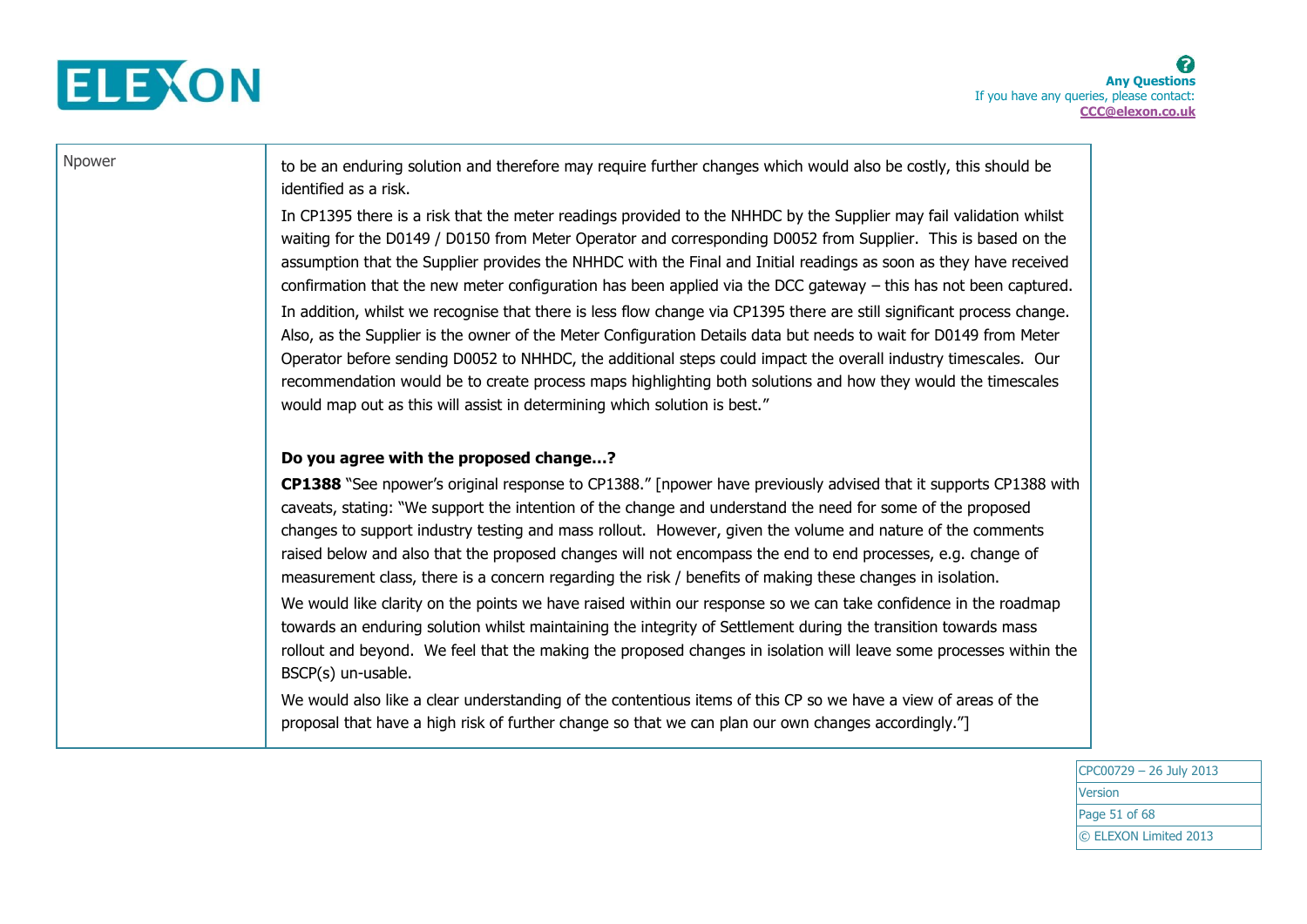| | |
|---|---|
| Npower | to be an enduring solution and therefore may require further changes which would also be costly, this should be identified as a risk.<br><br>In CP1395 there is a risk that the meter readings provided to the NHHDC by the Supplier may fail validation whilst waiting for the D0149 / D0150 from Meter Operator and corresponding D0052 from Supplier. This is based on the assumption that the Supplier provides the NHHDC with the Final and Initial readings as soon as they have received confirmation that the new meter configuration has been applied via the DCC gateway – this has not been captured.<br><br>In addition, whilst we recognise that there is less flow change via CP1395 there are still significant process change. Also, as the Supplier is the owner of the Meter Configuration Details data but needs to wait for D0149 from Meter Operator before sending D0052 to NHHDC, the additional steps could impact the overall industry timescales. Our recommendation would be to create process maps highlighting both solutions and how they would the timescales would map out as this will assist in determining which solution is best."<br><br>**Do you agree with the proposed change...?**<br><br>**CP1388** "See npower's original response to CP1388." [npower have previously advised that it supports CP1388 with caveats, stating: "We support the intention of the change and understand the need for some of the proposed changes to support industry testing and mass rollout. However, given the volume and nature of the comments raised below and also that the proposed changes will not encompass the end to end processes, e.g. change of measurement class, there is a concern regarding the risk / benefits of making these changes in isolation.<br><br>We would like clarity on the points we have raised within our response so we can take confidence in the roadmap towards an enduring solution whilst maintaining the integrity of Settlement during the transition towards mass rollout and beyond. We feel that the making the proposed changes in isolation will leave some processes within the BSCP(s) un-usable.<br><br>We would also like a clear understanding of the contentious items of this CP so we have a view of areas of the proposal that have a high risk of further change so that we can plan our own changes accordingly."] |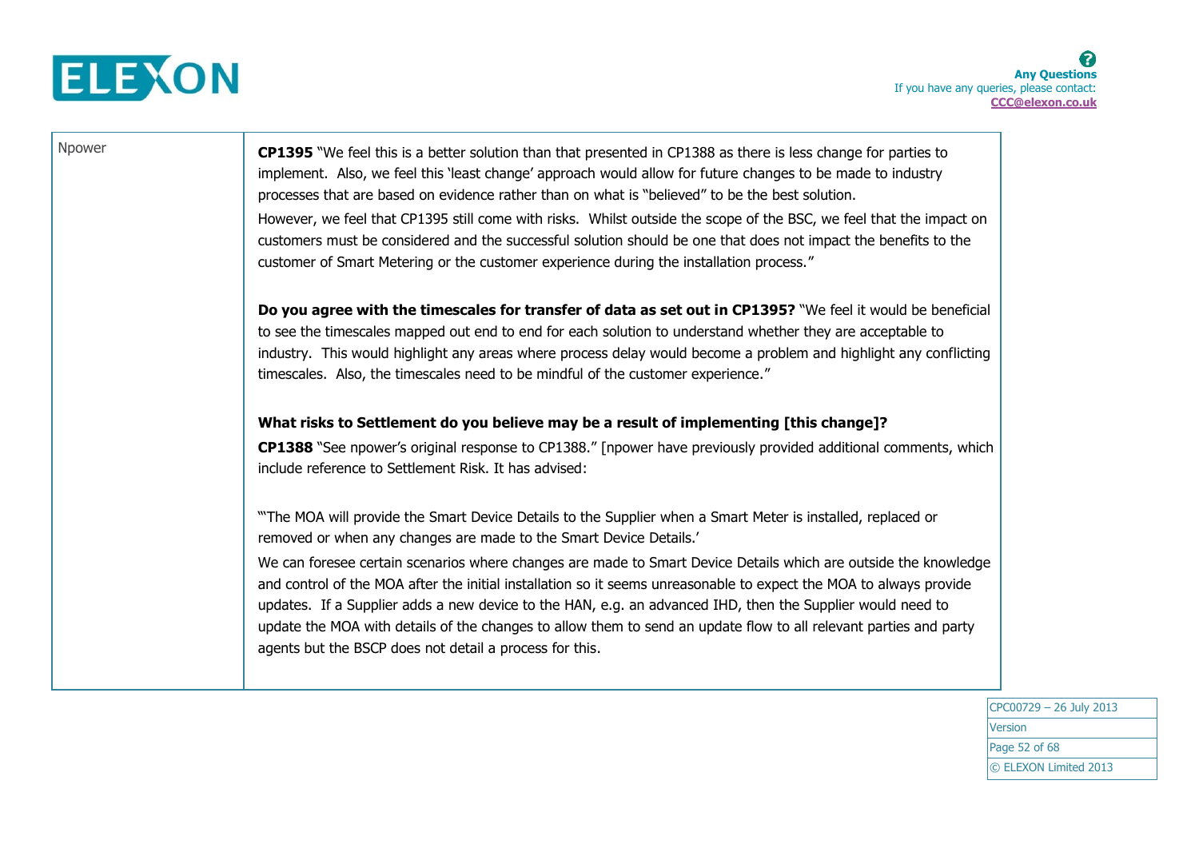| | |
|---|---|
| Npower | **CP1395** "We feel this is a better solution than that presented in CP1388 as there is less change for parties to implement. Also, we feel this 'least change' approach would allow for future changes to be made to industry processes that are based on evidence rather than on what is "believed" to be the best solution.<br>However, we feel that CP1395 still come with risks. Whilst outside the scope of the BSC, we feel that the impact on customers must be considered and the successful solution should be one that does not impact the benefits to the customer of Smart Metering or the customer experience during the installation process."<br><br>**Do you agree with the timescales for transfer of data as set out in CP1395?** "We feel it would be beneficial to see the timescales mapped out end to end for each solution to understand whether they are acceptable to industry. This would highlight any areas where process delay would become a problem and highlight any conflicting timescales. Also, the timescales need to be mindful of the customer experience."<br><br>**What risks to Settlement do you believe may be a result of implementing [this change]?**<br>**CP1388** "See npower's original response to CP1388." [npower have previously provided additional comments, which include reference to Settlement Risk. It has advised:<br><br>"'The MOA will provide the Smart Device Details to the Supplier when a Smart Meter is installed, replaced or removed or when any changes are made to the Smart Device Details.'<br>We can foresee certain scenarios where changes are made to Smart Device Details which are outside the knowledge and control of the MOA after the initial installation so it seems unreasonable to expect the MOA to always provide updates. If a Supplier adds a new device to the HAN, e.g. an advanced IHD, then the Supplier would need to update the MOA with details of the changes to allow them to send an update flow to all relevant parties and party agents but the BSCP does not detail a process for this. |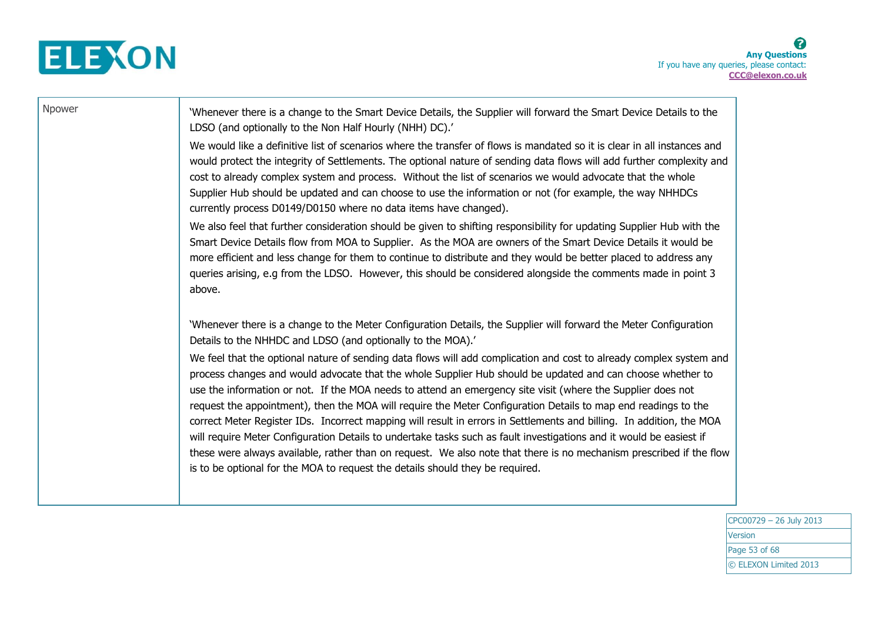| | |
|---|---|
| Npower | 'Whenever there is a change to the Smart Device Details, the Supplier will forward the Smart Device Details to the LDSO (and optionally to the Non Half Hourly (NHH) DC).'<br><br>We would like a definitive list of scenarios where the transfer of flows is mandated so it is clear in all instances and would protect the integrity of Settlements. The optional nature of sending data flows will add further complexity and cost to already complex system and process. Without the list of scenarios we would advocate that the whole Supplier Hub should be updated and can choose to use the information or not (for example, the way NHHDCs currently process D0149/D0150 where no data items have changed).<br><br>We also feel that further consideration should be given to shifting responsibility for updating Supplier Hub with the Smart Device Details flow from MOA to Supplier. As the MOA are owners of the Smart Device Details it would be more efficient and less change for them to continue to distribute and they would be better placed to address any queries arising, e.g from the LDSO. However, this should be considered alongside the comments made in point 3 above.<br><br>'Whenever there is a change to the Meter Configuration Details, the Supplier will forward the Meter Configuration Details to the NHHDC and LDSO (and optionally to the MOA).'<br><br>We feel that the optional nature of sending data flows will add complication and cost to already complex system and process changes and would advocate that the whole Supplier Hub should be updated and can choose whether to use the information or not. If the MOA needs to attend an emergency site visit (where the Supplier does not request the appointment), then the MOA will require the Meter Configuration Details to map end readings to the correct Meter Register IDs. Incorrect mapping will result in errors in Settlements and billing. In addition, the MOA will require Meter Configuration Details to undertake tasks such as fault investigations and it would be easiest if these were always available, rather than on request. We also note that there is no mechanism prescribed if the flow is to be optional for the MOA to request the details should they be required. |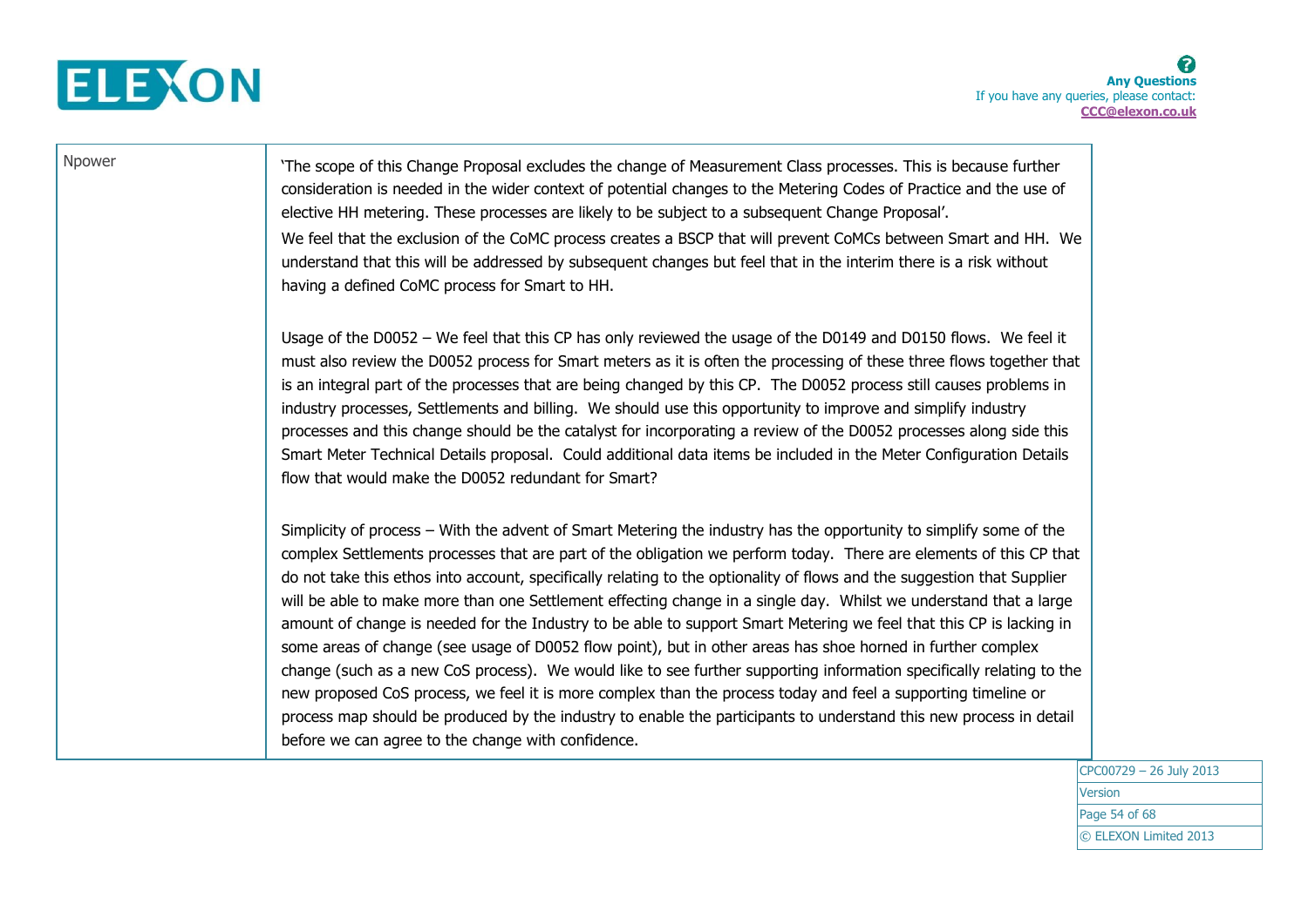| | |
|---|---|
| Npower | 'The scope of this Change Proposal excludes the change of Measurement Class processes. This is because further consideration is needed in the wider context of potential changes to the Metering Codes of Practice and the use of elective HH metering. These processes are likely to be subject to a subsequent Change Proposal'.<br>We feel that the exclusion of the CoMC process creates a BSCP that will prevent CoMCs between Smart and HH. We understand that this will be addressed by subsequent changes but feel that in the interim there is a risk without having a defined CoMC process for Smart to HH.<br><br>Usage of the D0052 – We feel that this CP has only reviewed the usage of the D0149 and D0150 flows. We feel it must also review the D0052 process for Smart meters as it is often the processing of these three flows together that is an integral part of the processes that are being changed by this CP. The D0052 process still causes problems in industry processes, Settlements and billing. We should use this opportunity to improve and simplify industry processes and this change should be the catalyst for incorporating a review of the D0052 processes along side this Smart Meter Technical Details proposal. Could additional data items be included in the Meter Configuration Details flow that would make the D0052 redundant for Smart?<br><br>Simplicity of process – With the advent of Smart Metering the industry has the opportunity to simplify some of the complex Settlements processes that are part of the obligation we perform today. There are elements of this CP that do not take this ethos into account, specifically relating to the optionality of flows and the suggestion that Supplier will be able to make more than one Settlement effecting change in a single day. Whilst we understand that a large amount of change is needed for the Industry to be able to support Smart Metering we feel that this CP is lacking in some areas of change (see usage of D0052 flow point), but in other areas has shoe horned in further complex change (such as a new CoS process). We would like to see further supporting information specifically relating to the new proposed CoS process, we feel it is more complex than the process today and feel a supporting timeline or process map should be produced by the industry to enable the participants to understand this new process in detail before we can agree to the change with confidence. |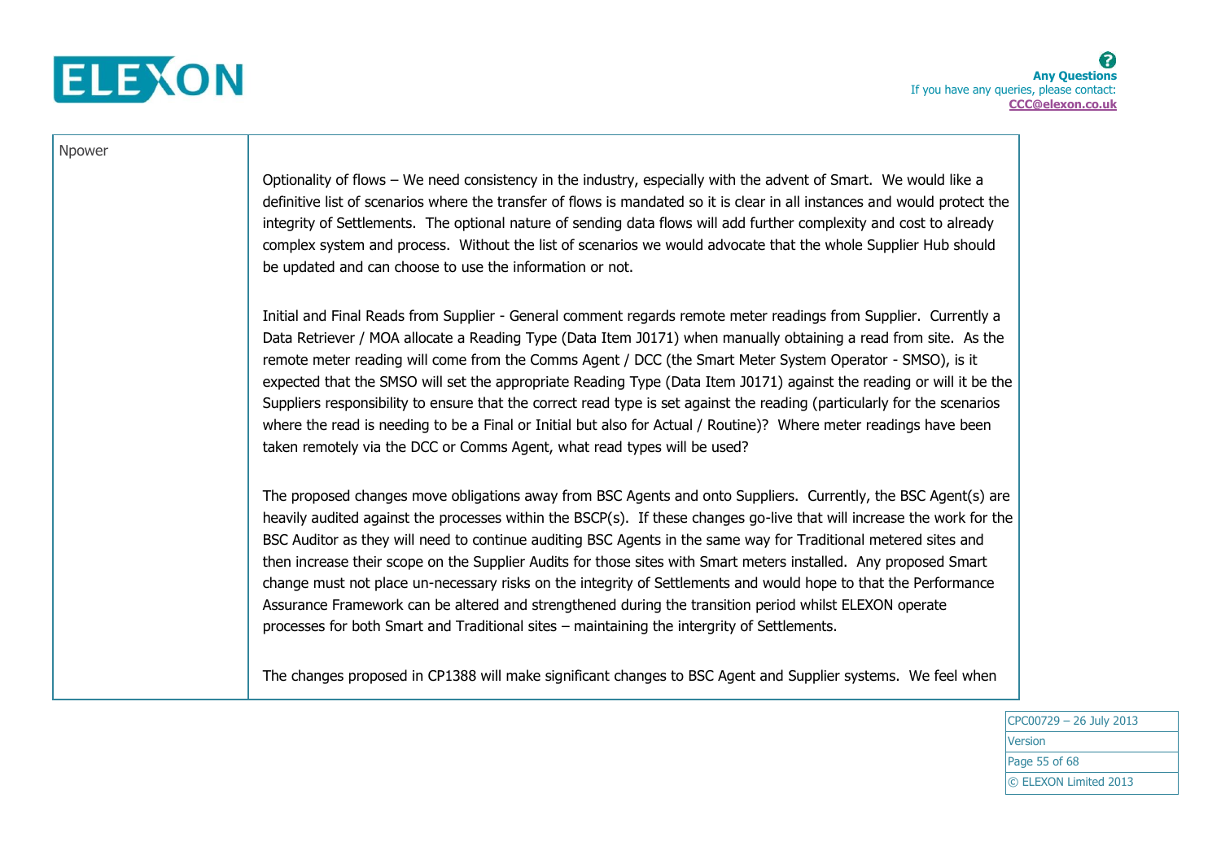| | |
|---|---|
| Npower | Optionality of flows – We need consistency in the industry, especially with the advent of Smart. We would like a definitive list of scenarios where the transfer of flows is mandated so it is clear in all instances and would protect the integrity of Settlements. The optional nature of sending data flows will add further complexity and cost to already complex system and process. Without the list of scenarios we would advocate that the whole Supplier Hub should be updated and can choose to use the information or not.<br><br>Initial and Final Reads from Supplier - General comment regards remote meter readings from Supplier. Currently a Data Retriever / MOA allocate a Reading Type (Data Item J0171) when manually obtaining a read from site. As the remote meter reading will come from the Comms Agent / DCC (the Smart Meter System Operator - SMSO), is it expected that the SMSO will set the appropriate Reading Type (Data Item J0171) against the reading or will it be the Suppliers responsibility to ensure that the correct read type is set against the reading (particularly for the scenarios where the read is needing to be a Final or Initial but also for Actual / Routine)? Where meter readings have been taken remotely via the DCC or Comms Agent, what read types will be used?<br><br>The proposed changes move obligations away from BSC Agents and onto Suppliers. Currently, the BSC Agent(s) are heavily audited against the processes within the BSCP(s). If these changes go-live that will increase the work for the BSC Auditor as they will need to continue auditing BSC Agents in the same way for Traditional metered sites and then increase their scope on the Supplier Audits for those sites with Smart meters installed. Any proposed Smart change must not place un-necessary risks on the integrity of Settlements and would hope to that the Performance Assurance Framework can be altered and strengthened during the transition period whilst ELEXON operate processes for both Smart and Traditional sites – maintaining the intergrity of Settlements.<br><br>The changes proposed in CP1388 will make significant changes to BSC Agent and Supplier systems. We feel when |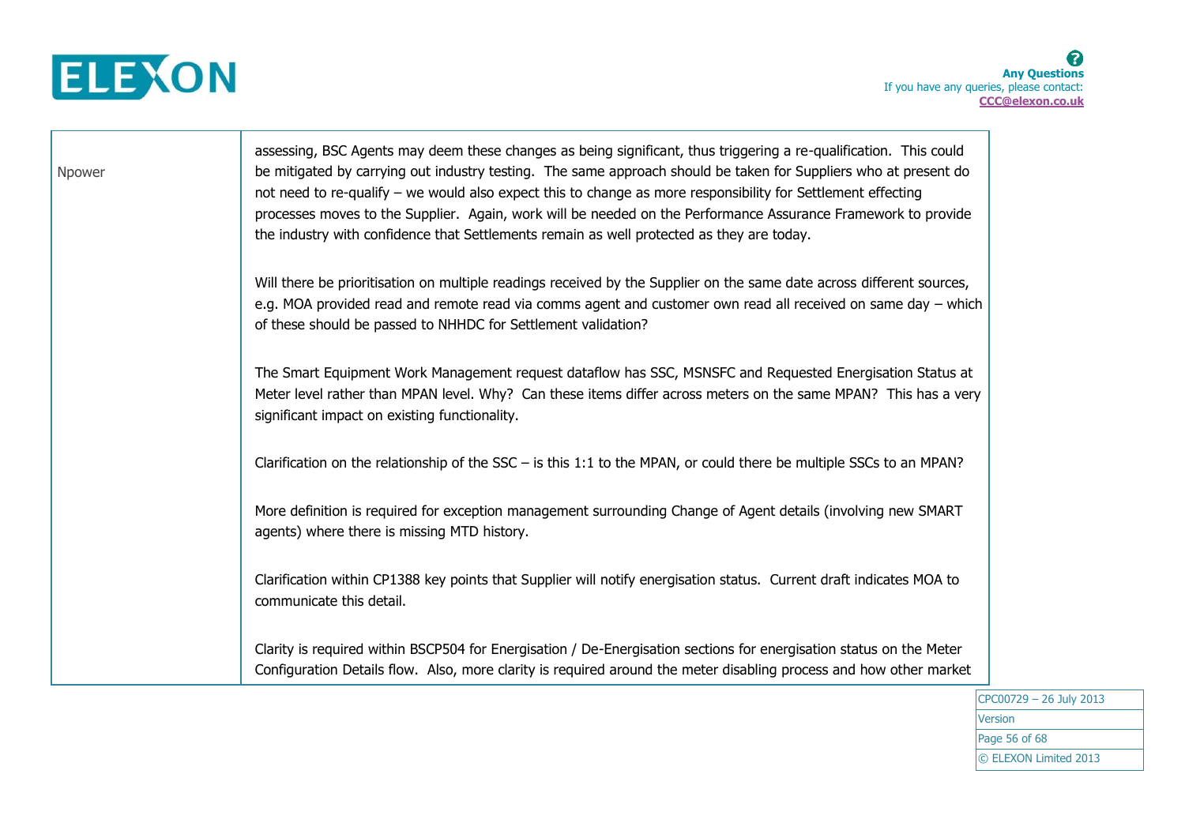| | |
|---|---|
| Npower | assessing, BSC Agents may deem these changes as being significant, thus triggering a re-qualification. This could be mitigated by carrying out industry testing. The same approach should be taken for Suppliers who at present do not need to re-qualify – we would also expect this to change as more responsibility for Settlement effecting processes moves to the Supplier. Again, work will be needed on the Performance Assurance Framework to provide the industry with confidence that Settlements remain as well protected as they are today.<br><br>Will there be prioritisation on multiple readings received by the Supplier on the same date across different sources, e.g. MOA provided read and remote read via comms agent and customer own read all received on same day – which of these should be passed to NHHDC for Settlement validation?<br><br>The Smart Equipment Work Management request dataflow has SSC, MSNSFC and Requested Energisation Status at Meter level rather than MPAN level. Why? Can these items differ across meters on the same MPAN? This has a very significant impact on existing functionality.<br><br>Clarification on the relationship of the SSC – is this 1:1 to the MPAN, or could there be multiple SSCs to an MPAN?<br><br>More definition is required for exception management surrounding Change of Agent details (involving new SMART agents) where there is missing MTD history.<br><br>Clarification within CP1388 key points that Supplier will notify energisation status. Current draft indicates MOA to communicate this detail.<br><br>Clarity is required within BSCP504 for Energisation / De-Energisation sections for energisation status on the Meter Configuration Details flow. Also, more clarity is required around the meter disabling process and how other market |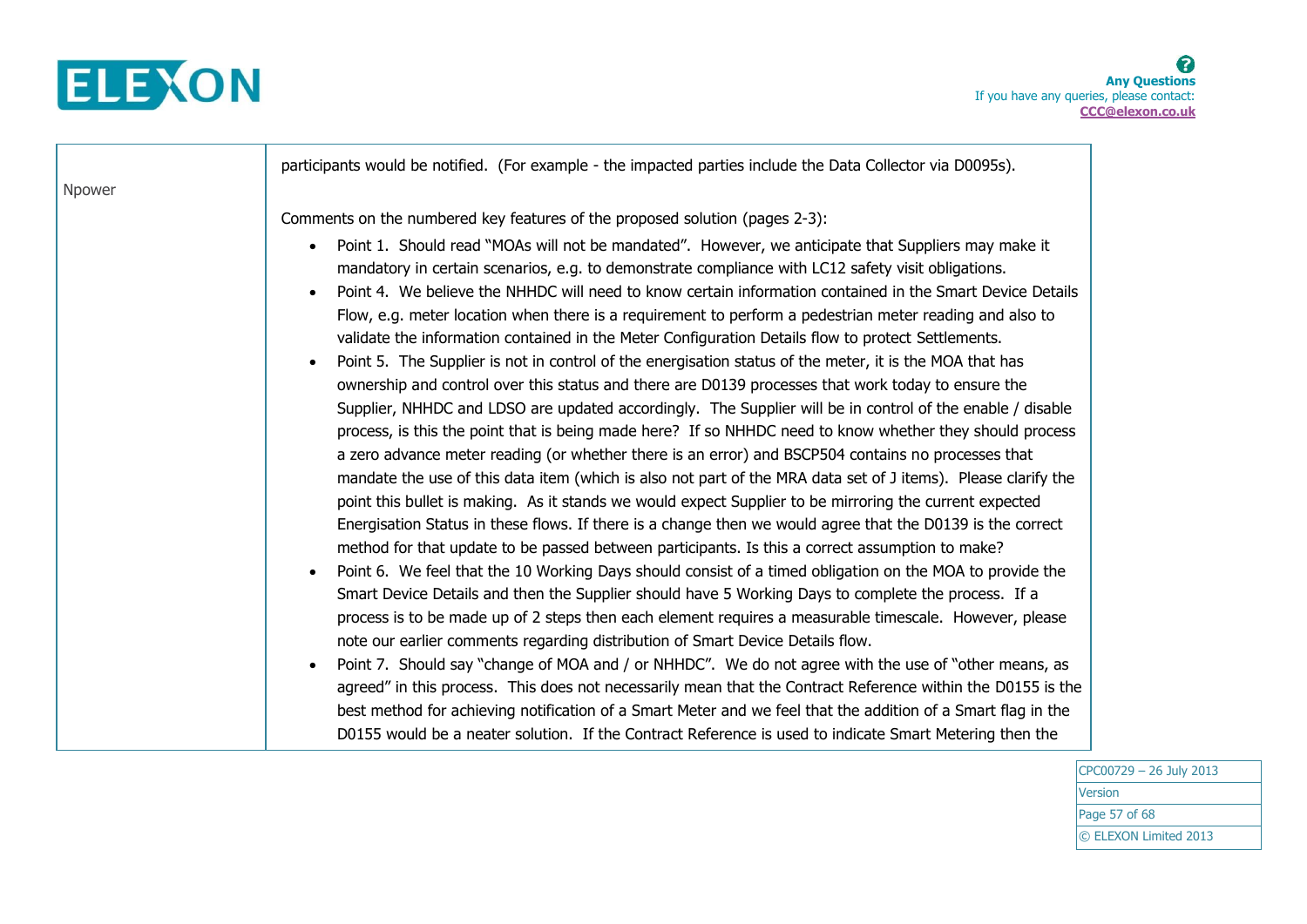| | |
|---|---|
| Npower | participants would be notified. (For example - the impacted parties include the Data Collector via D0095s).<br><br>Comments on the numbered key features of the proposed solution (pages 2-3):<br><ul><li>Point 1. Should read "MOAs will not be mandated". However, we anticipate that Suppliers may make it mandatory in certain scenarios, e.g. to demonstrate compliance with LC12 safety visit obligations.</li><li>Point 4. We believe the NHHDC will need to know certain information contained in the Smart Device Details Flow, e.g. meter location when there is a requirement to perform a pedestrian meter reading and also to validate the information contained in the Meter Configuration Details flow to protect Settlements.</li><li>Point 5. The Supplier is not in control of the energisation status of the meter, it is the MOA that has ownership and control over this status and there are D0139 processes that work today to ensure the Supplier, NHHDC and LDSO are updated accordingly. The Supplier will be in control of the enable / disable process, is this the point that is being made here? If so NHHDC need to know whether they should process a zero advance meter reading (or whether there is an error) and BSCP504 contains no processes that mandate the use of this data item (which is also not part of the MRA data set of J items). Please clarify the point this bullet is making. As it stands we would expect Supplier to be mirroring the current expected Energisation Status in these flows. If there is a change then we would agree that the D0139 is the correct method for that update to be passed between participants. Is this a correct assumption to make?</li><li>Point 6. We feel that the 10 Working Days should consist of a timed obligation on the MOA to provide the Smart Device Details and then the Supplier should have 5 Working Days to complete the process. If a process is to be made up of 2 steps then each element requires a measurable timescale. However, please note our earlier comments regarding distribution of Smart Device Details flow.</li><li>Point 7. Should say "change of MOA and / or NHHDC". We do not agree with the use of "other means, as agreed" in this process. This does not necessarily mean that the Contract Reference within the D0155 is the best method for achieving notification of a Smart Meter and we feel that the addition of a Smart flag in the D0155 would be a neater solution. If the Contract Reference is used to indicate Smart Metering then the</li></ul> |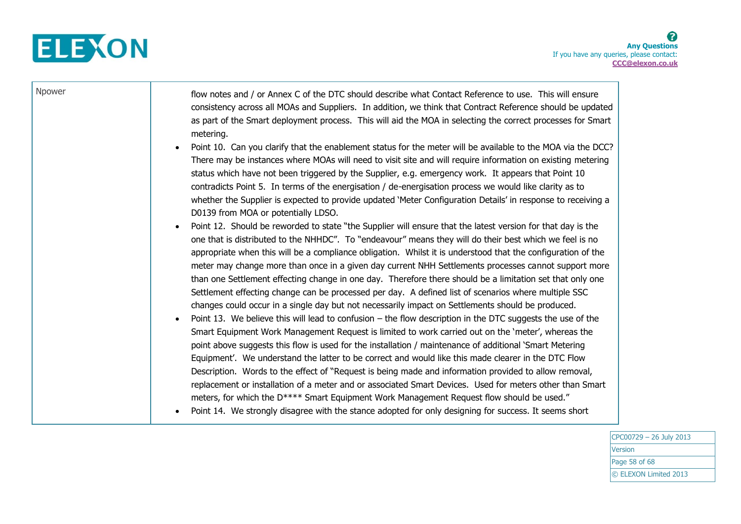| | |
|---|---|
| Npower | flow notes and / or Annex C of the DTC should describe what Contact Reference to use. This will ensure consistency across all MOAs and Suppliers. In addition, we think that Contract Reference should be updated as part of the Smart deployment process. This will aid the MOA in selecting the correct processes for Smart metering.<br>• Point 10. Can you clarify that the enablement status for the meter will be available to the MOA via the DCC? There may be instances where MOAs will need to visit site and will require information on existing metering status which have not been triggered by the Supplier, e.g. emergency work. It appears that Point 10 contradicts Point 5. In terms of the energisation / de-energisation process we would like clarity as to whether the Supplier is expected to provide updated 'Meter Configuration Details' in response to receiving a D0139 from MOA or potentially LDSO.<br>• Point 12. Should be reworded to state "the Supplier will ensure that the latest version for that day is the one that is distributed to the NHHDC". To "endeavour" means they will do their best which we feel is no appropriate when this will be a compliance obligation. Whilst it is understood that the configuration of the meter may change more than once in a given day current NHH Settlements processes cannot support more than one Settlement effecting change in one day. Therefore there should be a limitation set that only one Settlement effecting change can be processed per day. A defined list of scenarios where multiple SSC changes could occur in a single day but not necessarily impact on Settlements should be produced.<br>• Point 13. We believe this will lead to confusion – the flow description in the DTC suggests the use of the Smart Equipment Work Management Request is limited to work carried out on the 'meter', whereas the point above suggests this flow is used for the installation / maintenance of additional 'Smart Metering Equipment'. We understand the latter to be correct and would like this made clearer in the DTC Flow Description. Words to the effect of "Request is being made and information provided to allow removal, replacement or installation of a meter and or associated Smart Devices. Used for meters other than Smart meters, for which the D**** Smart Equipment Work Management Request flow should be used."<br>• Point 14. We strongly disagree with the stance adopted for only designing for success. It seems short |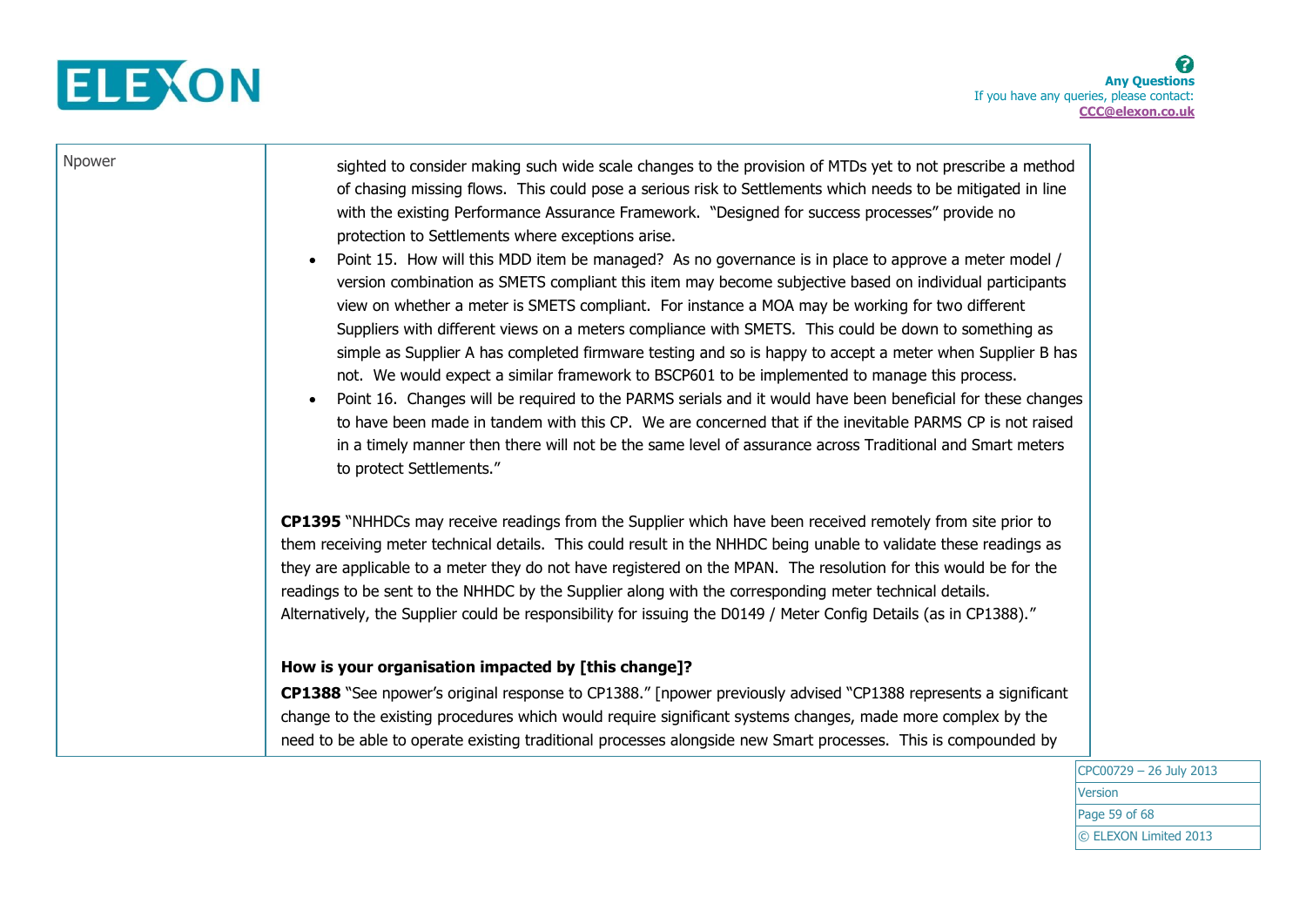| | |
|---|---|
| Npower | sighted to consider making such wide scale changes to the provision of MTDs yet to not prescribe a method of chasing missing flows. This could pose a serious risk to Settlements which needs to be mitigated in line with the existing Performance Assurance Framework. "Designed for success processes" provide no protection to Settlements where exceptions arise.<br>• Point 15. How will this MDD item be managed? As no governance is in place to approve a meter model / version combination as SMETS compliant this item may become subjective based on individual participants view on whether a meter is SMETS compliant. For instance a MOA may be working for two different Suppliers with different views on a meters compliance with SMETS. This could be down to something as simple as Supplier A has completed firmware testing and so is happy to accept a meter when Supplier B has not. We would expect a similar framework to BSCP601 to be implemented to manage this process.<br>• Point 16. Changes will be required to the PARMS serials and it would have been beneficial for these changes to have been made in tandem with this CP. We are concerned that if the inevitable PARMS CP is not raised in a timely manner then there will not be the same level of assurance across Traditional and Smart meters to protect Settlements."<br><br>**CP1395** "NHHDCs may receive readings from the Supplier which have been received remotely from site prior to them receiving meter technical details. This could result in the NHHDC being unable to validate these readings as they are applicable to a meter they do not have registered on the MPAN. The resolution for this would be for the readings to be sent to the NHHDC by the Supplier along with the corresponding meter technical details. Alternatively, the Supplier could be responsibility for issuing the D0149 / Meter Config Details (as in CP1388)."<br><br>**How is your organisation impacted by [this change]?**<br>**CP1388** "See npower's original response to CP1388." [npower previously advised "CP1388 represents a significant change to the existing procedures which would require significant systems changes, made more complex by the need to be able to operate existing traditional processes alongside new Smart processes. This is compounded by |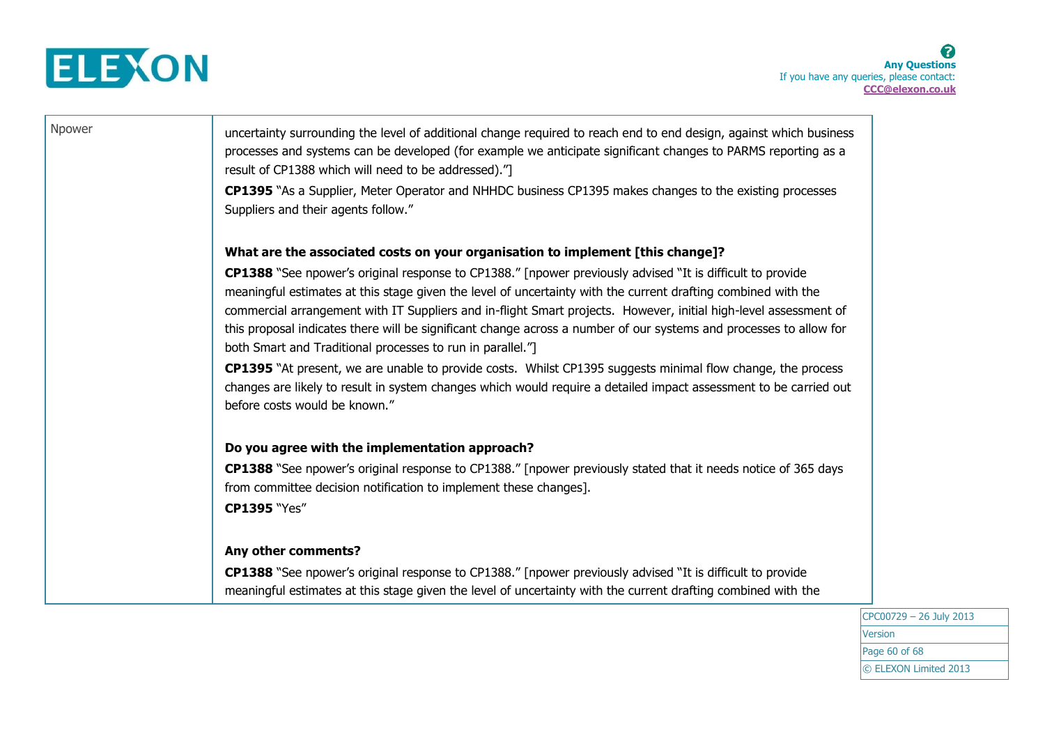| | |
|---|---|
| Npower | uncertainty surrounding the level of additional change required to reach end to end design, against which business processes and systems can be developed (for example we anticipate significant changes to PARMS reporting as a result of CP1388 which will need to be addressed)."]<br>**CP1395** "As a Supplier, Meter Operator and NHHDC business CP1395 makes changes to the existing processes Suppliers and their agents follow."<br><br>**What are the associated costs on your organisation to implement [this change]?**<br>**CP1388** "See npower's original response to CP1388." [npower previously advised "It is difficult to provide meaningful estimates at this stage given the level of uncertainty with the current drafting combined with the commercial arrangement with IT Suppliers and in-flight Smart projects. However, initial high-level assessment of this proposal indicates there will be significant change across a number of our systems and processes to allow for both Smart and Traditional processes to run in parallel."]<br>**CP1395** "At present, we are unable to provide costs. Whilst CP1395 suggests minimal flow change, the process changes are likely to result in system changes which would require a detailed impact assessment to be carried out before costs would be known."<br><br>**Do you agree with the implementation approach?**<br>**CP1388** "See npower's original response to CP1388." [npower previously stated that it needs notice of 365 days from committee decision notification to implement these changes].<br>**CP1395** "Yes"<br><br>**Any other comments?**<br>**CP1388** "See npower's original response to CP1388." [npower previously advised "It is difficult to provide meaningful estimates at this stage given the level of uncertainty with the current drafting combined with the |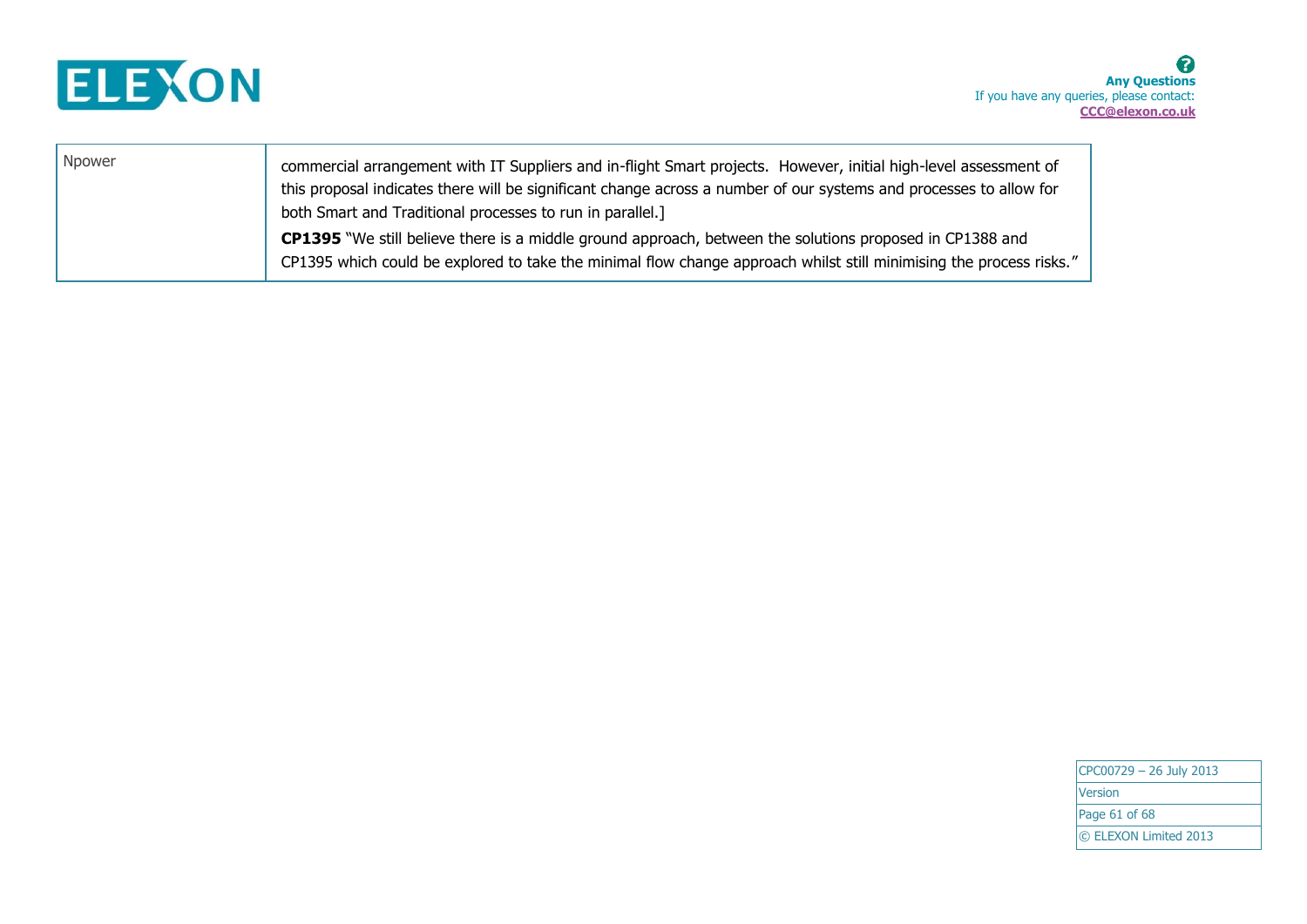| | |
|---|---|
| Npower | commercial arrangement with IT Suppliers and in-flight Smart projects.  However, initial high-level assessment of this proposal indicates there will be significant change across a number of our systems and processes to allow for both Smart and Traditional processes to run in parallel.]<br>**CP1395** "We still believe there is a middle ground approach, between the solutions proposed in CP1388 and CP1395 which could be explored to take the minimal flow change approach whilst still minimising the process risks." |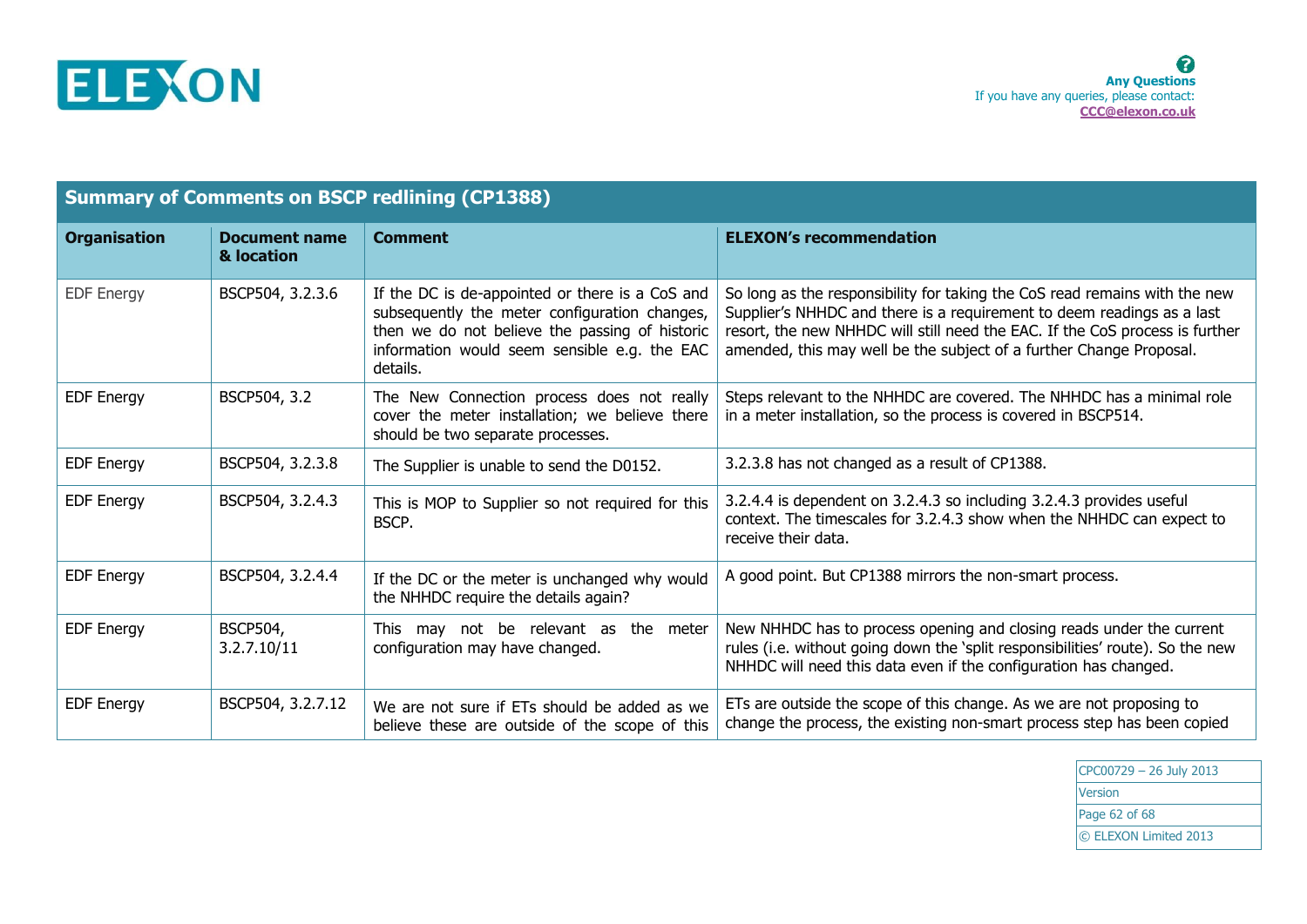ELEXON

**Any Questions**
If you have any queries, please contact:
CCC@elexon.co.uk

## Summary of Comments on BSCP redlining (CP1388)

| Organisation | Document name & location | Comment | ELEXON's recommendation |
|---|---|---|---|
| EDF Energy | BSCP504, 3.2.3.6 | If the DC is de-appointed or there is a CoS and subsequently the meter configuration changes, then we do not believe the passing of historic information would seem sensible e.g. the EAC details. | So long as the responsibility for taking the CoS read remains with the new Supplier's NHHDC and there is a requirement to deem readings as a last resort, the new NHHDC will still need the EAC. If the CoS process is further amended, this may well be the subject of a further Change Proposal. |
| EDF Energy | BSCP504, 3.2 | The New Connection process does not really cover the meter installation; we believe there should be two separate processes. | Steps relevant to the NHHDC are covered. The NHHDC has a minimal role in a meter installation, so the process is covered in BSCP514. |
| EDF Energy | BSCP504, 3.2.3.8 | The Supplier is unable to send the D0152. | 3.2.3.8 has not changed as a result of CP1388. |
| EDF Energy | BSCP504, 3.2.4.3 | This is MOP to Supplier so not required for this BSCP. | 3.2.4.4 is dependent on 3.2.4.3 so including 3.2.4.3 provides useful context. The timescales for 3.2.4.3 show when the NHHDC can expect to receive their data. |
| EDF Energy | BSCP504, 3.2.4.4 | If the DC or the meter is unchanged why would the NHHDC require the details again? | A good point. But CP1388 mirrors the non-smart process. |
| EDF Energy | BSCP504, 3.2.7.10/11 | This may not be relevant as the meter configuration may have changed. | New NHHDC has to process opening and closing reads under the current rules (i.e. without going down the 'split responsibilities' route). So the new NHHDC will need this data even if the configuration has changed. |
| EDF Energy | BSCP504, 3.2.7.12 | We are not sure if ETs should be added as we believe these are outside of the scope of this | ETs are outside the scope of this change. As we are not proposing to change the process, the existing non-smart process step has been copied |

CPC00729 – 26 July 2013
Version
© ELEXON Limited 2013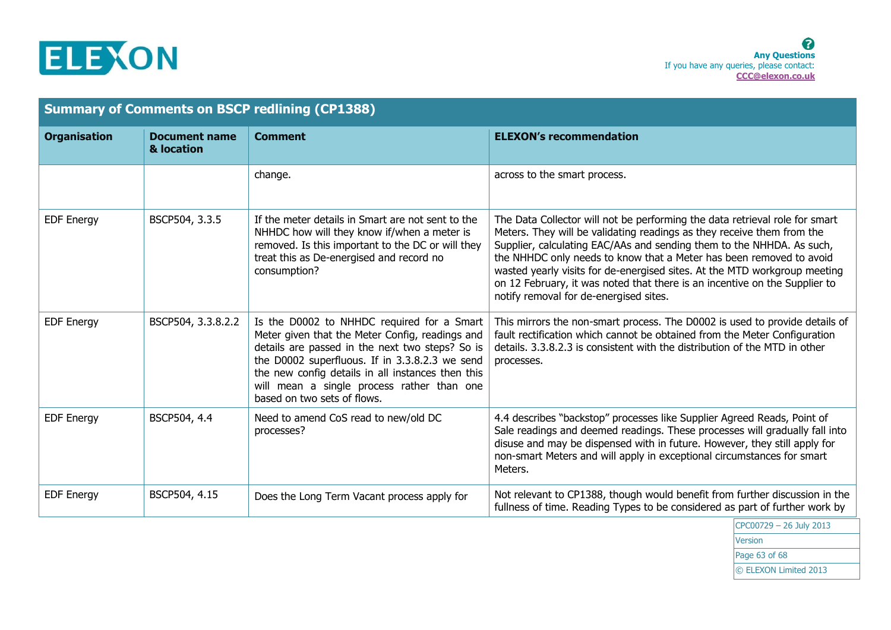## Summary of Comments on BSCP redlining (CP1388)

| Organisation | Document name & location | Comment | ELEXON's recommendation |
|---|---|---|---|
| | | change. | across to the smart process. |
| EDF Energy | BSCP504, 3.3.5 | If the meter details in Smart are not sent to the NHHDC how will they know if/when a meter is removed. Is this important to the DC or will they treat this as De-energised and record no consumption? | The Data Collector will not be performing the data retrieval role for smart Meters. They will be validating readings as they receive them from the Supplier, calculating EAC/AAs and sending them to the NHHDA. As such, the NHHDC only needs to know that a Meter has been removed to avoid wasted yearly visits for de-energised sites. At the MTD workgroup meeting on 12 February, it was noted that there is an incentive on the Supplier to notify removal for de-energised sites. |
| EDF Energy | BSCP504, 3.3.8.2.2 | Is the D0002 to NHHDC required for a Smart Meter given that the Meter Config, readings and details are passed in the next two steps? So is the D0002 superfluous. If in 3.3.8.2.3 we send the new config details in all instances then this will mean a single process rather than one based on two sets of flows. | This mirrors the non-smart process. The D0002 is used to provide details of fault rectification which cannot be obtained from the Meter Configuration details. 3.3.8.2.3 is consistent with the distribution of the MTD in other processes. |
| EDF Energy | BSCP504, 4.4 | Need to amend CoS read to new/old DC processes? | 4.4 describes "backstop" processes like Supplier Agreed Reads, Point of Sale readings and deemed readings. These processes will gradually fall into disuse and may be dispensed with in future. However, they still apply for non-smart Meters and will apply in exceptional circumstances for smart Meters. |
| EDF Energy | BSCP504, 4.15 | Does the Long Term Vacant process apply for | Not relevant to CP1388, though would benefit from further discussion in the fullness of time. Reading Types to be considered as part of further work by |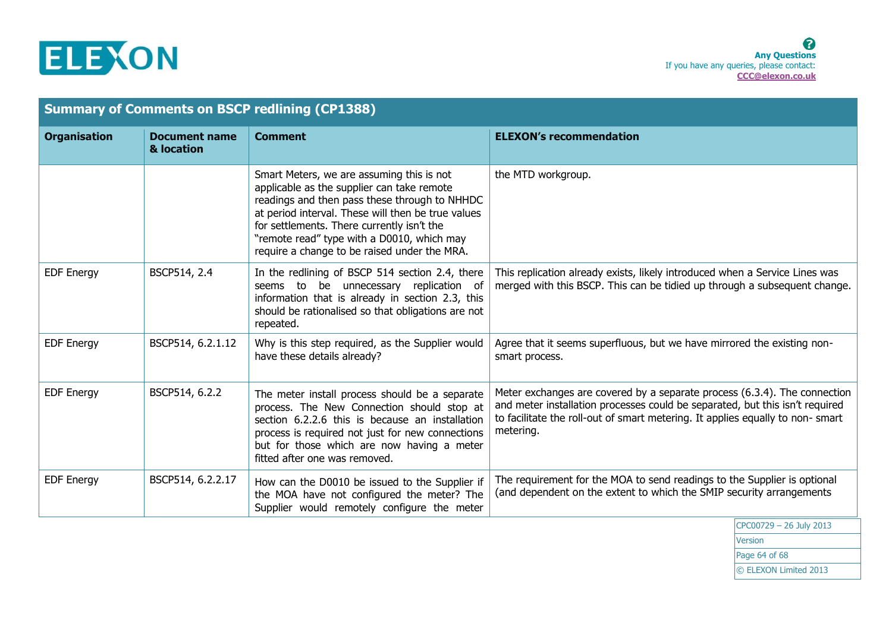## Summary of Comments on BSCP redlining (CP1388)

| Organisation | Document name & location | Comment | ELEXON's recommendation |
|---|---|---|---|
| | | Smart Meters, we are assuming this is not applicable as the supplier can take remote readings and then pass these through to NHHDC at period interval. These will then be true values for settlements. There currently isn't the "remote read" type with a D0010, which may require a change to be raised under the MRA. | the MTD workgroup. |
| EDF Energy | BSCP514, 2.4 | In the redlining of BSCP 514 section 2.4, there seems to be unnecessary replication of information that is already in section 2.3, this should be rationalised so that obligations are not repeated. | This replication already exists, likely introduced when a Service Lines was merged with this BSCP. This can be tidied up through a subsequent change. |
| EDF Energy | BSCP514, 6.2.1.12 | Why is this step required, as the Supplier would have these details already? | Agree that it seems superfluous, but we have mirrored the existing non-smart process. |
| EDF Energy | BSCP514, 6.2.2 | The meter install process should be a separate process. The New Connection should stop at section 6.2.2.6 this is because an installation process is required not just for new connections but for those which are now having a meter fitted after one was removed. | Meter exchanges are covered by a separate process (6.3.4). The connection and meter installation processes could be separated, but this isn't required to facilitate the roll-out of smart metering. It applies equally to non- smart metering. |
| EDF Energy | BSCP514, 6.2.2.17 | How can the D0010 be issued to the Supplier if the MOA have not configured the meter? The Supplier would remotely configure the meter | The requirement for the MOA to send readings to the Supplier is optional (and dependent on the extent to which the SMIP security arrangements |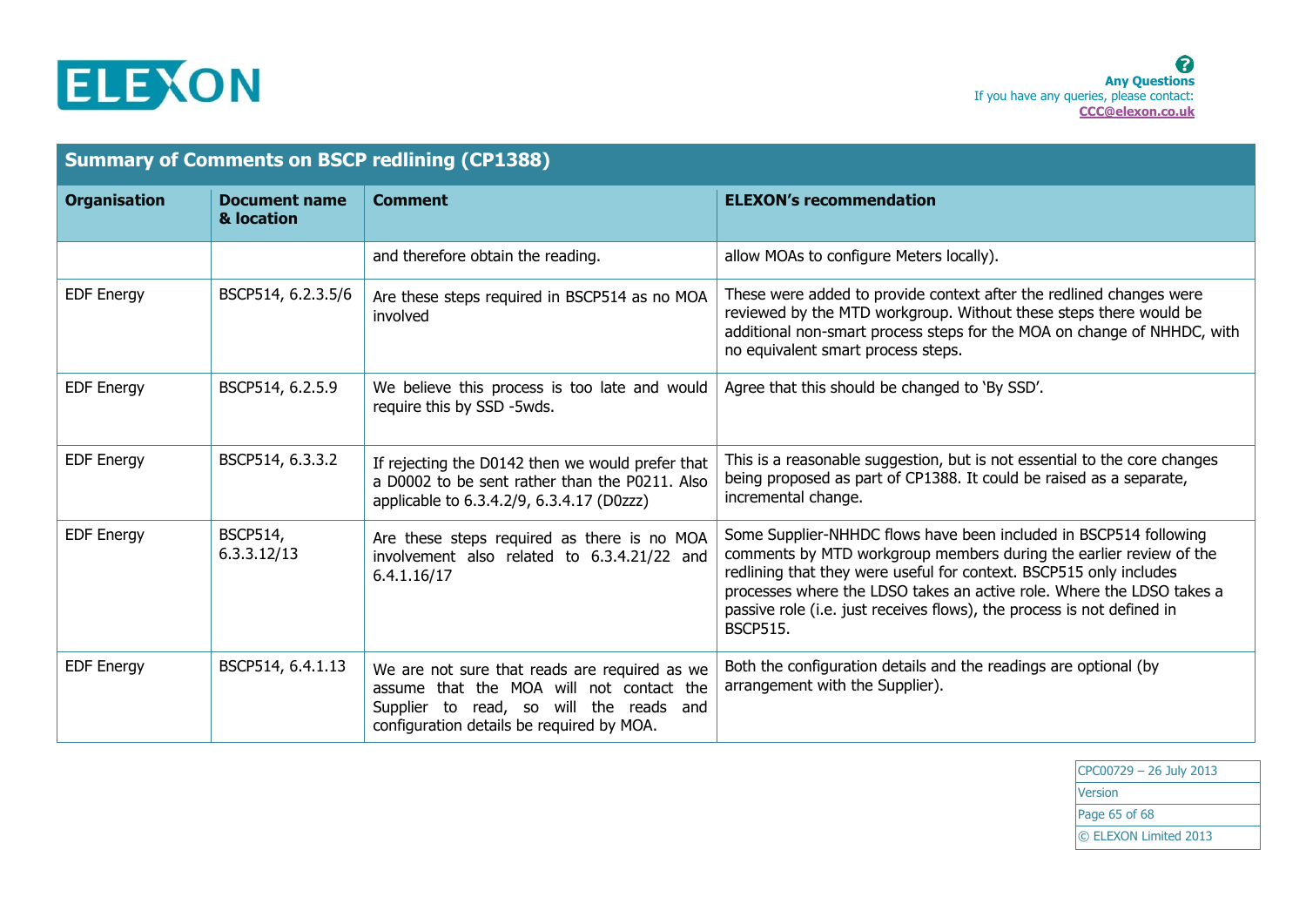## Summary of Comments on BSCP redlining (CP1388)

| Organisation | Document name & location | Comment | ELEXON's recommendation |
|---|---|---|---|
| | | and therefore obtain the reading. | allow MOAs to configure Meters locally). |
| EDF Energy | BSCP514, 6.2.3.5/6 | Are these steps required in BSCP514 as no MOA involved | These were added to provide context after the redlined changes were reviewed by the MTD workgroup. Without these steps there would be additional non-smart process steps for the MOA on change of NHHDC, with no equivalent smart process steps. |
| EDF Energy | BSCP514, 6.2.5.9 | We believe this process is too late and would require this by SSD -5wds. | Agree that this should be changed to 'By SSD'. |
| EDF Energy | BSCP514, 6.3.3.2 | If rejecting the D0142 then we would prefer that a D0002 to be sent rather than the P0211. Also applicable to 6.3.4.2/9, 6.3.4.17 (D0zzz) | This is a reasonable suggestion, but is not essential to the core changes being proposed as part of CP1388. It could be raised as a separate, incremental change. |
| EDF Energy | BSCP514, 6.3.3.12/13 | Are these steps required as there is no MOA involvement also related to 6.3.4.21/22 and 6.4.1.16/17 | Some Supplier-NHHDC flows have been included in BSCP514 following comments by MTD workgroup members during the earlier review of the redlining that they were useful for context. BSCP515 only includes processes where the LDSO takes an active role. Where the LDSO takes a passive role (i.e. just receives flows), the process is not defined in BSCP515. |
| EDF Energy | BSCP514, 6.4.1.13 | We are not sure that reads are required as we assume that the MOA will not contact the Supplier to read, so will the reads and configuration details be required by MOA. | Both the configuration details and the readings are optional (by arrangement with the Supplier). |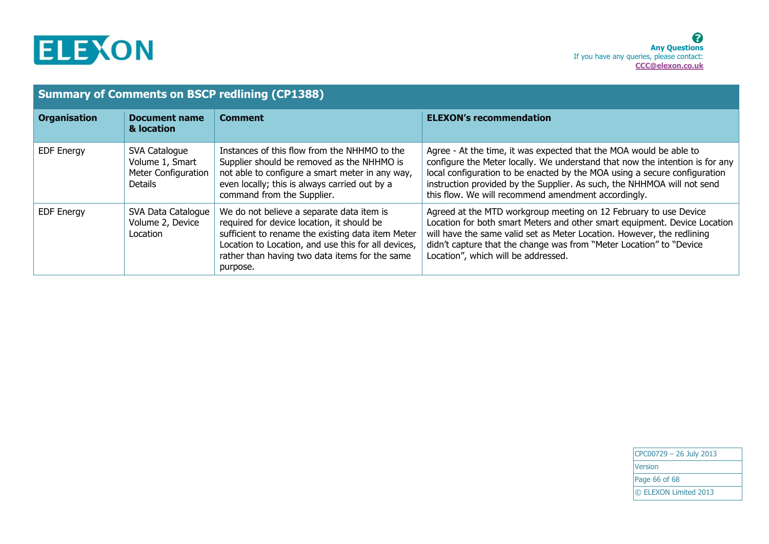**Any Questions**
If you have any queries, please contact:
**CCC@elexon.co.uk**

## Summary of Comments on BSCP redlining (CP1388)

| Organisation | Document name & location | Comment | ELEXON's recommendation |
|---|---|---|---|
| EDF Energy | SVA Catalogue Volume 1, Smart Meter Configuration Details | Instances of this flow from the NHHMO to the Supplier should be removed as the NHHMO is not able to configure a smart meter in any way, even locally; this is always carried out by a command from the Supplier. | Agree - At the time, it was expected that the MOA would be able to configure the Meter locally. We understand that now the intention is for any local configuration to be enacted by the MOA using a secure configuration instruction provided by the Supplier. As such, the NHHMOA will not send this flow. We will recommend amendment accordingly. |
| EDF Energy | SVA Data Catalogue Volume 2, Device Location | We do not believe a separate data item is required for device location, it should be sufficient to rename the existing data item Meter Location to Location, and use this for all devices, rather than having two data items for the same purpose. | Agreed at the MTD workgroup meeting on 12 February to use Device Location for both smart Meters and other smart equipment. Device Location will have the same valid set as Meter Location. However, the redlining didn't capture that the change was from "Meter Location" to "Device Location", which will be addressed. |

| CPC00729 – 26 July 2013 |
|---|
| Version |
| © ELEXON Limited 2013 |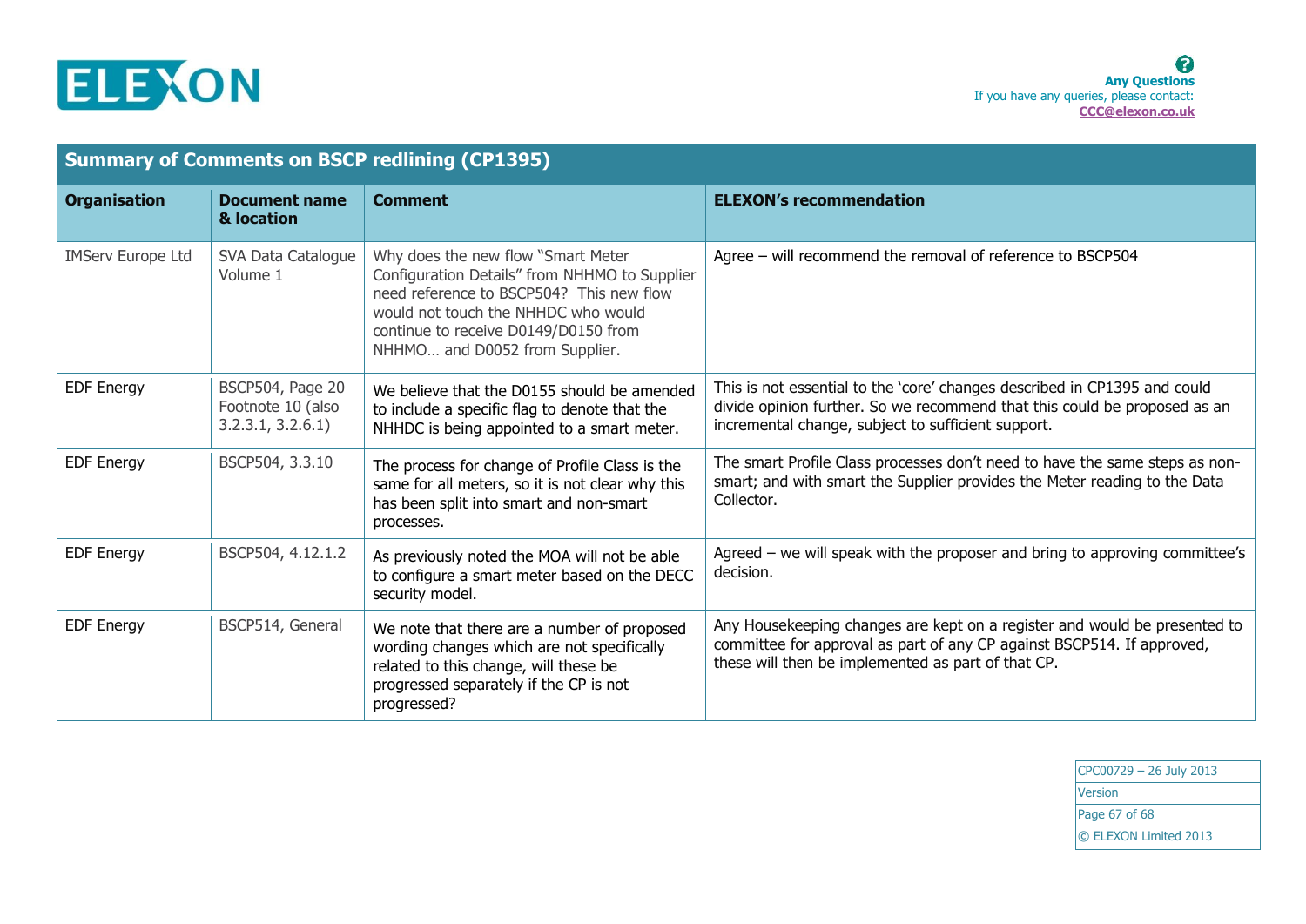**Any Questions**
If you have any queries, please contact:
CCC@elexon.co.uk

## Summary of Comments on BSCP redlining (CP1395)

| Organisation | Document name & location | Comment | ELEXON's recommendation |
| --- | --- | --- | --- |
| IMServ Europe Ltd | SVA Data Catalogue Volume 1 | Why does the new flow "Smart Meter Configuration Details" from NHHMO to Supplier need reference to BSCP504? This new flow would not touch the NHHDC who would continue to receive D0149/D0150 from NHHMO… and D0052 from Supplier. | Agree – will recommend the removal of reference to BSCP504 |
| EDF Energy | BSCP504, Page 20 Footnote 10 (also 3.2.3.1, 3.2.6.1) | We believe that the D0155 should be amended to include a specific flag to denote that the NHHDC is being appointed to a smart meter. | This is not essential to the 'core' changes described in CP1395 and could divide opinion further. So we recommend that this could be proposed as an incremental change, subject to sufficient support. |
| EDF Energy | BSCP504, 3.3.10 | The process for change of Profile Class is the same for all meters, so it is not clear why this has been split into smart and non-smart processes. | The smart Profile Class processes don't need to have the same steps as non-smart; and with smart the Supplier provides the Meter reading to the Data Collector. |
| EDF Energy | BSCP504, 4.12.1.2 | As previously noted the MOA will not be able to configure a smart meter based on the DECC security model. | Agreed – we will speak with the proposer and bring to approving committee's decision. |
| EDF Energy | BSCP514, General | We note that there are a number of proposed wording changes which are not specifically related to this change, will these be progressed separately if the CP is not progressed? | Any Housekeeping changes are kept on a register and would be presented to committee for approval as part of any CP against BSCP514. If approved, these will then be implemented as part of that CP. |

CPC00729 – 26 July 2013
Version
© ELEXON Limited 2013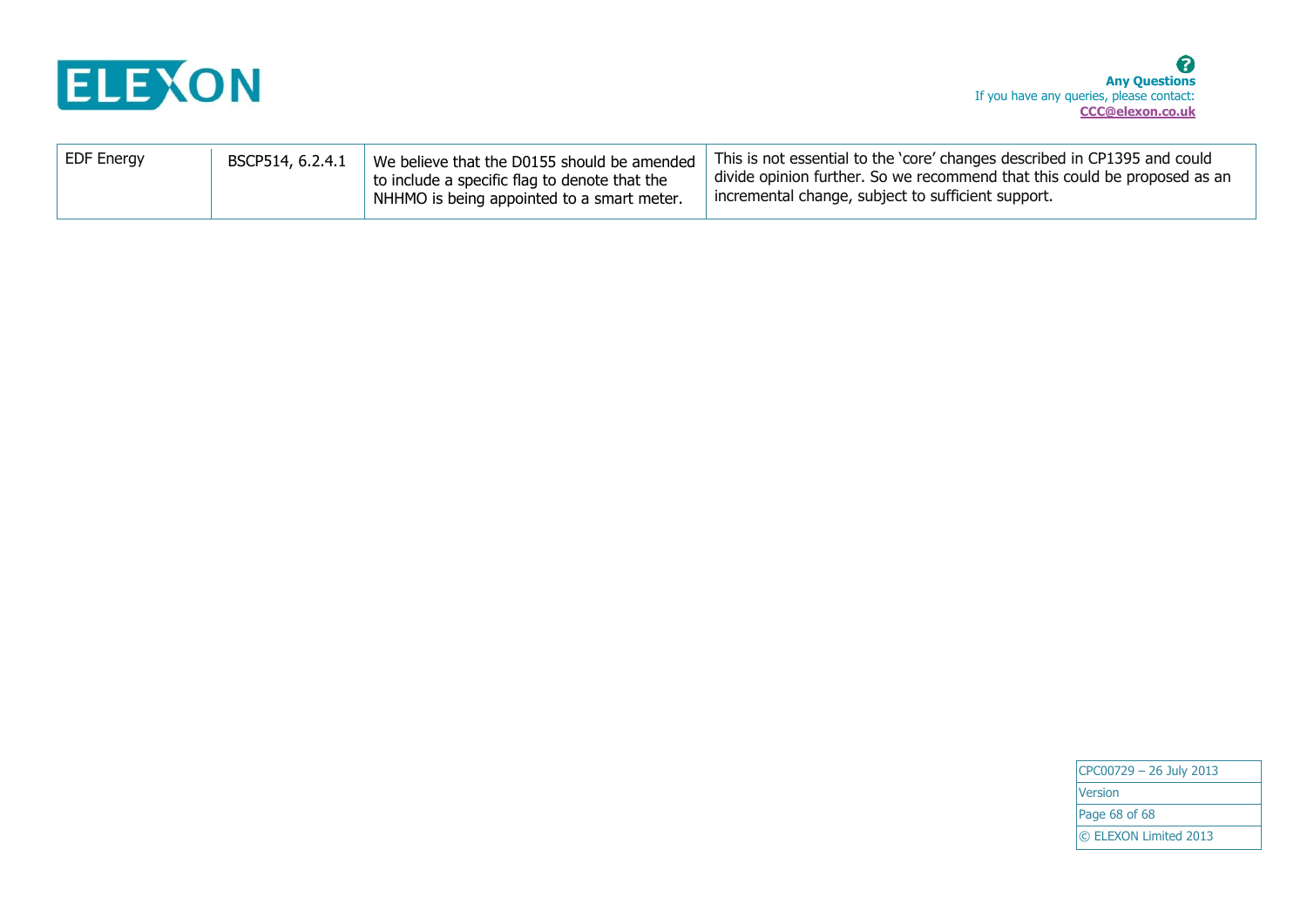| | | | |
|---|---|---|---|
| EDF Energy | BSCP514, 6.2.4.1 | We believe that the D0155 should be amended to include a specific flag to denote that the NHHMO is being appointed to a smart meter. | This is not essential to the 'core' changes described in CP1395 and could divide opinion further. So we recommend that this could be proposed as an incremental change, subject to sufficient support. |